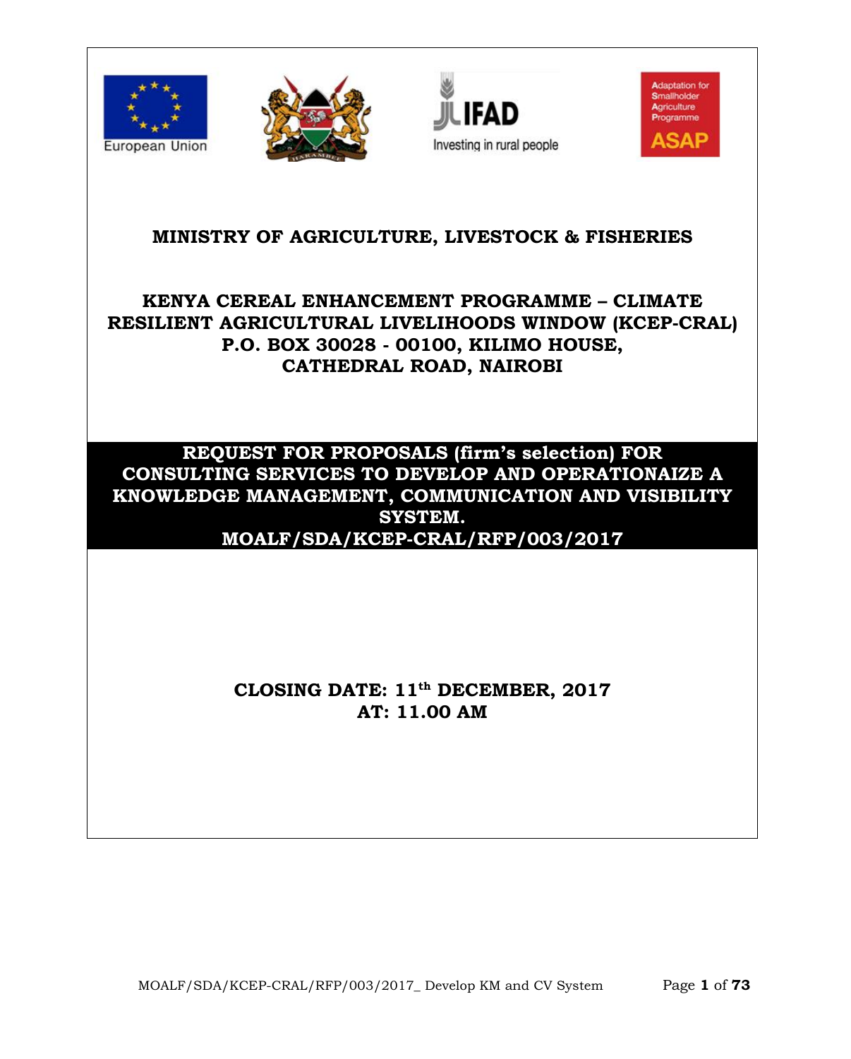European Union

Investing in rural people

Adaptation for Smallholder Agriculture Programme ASAP

# MINISTRY OF AGRICULTURE, LIVESTOCK & FISHERIES

## KENYA CEREAL ENHANCEMENT PROGRAMME – CLIMATE RESILIENT AGRICULTURAL LIVELIHOODS WINDOW (KCEP-CRAL) P.O. BOX 30028 - 00100, KILIMO HOUSE, CATHEDRAL ROAD, NAIROBI

## REQUEST FOR PROPOSALS (firm's selection) FOR CONSULTING SERVICES TO DEVELOP AND OPERATIONAIZE A KNOWLEDGE MANAGEMENT, COMMUNICATION AND VISIBILITY SYSTEM. MOALF/SDA/KCEP-CRAL/RFP/003/2017

**CLOSING DATE: 11th DECEMBER, 2017**
**AT: 11.00 AM**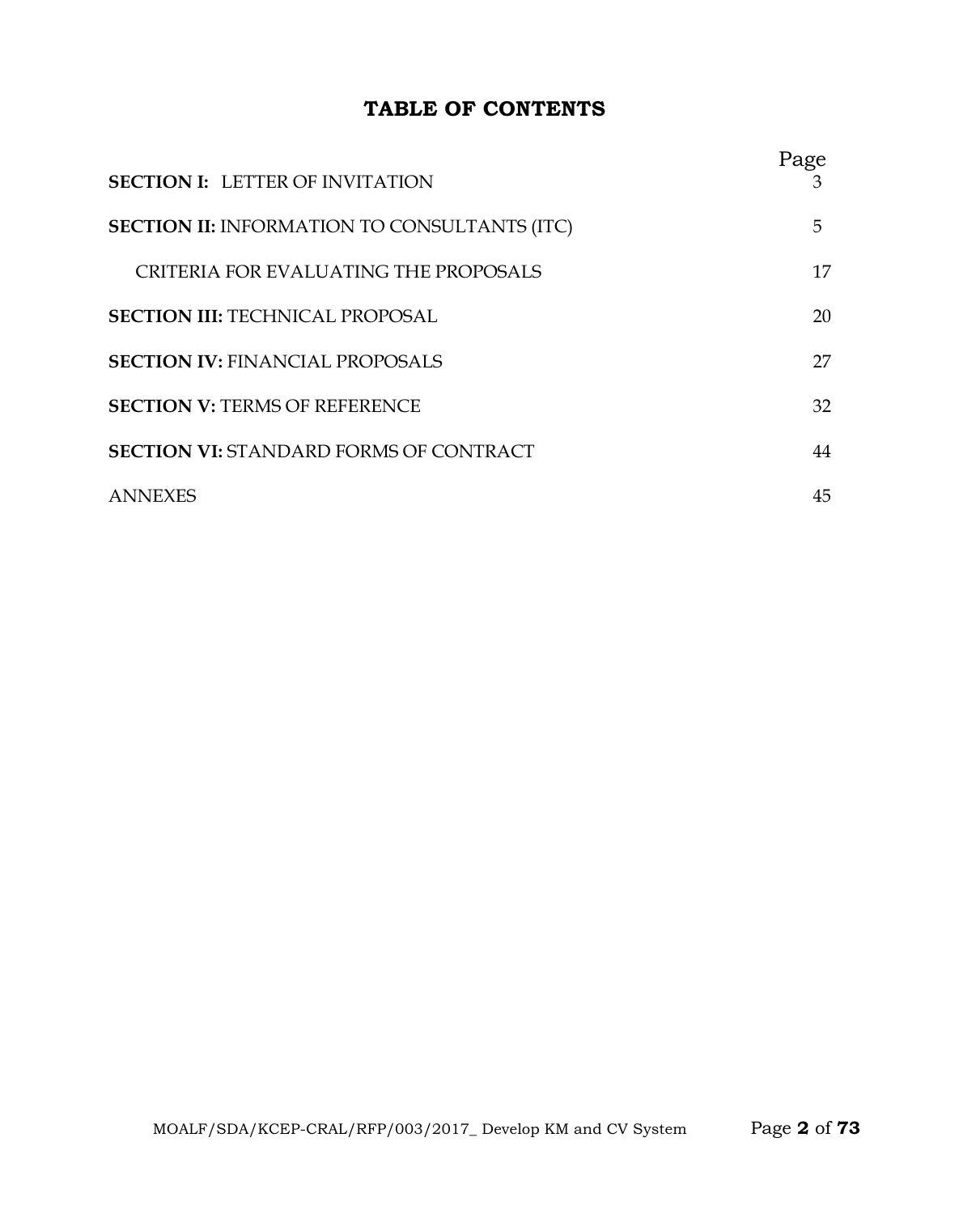# TABLE OF CONTENTS

| | Page |
|---|---|
| **SECTION I:** LETTER OF INVITATION | 3 |
| **SECTION II:** INFORMATION TO CONSULTANTS (ITC) | 5 |
| CRITERIA FOR EVALUATING THE PROPOSALS | 17 |
| **SECTION III:** TECHNICAL PROPOSAL | 20 |
| **SECTION IV:** FINANCIAL PROPOSALS | 27 |
| **SECTION V:** TERMS OF REFERENCE | 32 |
| **SECTION VI:** STANDARD FORMS OF CONTRACT | 44 |
| ANNEXES | 45 |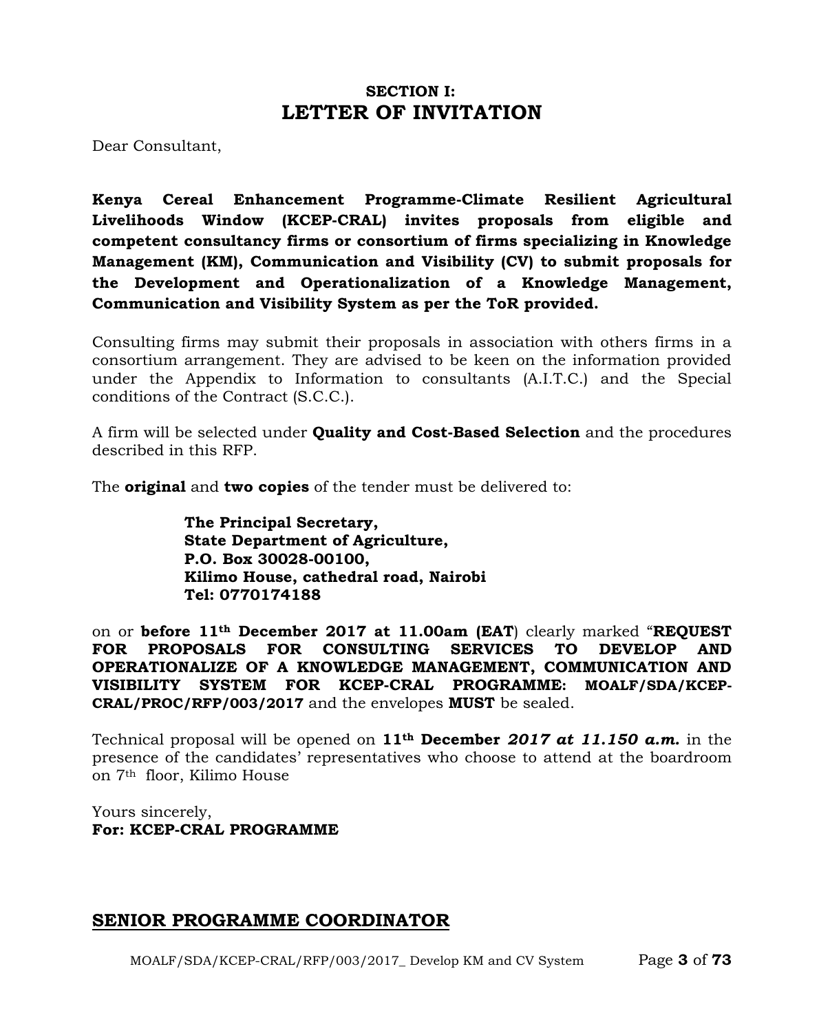## SECTION I:
# LETTER OF INVITATION

Dear Consultant,

**Kenya Cereal Enhancement Programme-Climate Resilient Agricultural Livelihoods Window (KCEP-CRAL) invites proposals from eligible and competent consultancy firms or consortium of firms specializing in Knowledge Management (KM), Communication and Visibility (CV) to submit proposals for the Development and Operationalization of a Knowledge Management, Communication and Visibility System as per the ToR provided.**

Consulting firms may submit their proposals in association with others firms in a consortium arrangement. They are advised to be keen on the information provided under the Appendix to Information to consultants (A.I.T.C.) and the Special conditions of the Contract (S.C.C.).

A firm will be selected under **Quality and Cost-Based Selection** and the procedures described in this RFP.

The **original** and **two copies** of the tender must be delivered to:

> **The Principal Secretary,**
> **State Department of Agriculture,**
> **P.O. Box 30028-00100,**
> **Kilimo House, cathedral road, Nairobi**
> **Tel: 0770174188**

on or **before 11th December 2017 at 11.00am (EAT**) clearly marked "**REQUEST FOR PROPOSALS FOR CONSULTING SERVICES TO DEVELOP AND OPERATIONALIZE OF A KNOWLEDGE MANAGEMENT, COMMUNICATION AND VISIBILITY SYSTEM FOR KCEP-CRAL PROGRAMME: MOALF/SDA/KCEP-CRAL/PROC/RFP/003/2017** and the envelopes **MUST** be sealed.

Technical proposal will be opened on **11th December** ***2017 at 11.150 a.m.*** in the presence of the candidates' representatives who choose to attend at the boardroom on 7th floor, Kilimo House

Yours sincerely,
**For: KCEP-CRAL PROGRAMME**

**SENIOR PROGRAMME COORDINATOR**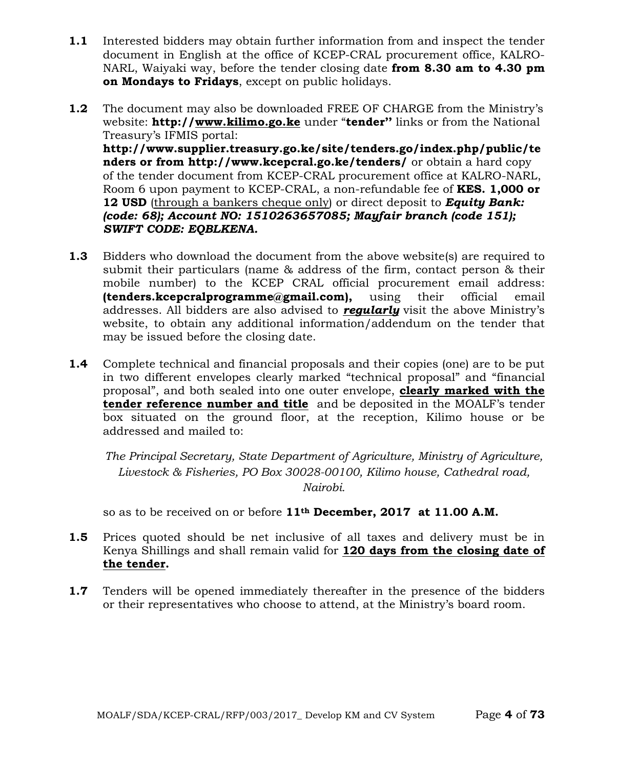**1.1** Interested bidders may obtain further information from and inspect the tender document in English at the office of KCEP-CRAL procurement office, KALRO-NARL, Waiyaki way, before the tender closing date **from 8.30 am to 4.30 pm on Mondays to Fridays**, except on public holidays.

**1.2** The document may also be downloaded FREE OF CHARGE from the Ministry's website: **http://www.kilimo.go.ke** under "**tender"** links or from the National Treasury's IFMIS portal: **http://www.supplier.treasury.go.ke/site/tenders.go/index.php/public/tenders or from http://www.kcepcral.go.ke/tenders/** or obtain a hard copy of the tender document from KCEP-CRAL procurement office at KALRO-NARL, Room 6 upon payment to KCEP-CRAL, a non-refundable fee of **KES. 1,000 or 12 USD** (through a bankers cheque only) or direct deposit to ***Equity Bank: (code: 68); Account NO: 1510263657085; Mayfair branch (code 151); SWIFT CODE: EQBLKENA.***

**1.3** Bidders who download the document from the above website(s) are required to submit their particulars (name & address of the firm, contact person & their mobile number) to the KCEP CRAL official procurement email address: **(tenders.kcepcralprogramme@gmail.com),** using their official email addresses. All bidders are also advised to ***regularly*** visit the above Ministry's website, to obtain any additional information/addendum on the tender that may be issued before the closing date.

**1.4** Complete technical and financial proposals and their copies (one) are to be put in two different envelopes clearly marked "technical proposal" and "financial proposal", and both sealed into one outer envelope, **clearly marked with the tender reference number and title** and be deposited in the MOALF's tender box situated on the ground floor, at the reception, Kilimo house or be addressed and mailed to:

*The Principal Secretary, State Department of Agriculture, Ministry of Agriculture, Livestock & Fisheries, PO Box 30028-00100, Kilimo house, Cathedral road, Nairobi.*

so as to be received on or before **11th December, 2017 at 11.00 A.M.**

**1.5** Prices quoted should be net inclusive of all taxes and delivery must be in Kenya Shillings and shall remain valid for **120 days from the closing date of the tender.**

**1.7** Tenders will be opened immediately thereafter in the presence of the bidders or their representatives who choose to attend, at the Ministry's board room.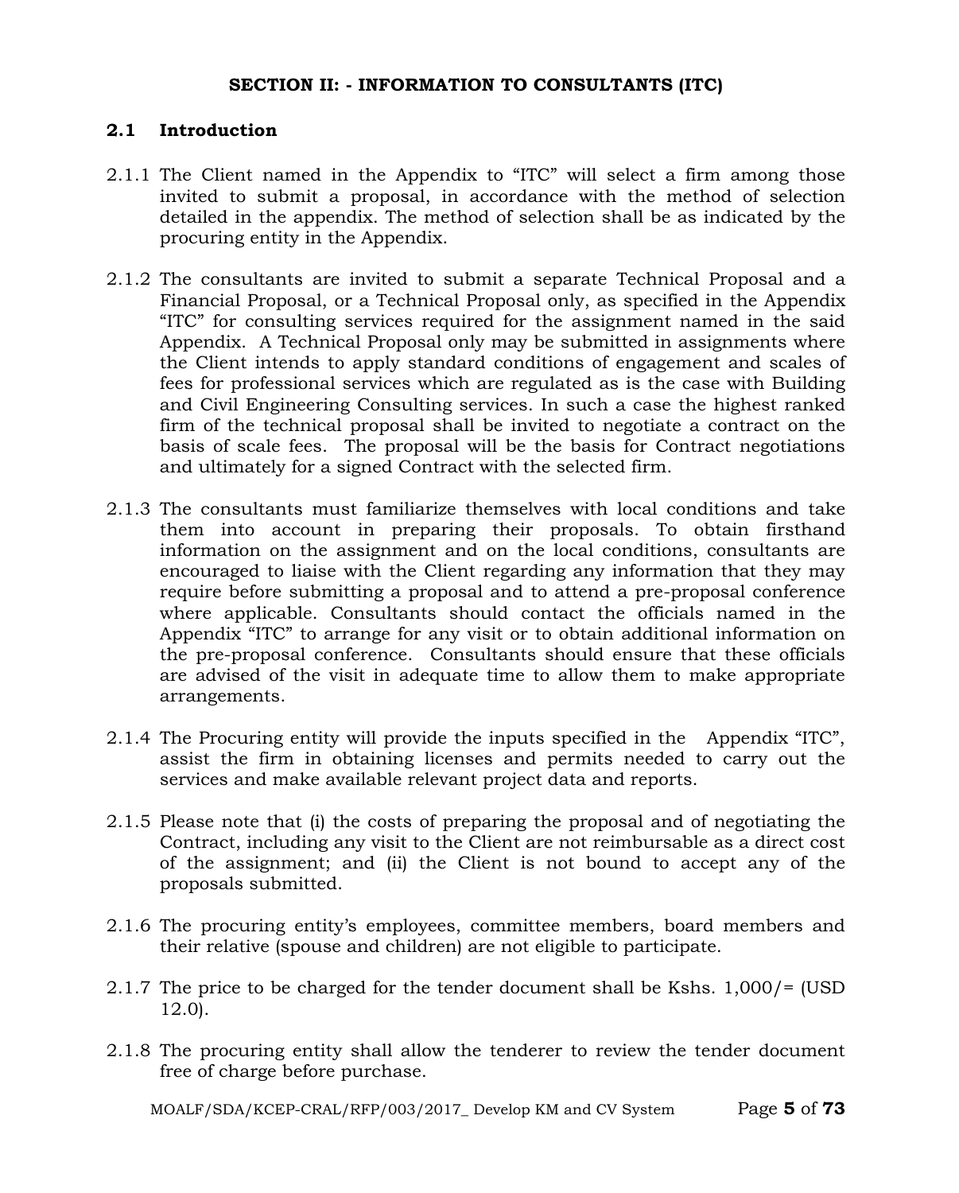## SECTION II: - INFORMATION TO CONSULTANTS (ITC)

### 2.1 Introduction

2.1.1 The Client named in the Appendix to "ITC" will select a firm among those invited to submit a proposal, in accordance with the method of selection detailed in the appendix. The method of selection shall be as indicated by the procuring entity in the Appendix.

2.1.2 The consultants are invited to submit a separate Technical Proposal and a Financial Proposal, or a Technical Proposal only, as specified in the Appendix "ITC" for consulting services required for the assignment named in the said Appendix. A Technical Proposal only may be submitted in assignments where the Client intends to apply standard conditions of engagement and scales of fees for professional services which are regulated as is the case with Building and Civil Engineering Consulting services. In such a case the highest ranked firm of the technical proposal shall be invited to negotiate a contract on the basis of scale fees. The proposal will be the basis for Contract negotiations and ultimately for a signed Contract with the selected firm.

2.1.3 The consultants must familiarize themselves with local conditions and take them into account in preparing their proposals. To obtain firsthand information on the assignment and on the local conditions, consultants are encouraged to liaise with the Client regarding any information that they may require before submitting a proposal and to attend a pre-proposal conference where applicable. Consultants should contact the officials named in the Appendix "ITC" to arrange for any visit or to obtain additional information on the pre-proposal conference. Consultants should ensure that these officials are advised of the visit in adequate time to allow them to make appropriate arrangements.

2.1.4 The Procuring entity will provide the inputs specified in the Appendix "ITC", assist the firm in obtaining licenses and permits needed to carry out the services and make available relevant project data and reports.

2.1.5 Please note that (i) the costs of preparing the proposal and of negotiating the Contract, including any visit to the Client are not reimbursable as a direct cost of the assignment; and (ii) the Client is not bound to accept any of the proposals submitted.

2.1.6 The procuring entity's employees, committee members, board members and their relative (spouse and children) are not eligible to participate.

2.1.7 The price to be charged for the tender document shall be Kshs. 1,000/= (USD 12.0).

2.1.8 The procuring entity shall allow the tenderer to review the tender document free of charge before purchase.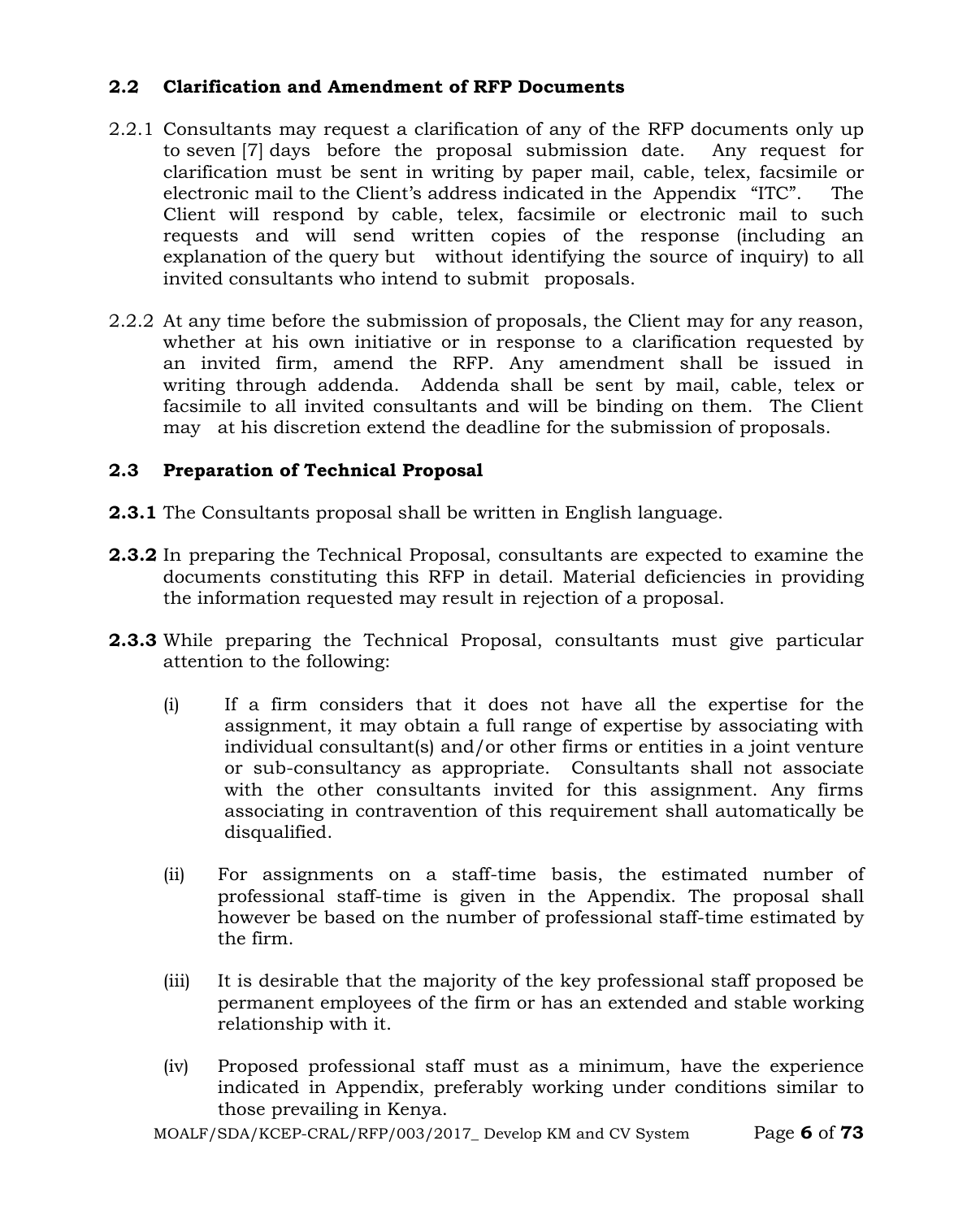## 2.2 Clarification and Amendment of RFP Documents

2.2.1 Consultants may request a clarification of any of the RFP documents only up to seven [7] days before the proposal submission date. Any request for clarification must be sent in writing by paper mail, cable, telex, facsimile or electronic mail to the Client's address indicated in the Appendix "ITC". The Client will respond by cable, telex, facsimile or electronic mail to such requests and will send written copies of the response (including an explanation of the query but without identifying the source of inquiry) to all invited consultants who intend to submit proposals.

2.2.2 At any time before the submission of proposals, the Client may for any reason, whether at his own initiative or in response to a clarification requested by an invited firm, amend the RFP. Any amendment shall be issued in writing through addenda. Addenda shall be sent by mail, cable, telex or facsimile to all invited consultants and will be binding on them. The Client may at his discretion extend the deadline for the submission of proposals.

## 2.3 Preparation of Technical Proposal

**2.3.1** The Consultants proposal shall be written in English language.

**2.3.2** In preparing the Technical Proposal, consultants are expected to examine the documents constituting this RFP in detail. Material deficiencies in providing the information requested may result in rejection of a proposal.

**2.3.3** While preparing the Technical Proposal, consultants must give particular attention to the following:

(i) If a firm considers that it does not have all the expertise for the assignment, it may obtain a full range of expertise by associating with individual consultant(s) and/or other firms or entities in a joint venture or sub-consultancy as appropriate. Consultants shall not associate with the other consultants invited for this assignment. Any firms associating in contravention of this requirement shall automatically be disqualified.

(ii) For assignments on a staff-time basis, the estimated number of professional staff-time is given in the Appendix. The proposal shall however be based on the number of professional staff-time estimated by the firm.

(iii) It is desirable that the majority of the key professional staff proposed be permanent employees of the firm or has an extended and stable working relationship with it.

(iv) Proposed professional staff must as a minimum, have the experience indicated in Appendix, preferably working under conditions similar to those prevailing in Kenya.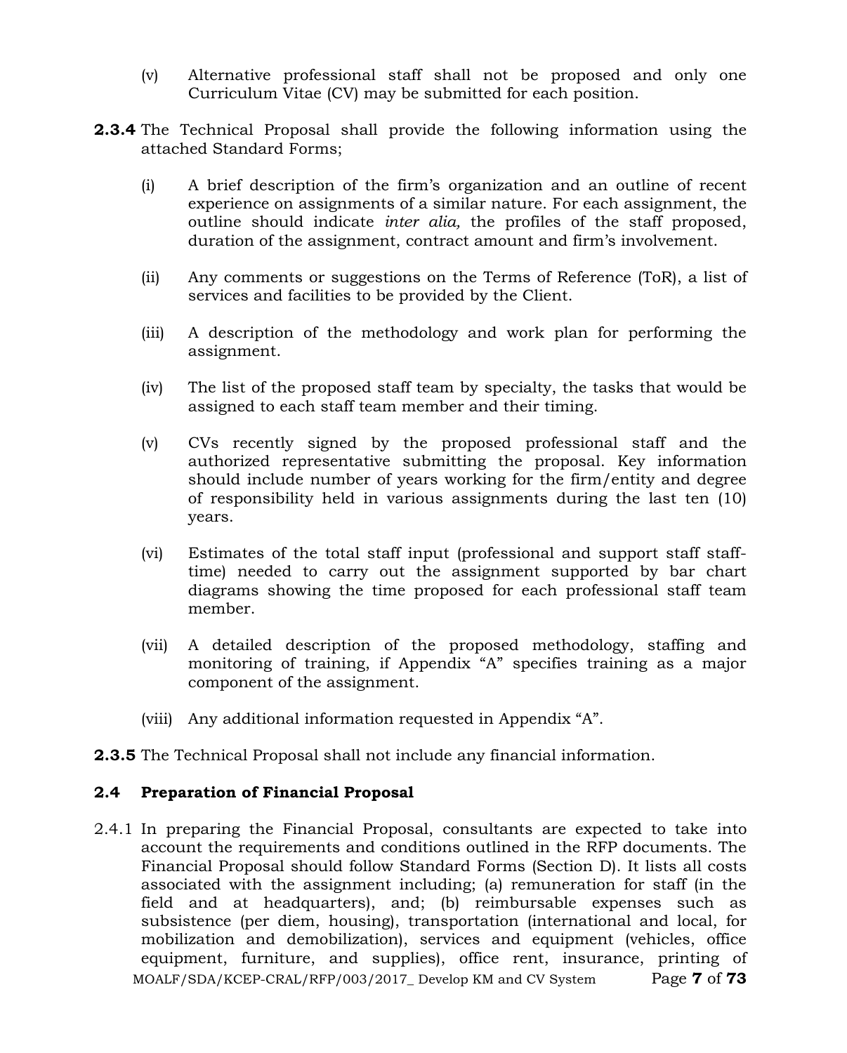(v) Alternative professional staff shall not be proposed and only one Curriculum Vitae (CV) may be submitted for each position.

**2.3.4** The Technical Proposal shall provide the following information using the attached Standard Forms;

(i) A brief description of the firm's organization and an outline of recent experience on assignments of a similar nature. For each assignment, the outline should indicate *inter alia,* the profiles of the staff proposed, duration of the assignment, contract amount and firm's involvement.

(ii) Any comments or suggestions on the Terms of Reference (ToR), a list of services and facilities to be provided by the Client.

(iii) A description of the methodology and work plan for performing the assignment.

(iv) The list of the proposed staff team by specialty, the tasks that would be assigned to each staff team member and their timing.

(v) CVs recently signed by the proposed professional staff and the authorized representative submitting the proposal. Key information should include number of years working for the firm/entity and degree of responsibility held in various assignments during the last ten (10) years.

(vi) Estimates of the total staff input (professional and support staff staff-time) needed to carry out the assignment supported by bar chart diagrams showing the time proposed for each professional staff team member.

(vii) A detailed description of the proposed methodology, staffing and monitoring of training, if Appendix "A" specifies training as a major component of the assignment.

(viii) Any additional information requested in Appendix "A".

**2.3.5** The Technical Proposal shall not include any financial information.

## 2.4 Preparation of Financial Proposal

2.4.1 In preparing the Financial Proposal, consultants are expected to take into account the requirements and conditions outlined in the RFP documents. The Financial Proposal should follow Standard Forms (Section D). It lists all costs associated with the assignment including; (a) remuneration for staff (in the field and at headquarters), and; (b) reimbursable expenses such as subsistence (per diem, housing), transportation (international and local, for mobilization and demobilization), services and equipment (vehicles, office equipment, furniture, and supplies), office rent, insurance, printing of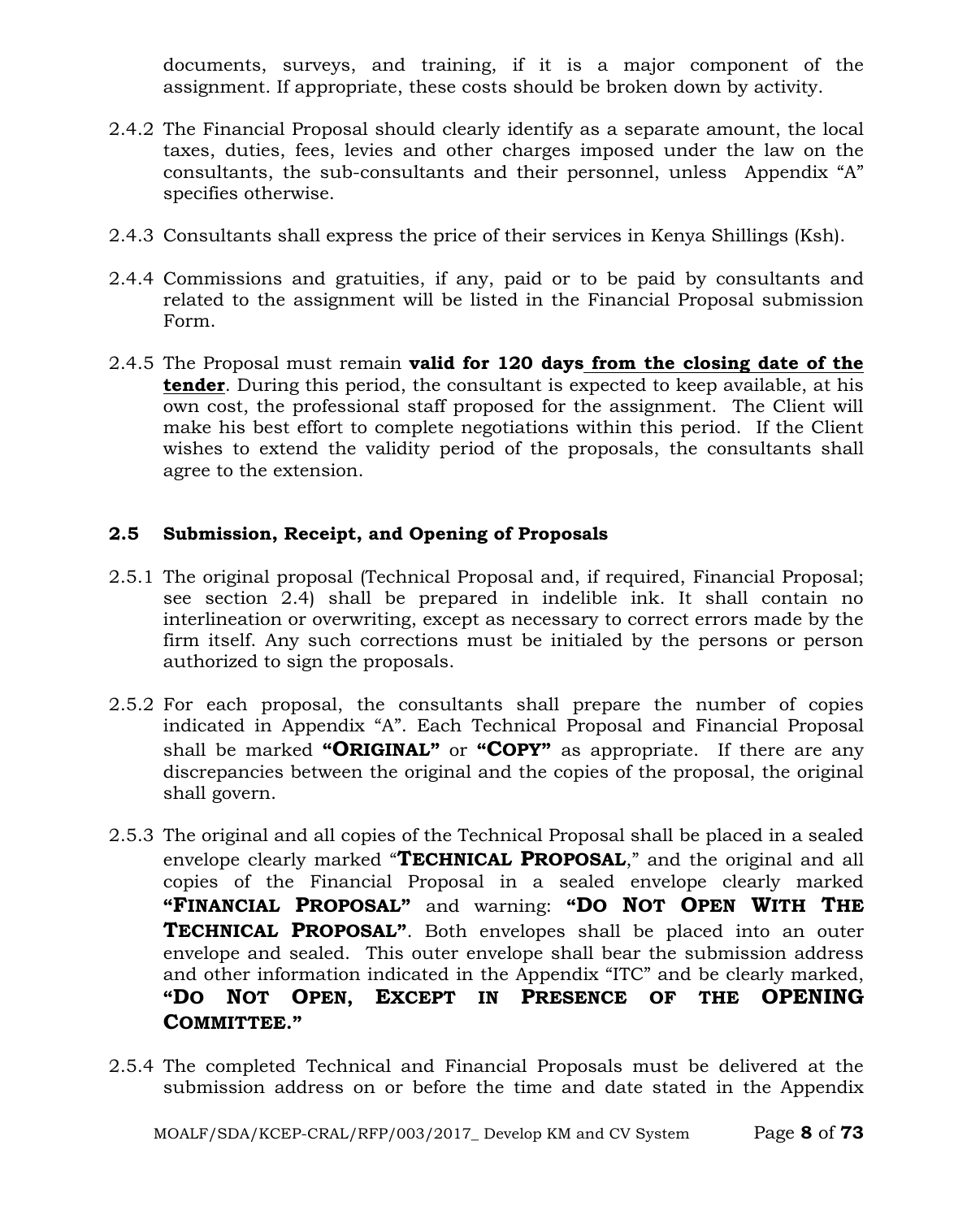documents, surveys, and training, if it is a major component of the assignment. If appropriate, these costs should be broken down by activity.

2.4.2 The Financial Proposal should clearly identify as a separate amount, the local taxes, duties, fees, levies and other charges imposed under the law on the consultants, the sub-consultants and their personnel, unless Appendix "A" specifies otherwise.

2.4.3 Consultants shall express the price of their services in Kenya Shillings (Ksh).

2.4.4 Commissions and gratuities, if any, paid or to be paid by consultants and related to the assignment will be listed in the Financial Proposal submission Form.

2.4.5 The Proposal must remain **valid for 120 days <u>from the closing date of the tender</u>**. During this period, the consultant is expected to keep available, at his own cost, the professional staff proposed for the assignment. The Client will make his best effort to complete negotiations within this period. If the Client wishes to extend the validity period of the proposals, the consultants shall agree to the extension.

### 2.5 Submission, Receipt, and Opening of Proposals

2.5.1 The original proposal (Technical Proposal and, if required, Financial Proposal; see section 2.4) shall be prepared in indelible ink. It shall contain no interlineation or overwriting, except as necessary to correct errors made by the firm itself. Any such corrections must be initialed by the persons or person authorized to sign the proposals.

2.5.2 For each proposal, the consultants shall prepare the number of copies indicated in Appendix "A". Each Technical Proposal and Financial Proposal shall be marked **"ORIGINAL"** or **"COPY"** as appropriate. If there are any discrepancies between the original and the copies of the proposal, the original shall govern.

2.5.3 The original and all copies of the Technical Proposal shall be placed in a sealed envelope clearly marked "**TECHNICAL PROPOSAL**," and the original and all copies of the Financial Proposal in a sealed envelope clearly marked **"FINANCIAL PROPOSAL"** and warning: **"DO NOT OPEN WITH THE TECHNICAL PROPOSAL"**. Both envelopes shall be placed into an outer envelope and sealed. This outer envelope shall bear the submission address and other information indicated in the Appendix "ITC" and be clearly marked, **"DO NOT OPEN, EXCEPT IN PRESENCE OF THE OPENING COMMITTEE."**

2.5.4 The completed Technical and Financial Proposals must be delivered at the submission address on or before the time and date stated in the Appendix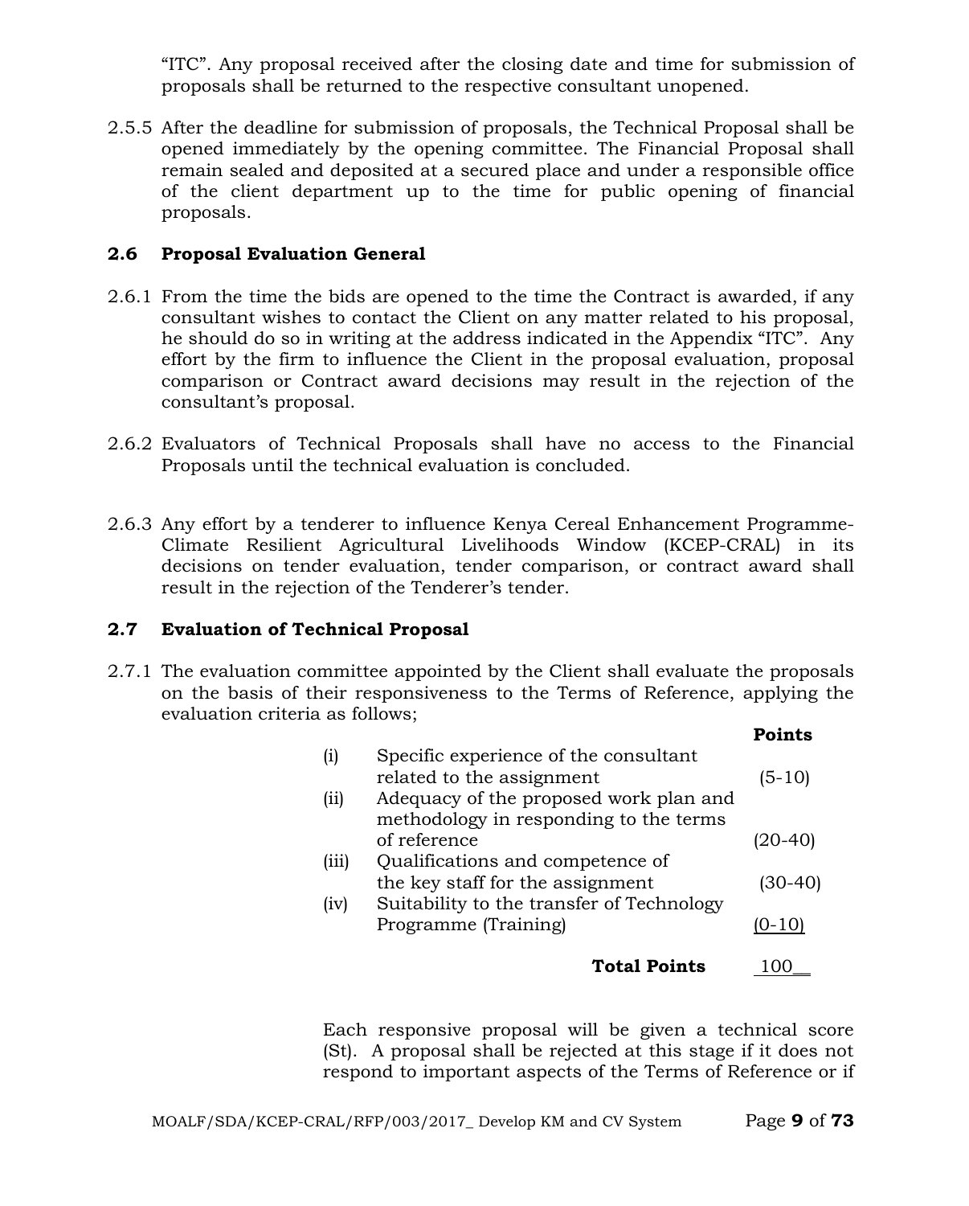"ITC". Any proposal received after the closing date and time for submission of proposals shall be returned to the respective consultant unopened.

2.5.5 After the deadline for submission of proposals, the Technical Proposal shall be opened immediately by the opening committee. The Financial Proposal shall remain sealed and deposited at a secured place and under a responsible office of the client department up to the time for public opening of financial proposals.

### 2.6 Proposal Evaluation General

2.6.1 From the time the bids are opened to the time the Contract is awarded, if any consultant wishes to contact the Client on any matter related to his proposal, he should do so in writing at the address indicated in the Appendix "ITC". Any effort by the firm to influence the Client in the proposal evaluation, proposal comparison or Contract award decisions may result in the rejection of the consultant's proposal.

2.6.2 Evaluators of Technical Proposals shall have no access to the Financial Proposals until the technical evaluation is concluded.

2.6.3 Any effort by a tenderer to influence Kenya Cereal Enhancement Programme-Climate Resilient Agricultural Livelihoods Window (KCEP-CRAL) in its decisions on tender evaluation, tender comparison, or contract award shall result in the rejection of the Tenderer's tender.

### 2.7 Evaluation of Technical Proposal

2.7.1 The evaluation committee appointed by the Client shall evaluate the proposals on the basis of their responsiveness to the Terms of Reference, applying the evaluation criteria as follows;

| | | **Points** |
|---|---|---|
| (i) | Specific experience of the consultant related to the assignment | (5-10) |
| (ii) | Adequacy of the proposed work plan and methodology in responding to the terms of reference | (20-40) |
| (iii) | Qualifications and competence of the key staff for the assignment | (30-40) |
| (iv) | Suitability to the transfer of Technology Programme (Training) | (0-10) |
| | **Total Points** | 100 |

Each responsive proposal will be given a technical score (St). A proposal shall be rejected at this stage if it does not respond to important aspects of the Terms of Reference or if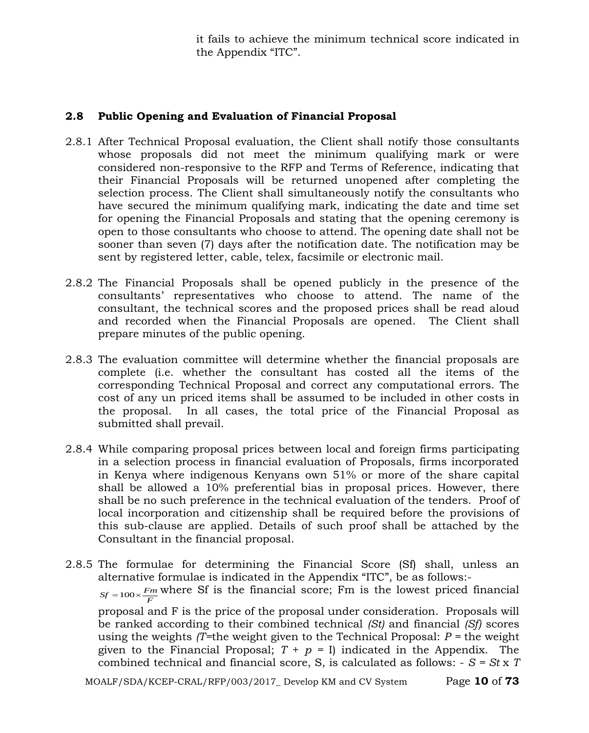it fails to achieve the minimum technical score indicated in the Appendix "ITC".

## 2.8 Public Opening and Evaluation of Financial Proposal

2.8.1 After Technical Proposal evaluation, the Client shall notify those consultants whose proposals did not meet the minimum qualifying mark or were considered non-responsive to the RFP and Terms of Reference, indicating that their Financial Proposals will be returned unopened after completing the selection process. The Client shall simultaneously notify the consultants who have secured the minimum qualifying mark, indicating the date and time set for opening the Financial Proposals and stating that the opening ceremony is open to those consultants who choose to attend. The opening date shall not be sooner than seven (7) days after the notification date. The notification may be sent by registered letter, cable, telex, facsimile or electronic mail.

2.8.2 The Financial Proposals shall be opened publicly in the presence of the consultants' representatives who choose to attend. The name of the consultant, the technical scores and the proposed prices shall be read aloud and recorded when the Financial Proposals are opened. The Client shall prepare minutes of the public opening.

2.8.3 The evaluation committee will determine whether the financial proposals are complete (i.e. whether the consultant has costed all the items of the corresponding Technical Proposal and correct any computational errors. The cost of any un priced items shall be assumed to be included in other costs in the proposal. In all cases, the total price of the Financial Proposal as submitted shall prevail.

2.8.4 While comparing proposal prices between local and foreign firms participating in a selection process in financial evaluation of Proposals, firms incorporated in Kenya where indigenous Kenyans own 51% or more of the share capital shall be allowed a 10% preferential bias in proposal prices. However, there shall be no such preference in the technical evaluation of the tenders. Proof of local incorporation and citizenship shall be required before the provisions of this sub-clause are applied. Details of such proof shall be attached by the Consultant in the financial proposal.

2.8.5 The formulae for determining the Financial Score (Sf) shall, unless an alternative formulae is indicated in the Appendix "ITC", be as follows:-

$Sf = 100 \times \frac{Fm}{F}$ where Sf is the financial score; Fm is the lowest priced financial proposal and F is the price of the proposal under consideration. Proposals will be ranked according to their combined technical *(St)* and financial *(Sf)* scores using the weights *(T*=the weight given to the Technical Proposal: *P* = the weight given to the Financial Proposal; *T* + *p* = I) indicated in the Appendix. The combined technical and financial score, S, is calculated as follows: - *S* = *St* x *T*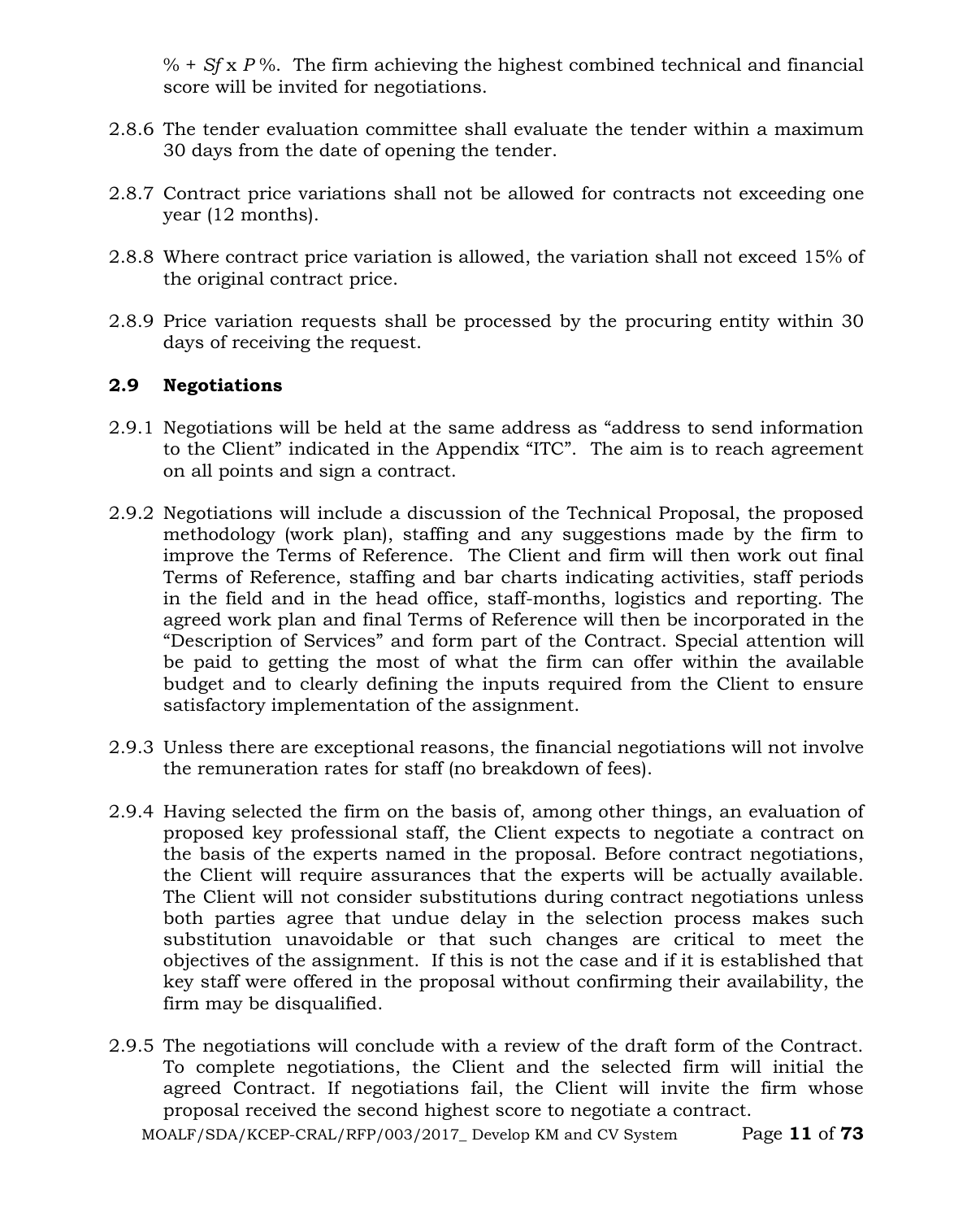% + $Sf \times P$%. The firm achieving the highest combined technical and financial score will be invited for negotiations.

2.8.6 The tender evaluation committee shall evaluate the tender within a maximum 30 days from the date of opening the tender.

2.8.7 Contract price variations shall not be allowed for contracts not exceeding one year (12 months).

2.8.8 Where contract price variation is allowed, the variation shall not exceed 15% of the original contract price.

2.8.9 Price variation requests shall be processed by the procuring entity within 30 days of receiving the request.

## 2.9 Negotiations

2.9.1 Negotiations will be held at the same address as "address to send information to the Client" indicated in the Appendix "ITC". The aim is to reach agreement on all points and sign a contract.

2.9.2 Negotiations will include a discussion of the Technical Proposal, the proposed methodology (work plan), staffing and any suggestions made by the firm to improve the Terms of Reference. The Client and firm will then work out final Terms of Reference, staffing and bar charts indicating activities, staff periods in the field and in the head office, staff-months, logistics and reporting. The agreed work plan and final Terms of Reference will then be incorporated in the "Description of Services" and form part of the Contract. Special attention will be paid to getting the most of what the firm can offer within the available budget and to clearly defining the inputs required from the Client to ensure satisfactory implementation of the assignment.

2.9.3 Unless there are exceptional reasons, the financial negotiations will not involve the remuneration rates for staff (no breakdown of fees).

2.9.4 Having selected the firm on the basis of, among other things, an evaluation of proposed key professional staff, the Client expects to negotiate a contract on the basis of the experts named in the proposal. Before contract negotiations, the Client will require assurances that the experts will be actually available. The Client will not consider substitutions during contract negotiations unless both parties agree that undue delay in the selection process makes such substitution unavoidable or that such changes are critical to meet the objectives of the assignment. If this is not the case and if it is established that key staff were offered in the proposal without confirming their availability, the firm may be disqualified.

2.9.5 The negotiations will conclude with a review of the draft form of the Contract. To complete negotiations, the Client and the selected firm will initial the agreed Contract. If negotiations fail, the Client will invite the firm whose proposal received the second highest score to negotiate a contract.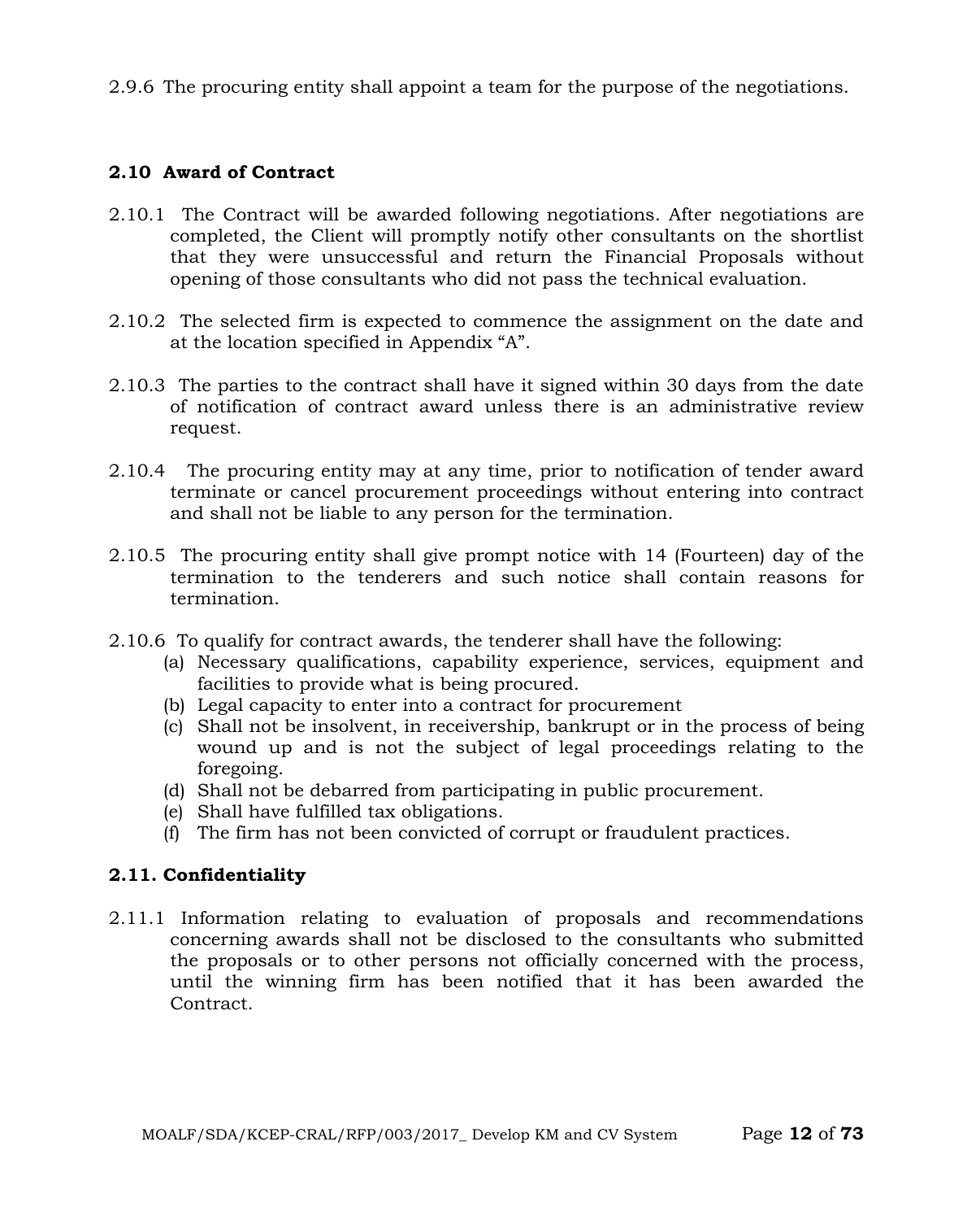2.9.6 The procuring entity shall appoint a team for the purpose of the negotiations.

## 2.10 Award of Contract

2.10.1 The Contract will be awarded following negotiations. After negotiations are completed, the Client will promptly notify other consultants on the shortlist that they were unsuccessful and return the Financial Proposals without opening of those consultants who did not pass the technical evaluation.

2.10.2 The selected firm is expected to commence the assignment on the date and at the location specified in Appendix "A".

2.10.3 The parties to the contract shall have it signed within 30 days from the date of notification of contract award unless there is an administrative review request.

2.10.4 The procuring entity may at any time, prior to notification of tender award terminate or cancel procurement proceedings without entering into contract and shall not be liable to any person for the termination.

2.10.5 The procuring entity shall give prompt notice with 14 (Fourteen) day of the termination to the tenderers and such notice shall contain reasons for termination.

2.10.6 To qualify for contract awards, the tenderer shall have the following:

(a) Necessary qualifications, capability experience, services, equipment and facilities to provide what is being procured.
(b) Legal capacity to enter into a contract for procurement
(c) Shall not be insolvent, in receivership, bankrupt or in the process of being wound up and is not the subject of legal proceedings relating to the foregoing.
(d) Shall not be debarred from participating in public procurement.
(e) Shall have fulfilled tax obligations.
(f) The firm has not been convicted of corrupt or fraudulent practices.

## 2.11. Confidentiality

2.11.1 Information relating to evaluation of proposals and recommendations concerning awards shall not be disclosed to the consultants who submitted the proposals or to other persons not officially concerned with the process, until the winning firm has been notified that it has been awarded the Contract.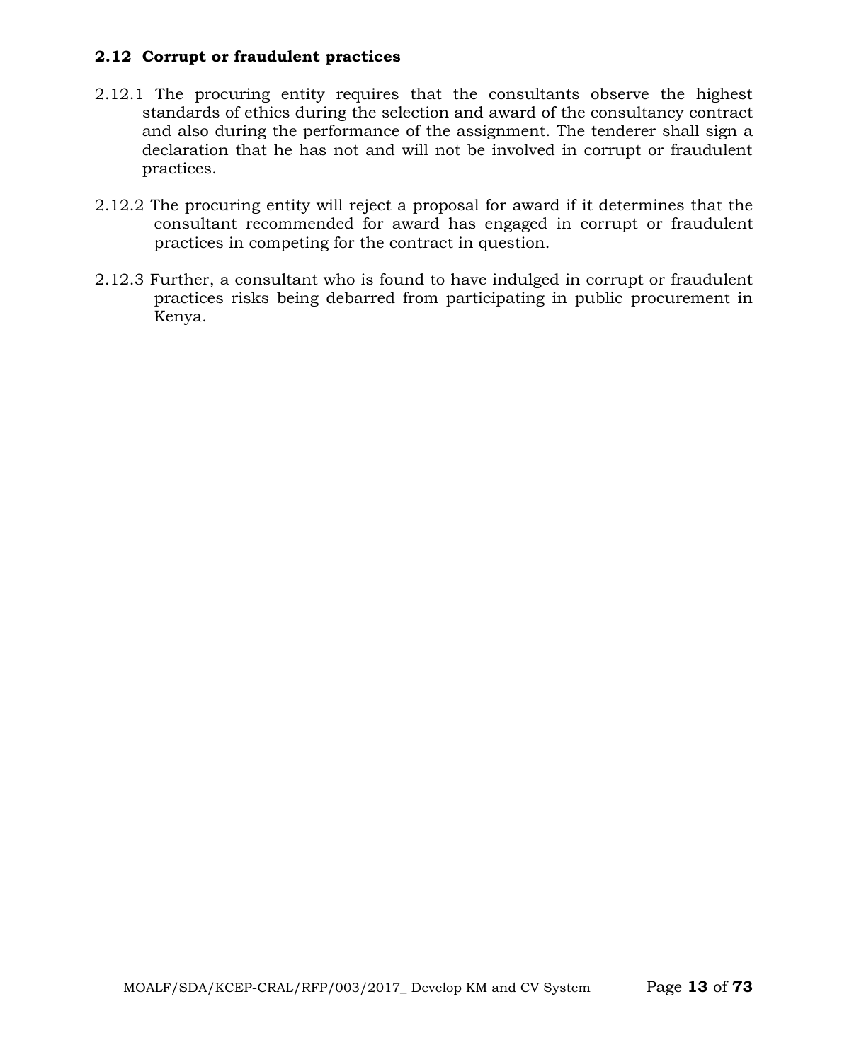## 2.12 Corrupt or fraudulent practices

2.12.1 The procuring entity requires that the consultants observe the highest standards of ethics during the selection and award of the consultancy contract and also during the performance of the assignment. The tenderer shall sign a declaration that he has not and will not be involved in corrupt or fraudulent practices.

2.12.2 The procuring entity will reject a proposal for award if it determines that the consultant recommended for award has engaged in corrupt or fraudulent practices in competing for the contract in question.

2.12.3 Further, a consultant who is found to have indulged in corrupt or fraudulent practices risks being debarred from participating in public procurement in Kenya.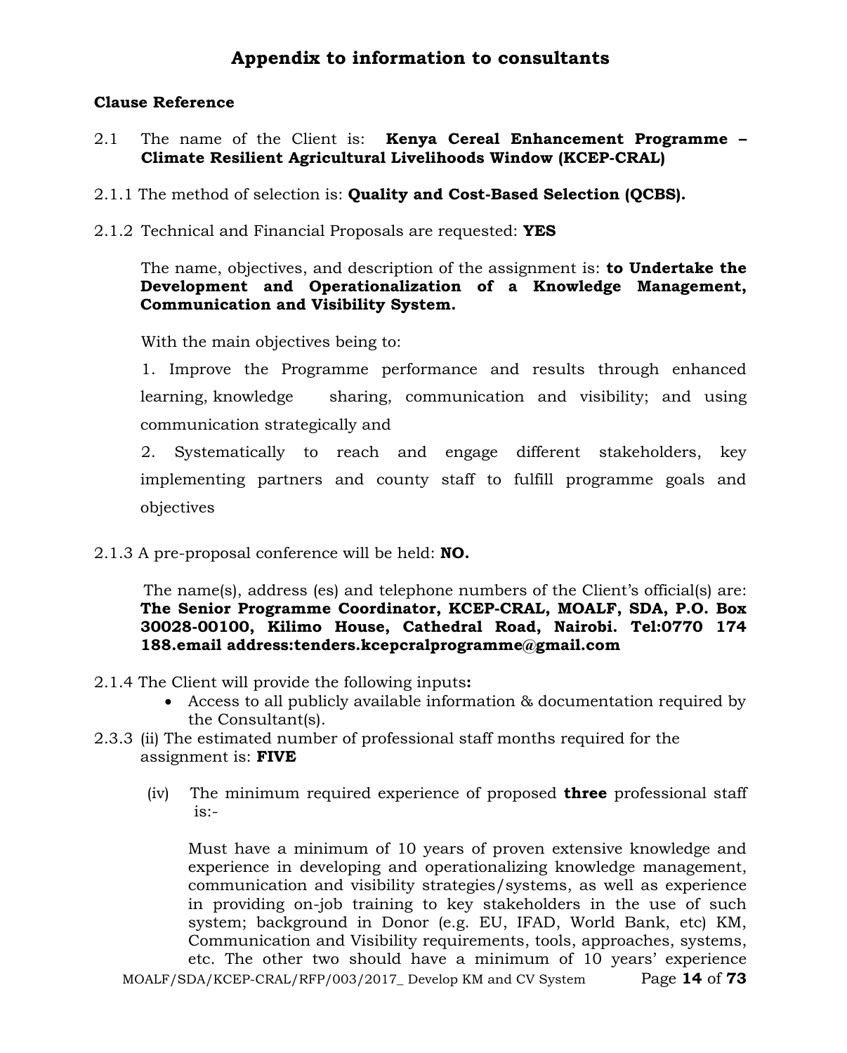## Appendix to information to consultants

**Clause Reference**

2.1 The name of the Client is: **Kenya Cereal Enhancement Programme – Climate Resilient Agricultural Livelihoods Window (KCEP-CRAL)**

2.1.1 The method of selection is: **Quality and Cost-Based Selection (QCBS).**

2.1.2 Technical and Financial Proposals are requested: **YES**

The name, objectives, and description of the assignment is: **to Undertake the Development and Operationalization of a Knowledge Management, Communication and Visibility System.**

With the main objectives being to:

1. Improve the Programme performance and results through enhanced learning, knowledge sharing, communication and visibility; and using communication strategically and

2. Systematically to reach and engage different stakeholders, key implementing partners and county staff to fulfill programme goals and objectives

2.1.3 A pre-proposal conference will be held: **NO.**

The name(s), address (es) and telephone numbers of the Client's official(s) are: **The Senior Programme Coordinator, KCEP-CRAL, MOALF, SDA, P.O. Box 30028-00100, Kilimo House, Cathedral Road, Nairobi. Tel:0770 174 188.email address:tenders.kcepcralprogramme@gmail.com**

2.1.4 The Client will provide the following inputs**:**

- Access to all publicly available information & documentation required by the Consultant(s).

2.3.3 (ii) The estimated number of professional staff months required for the assignment is: **FIVE**

(iv) The minimum required experience of proposed **three** professional staff is:-

Must have a minimum of 10 years of proven extensive knowledge and experience in developing and operationalizing knowledge management, communication and visibility strategies/systems, as well as experience in providing on-job training to key stakeholders in the use of such system; background in Donor (e.g. EU, IFAD, World Bank, etc) KM, Communication and Visibility requirements, tools, approaches, systems, etc. The other two should have a minimum of 10 years' experience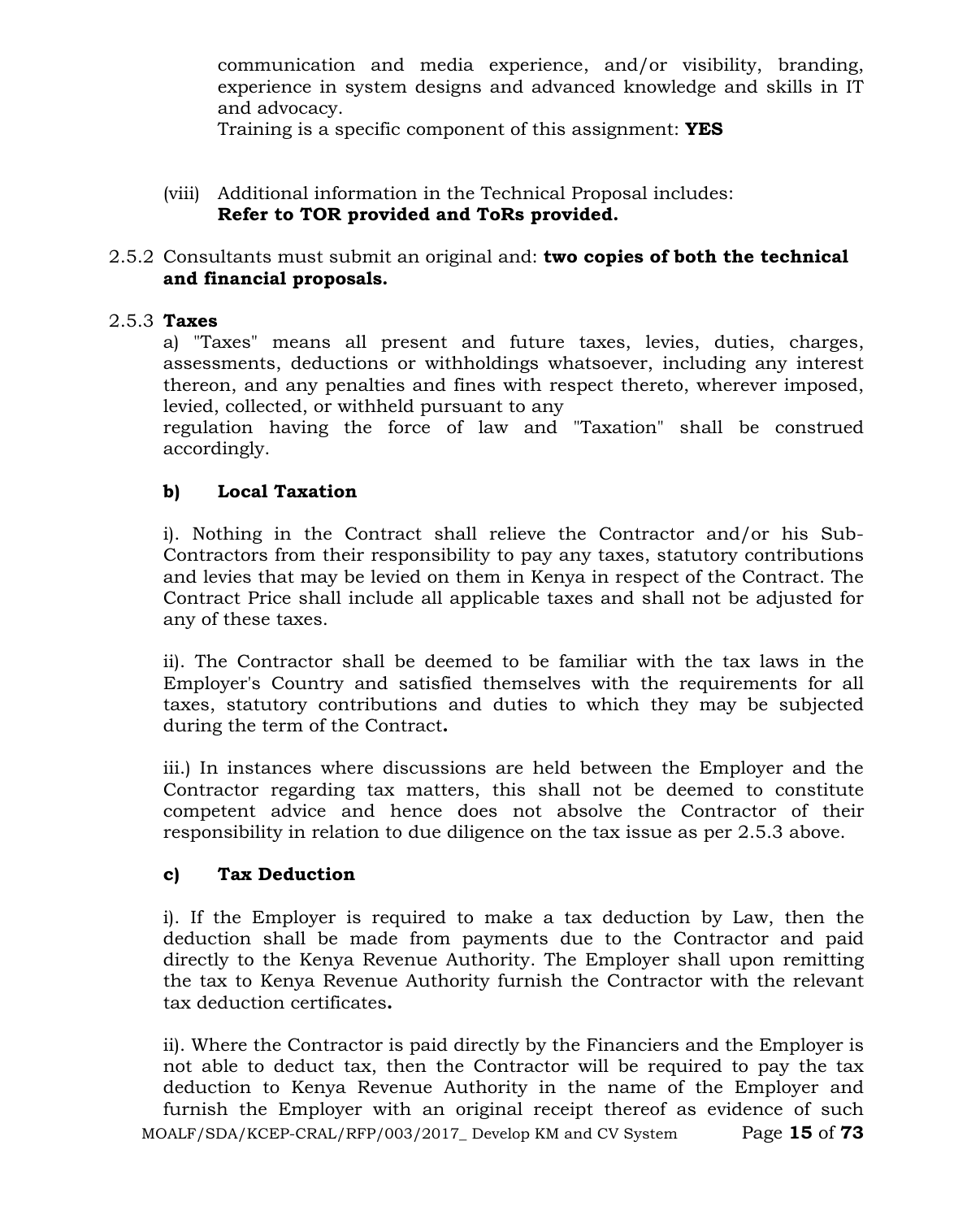communication and media experience, and/or visibility, branding, experience in system designs and advanced knowledge and skills in IT and advocacy.
Training is a specific component of this assignment: **YES**

(viii) Additional information in the Technical Proposal includes:
**Refer to TOR provided and ToRs provided.**

2.5.2 Consultants must submit an original and: **two copies of both the technical and financial proposals.**

2.5.3 **Taxes**

a) "Taxes" means all present and future taxes, levies, duties, charges, assessments, deductions or withholdings whatsoever, including any interest thereon, and any penalties and fines with respect thereto, wherever imposed, levied, collected, or withheld pursuant to any
regulation having the force of law and "Taxation" shall be construed accordingly.

**b) Local Taxation**

i). Nothing in the Contract shall relieve the Contractor and/or his Sub-Contractors from their responsibility to pay any taxes, statutory contributions and levies that may be levied on them in Kenya in respect of the Contract. The Contract Price shall include all applicable taxes and shall not be adjusted for any of these taxes.

ii). The Contractor shall be deemed to be familiar with the tax laws in the Employer's Country and satisfied themselves with the requirements for all taxes, statutory contributions and duties to which they may be subjected during the term of the Contract**.**

iii.) In instances where discussions are held between the Employer and the Contractor regarding tax matters, this shall not be deemed to constitute competent advice and hence does not absolve the Contractor of their responsibility in relation to due diligence on the tax issue as per 2.5.3 above.

**c) Tax Deduction**

i). If the Employer is required to make a tax deduction by Law, then the deduction shall be made from payments due to the Contractor and paid directly to the Kenya Revenue Authority. The Employer shall upon remitting the tax to Kenya Revenue Authority furnish the Contractor with the relevant tax deduction certificates**.**

ii). Where the Contractor is paid directly by the Financiers and the Employer is not able to deduct tax, then the Contractor will be required to pay the tax deduction to Kenya Revenue Authority in the name of the Employer and furnish the Employer with an original receipt thereof as evidence of such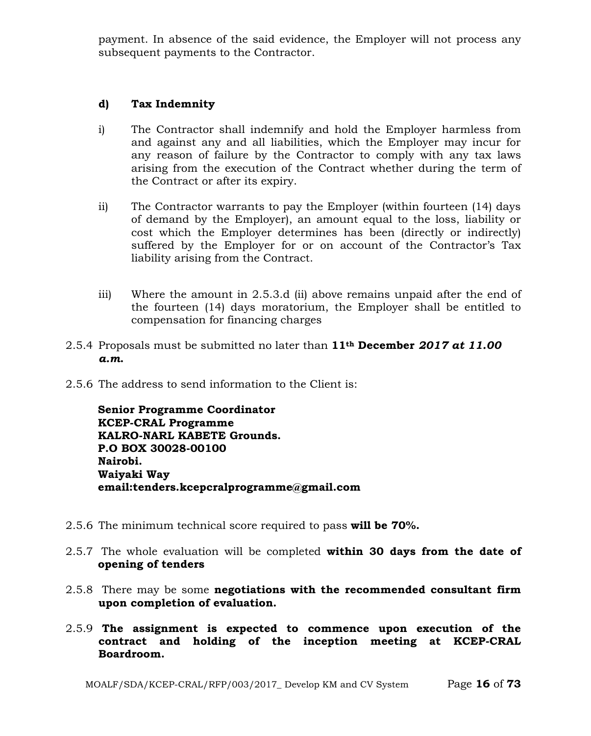payment. In absence of the said evidence, the Employer will not process any subsequent payments to the Contractor.

**d) Tax Indemnity**

i) The Contractor shall indemnify and hold the Employer harmless from and against any and all liabilities, which the Employer may incur for any reason of failure by the Contractor to comply with any tax laws arising from the execution of the Contract whether during the term of the Contract or after its expiry.

ii) The Contractor warrants to pay the Employer (within fourteen (14) days of demand by the Employer), an amount equal to the loss, liability or cost which the Employer determines has been (directly or indirectly) suffered by the Employer for or on account of the Contractor's Tax liability arising from the Contract.

iii) Where the amount in 2.5.3.d (ii) above remains unpaid after the end of the fourteen (14) days moratorium, the Employer shall be entitled to compensation for financing charges

2.5.4 Proposals must be submitted no later than **11th December** ***2017 at 11.00 a.m.***

2.5.6 The address to send information to the Client is:

**Senior Programme Coordinator**
**KCEP-CRAL Programme**
**KALRO-NARL KABETE Grounds.**
**P.O BOX 30028-00100**
**Nairobi.**
**Waiyaki Way**
**email:tenders.kcepcralprogramme@gmail.com**

2.5.6 The minimum technical score required to pass **will be 70%.**

2.5.7 The whole evaluation will be completed **within 30 days from the date of opening of tenders**

2.5.8 There may be some **negotiations with the recommended consultant firm upon completion of evaluation.**

2.5.9 **The assignment is expected to commence upon execution of the contract and holding of the inception meeting at KCEP-CRAL Boardroom.**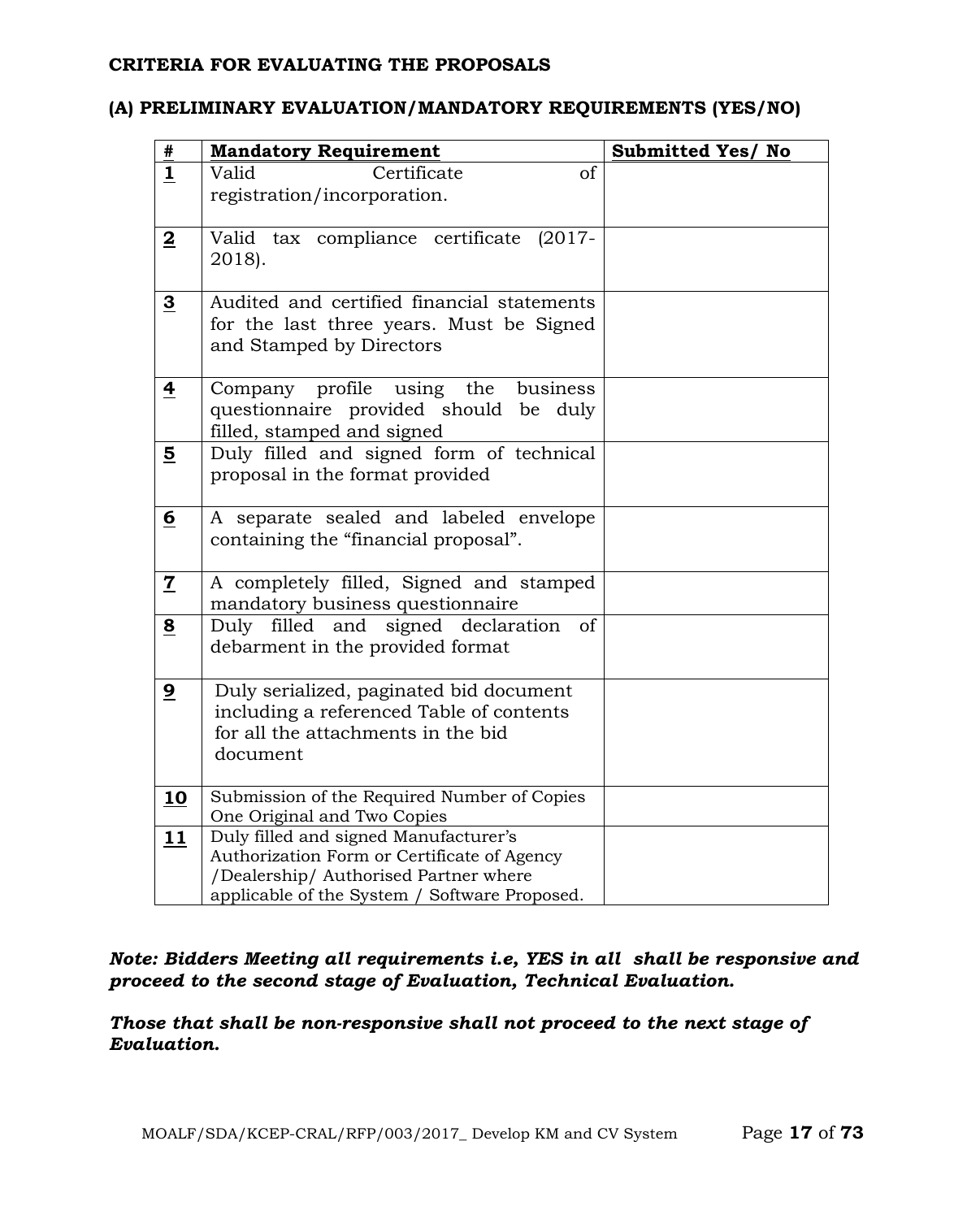**CRITERIA FOR EVALUATING THE PROPOSALS**

**(A) PRELIMINARY EVALUATION/MANDATORY REQUIREMENTS (YES/NO)**

| # | Mandatory Requirement | Submitted Yes/ No |
|---|---|---|
| **1** | Valid Certificate of registration/incorporation. | |
| **2** | Valid tax compliance certificate (2017-2018). | |
| **3** | Audited and certified financial statements for the last three years. Must be Signed and Stamped by Directors | |
| **4** | Company profile using the business questionnaire provided should be duly filled, stamped and signed | |
| **5** | Duly filled and signed form of technical proposal in the format provided | |
| **6** | A separate sealed and labeled envelope containing the "financial proposal". | |
| **7** | A completely filled, Signed and stamped mandatory business questionnaire | |
| **8** | Duly filled and signed declaration of debarment in the provided format | |
| **9** | Duly serialized, paginated bid document including a referenced Table of contents for all the attachments in the bid document | |
| **10** | Submission of the Required Number of Copies One Original and Two Copies | |
| **11** | Duly filled and signed Manufacturer's Authorization Form or Certificate of Agency /Dealership/ Authorised Partner where applicable of the System / Software Proposed. | |

***Note: Bidders Meeting all requirements i.e, YES in all shall be responsive and proceed to the second stage of Evaluation, Technical Evaluation.***

***Those that shall be non-responsive shall not proceed to the next stage of Evaluation.***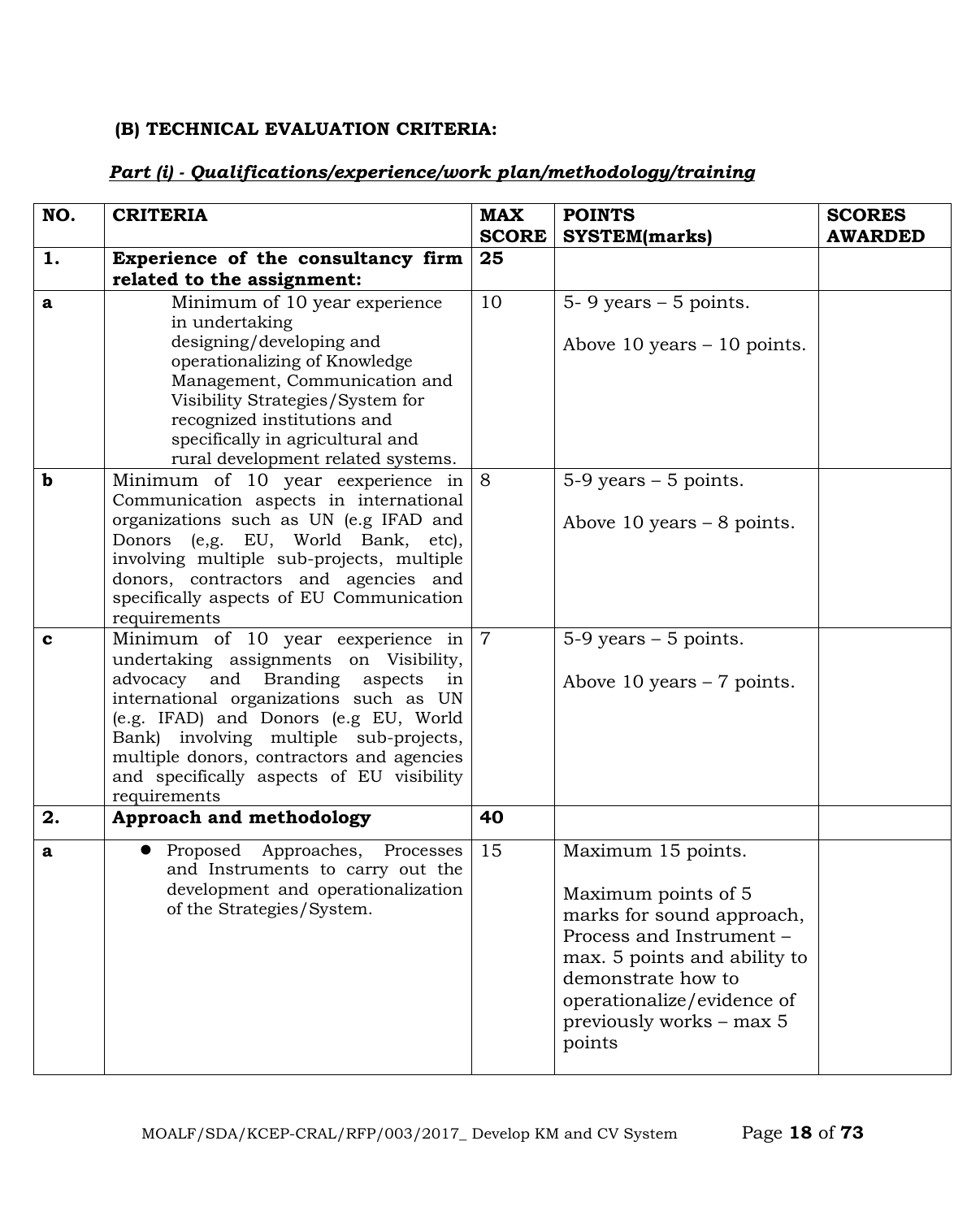**(B) TECHNICAL EVALUATION CRITERIA:**

***Part (i) - Qualifications/experience/work plan/methodology/training***

| NO. | CRITERIA | MAX SCORE | POINTS SYSTEM(marks) | SCORES AWARDED |
|---|---|---|---|---|
| **1.** | **Experience of the consultancy firm related to the assignment:** | **25** | | |
| **a** | Minimum of 10 year experience in undertaking designing/developing and operationalizing of Knowledge Management, Communication and Visibility Strategies/System for recognized institutions and specifically in agricultural and rural development related systems. | 10 | 5- 9 years – 5 points.<br><br>Above 10 years – 10 points. | |
| **b** | Minimum of 10 year eexperience in Communication aspects in international organizations such as UN (e.g IFAD and Donors (e,g. EU, World Bank, etc), involving multiple sub-projects, multiple donors, contractors and agencies and specifically aspects of EU Communication requirements | 8 | 5-9 years – 5 points.<br><br>Above 10 years – 8 points. | |
| **c** | Minimum of 10 year eexperience in undertaking assignments on Visibility, advocacy and Branding aspects in international organizations such as UN (e.g. IFAD) and Donors (e.g EU, World Bank) involving multiple sub-projects, multiple donors, contractors and agencies and specifically aspects of EU visibility requirements | 7 | 5-9 years – 5 points.<br><br>Above 10 years – 7 points. | |
| **2.** | **Approach and methodology** | **40** | | |
| **a** | • Proposed Approaches, Processes and Instruments to carry out the development and operationalization of the Strategies/System. | 15 | Maximum 15 points.<br><br>Maximum points of 5 marks for sound approach, Process and Instrument – max. 5 points and ability to demonstrate how to operationalize/evidence of previously works – max 5 points | |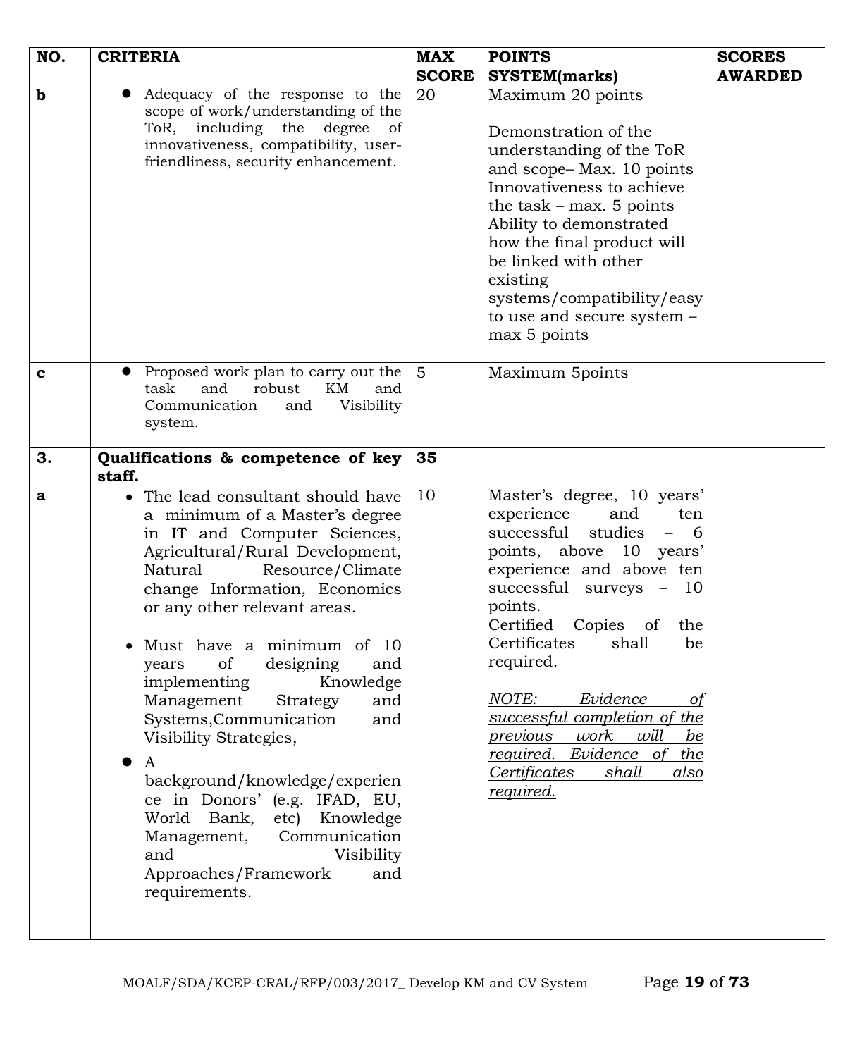| NO. | CRITERIA | MAX SCORE | POINTS SYSTEM(marks) | SCORES AWARDED |
|---|---|---|---|---|
| **b** | • Adequacy of the response to the scope of work/understanding of the ToR, including the degree of innovativeness, compatibility, user-friendliness, security enhancement. | 20 | Maximum 20 points<br><br>Demonstration of the understanding of the ToR and scope– Max. 10 points<br>Innovativeness to achieve the task – max. 5 points<br>Ability to demonstrated how the final product will be linked with other existing systems/compatibility/easy to use and secure system – max 5 points | |
| **c** | • Proposed work plan to carry out the task and robust KM and Communication and Visibility system. | 5 | Maximum 5points | |
| **3.** | **Qualifications & competence of key staff.** | **35** | | |
| **a** | • The lead consultant should have a minimum of a Master's degree in IT and Computer Sciences, Agricultural/Rural Development, Natural Resource/Climate change Information, Economics or any other relevant areas.<br><br>• Must have a minimum of 10 years of designing and implementing Knowledge Management Strategy and Systems,Communication and Visibility Strategies,<br><br>• A background/knowledge/experience in Donors' (e.g. IFAD, EU, World Bank, etc) Knowledge Management, Communication and Visibility Approaches/Framework and requirements. | 10 | Master's degree, 10 years' experience and ten successful studies – 6 points, above 10 years' experience and above ten successful surveys – 10 points.<br>Certified Copies of the Certificates shall be required.<br><br>*NOTE: Evidence of successful completion of the previous work will be required. Evidence of the Certificates shall also required.* | |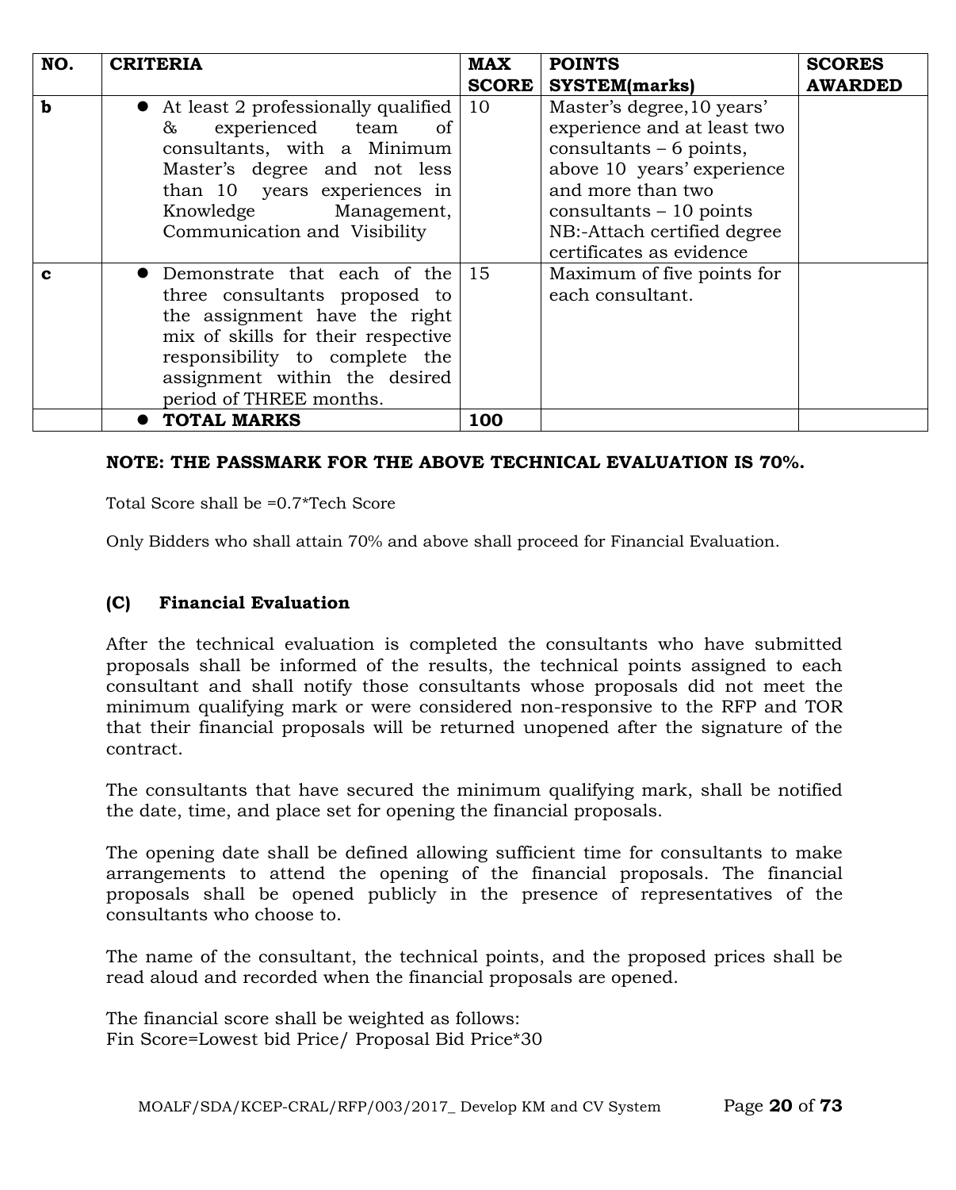| NO. | CRITERIA | MAX SCORE | POINTS SYSTEM(marks) | SCORES AWARDED |
|---|---|---|---|---|
| b | • At least 2 professionally qualified & experienced team of consultants, with a Minimum Master's degree and not less than 10 years experiences in Knowledge Management, Communication and Visibility | 10 | Master's degree,10 years' experience and at least two consultants – 6 points, above 10 years' experience and more than two consultants – 10 points NB:-Attach certified degree certificates as evidence | |
| c | • Demonstrate that each of the three consultants proposed to the assignment have the right mix of skills for their respective responsibility to complete the assignment within the desired period of THREE months. | 15 | Maximum of five points for each consultant. | |
| | • **TOTAL MARKS** | **100** | | |

**NOTE: THE PASSMARK FOR THE ABOVE TECHNICAL EVALUATION IS 70%.**

Total Score shall be =0.7*Tech Score

Only Bidders who shall attain 70% and above shall proceed for Financial Evaluation.

### (C) Financial Evaluation

After the technical evaluation is completed the consultants who have submitted proposals shall be informed of the results, the technical points assigned to each consultant and shall notify those consultants whose proposals did not meet the minimum qualifying mark or were considered non-responsive to the RFP and TOR that their financial proposals will be returned unopened after the signature of the contract.

The consultants that have secured the minimum qualifying mark, shall be notified the date, time, and place set for opening the financial proposals.

The opening date shall be defined allowing sufficient time for consultants to make arrangements to attend the opening of the financial proposals. The financial proposals shall be opened publicly in the presence of representatives of the consultants who choose to.

The name of the consultant, the technical points, and the proposed prices shall be read aloud and recorded when the financial proposals are opened.

The financial score shall be weighted as follows:
Fin Score=Lowest bid Price/ Proposal Bid Price*30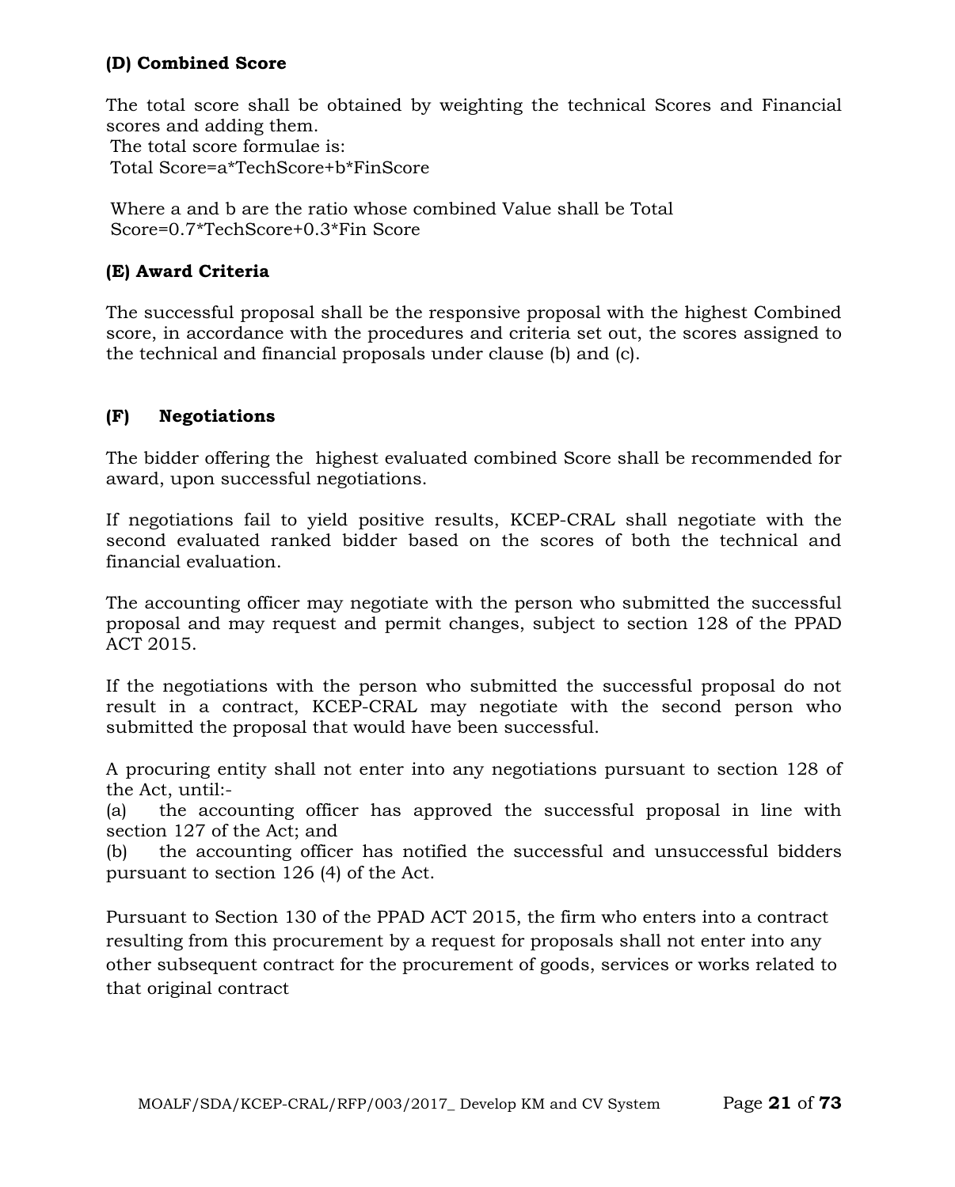**(D) Combined Score**

The total score shall be obtained by weighting the technical Scores and Financial scores and adding them.

The total score formulae is:

Total Score=a*TechScore+b*FinScore

Where a and b are the ratio whose combined Value shall be Total Score=0.7*TechScore+0.3*Fin Score

**(E) Award Criteria**

The successful proposal shall be the responsive proposal with the highest Combined score, in accordance with the procedures and criteria set out, the scores assigned to the technical and financial proposals under clause (b) and (c).

**(F) Negotiations**

The bidder offering the highest evaluated combined Score shall be recommended for award, upon successful negotiations.

If negotiations fail to yield positive results, KCEP-CRAL shall negotiate with the second evaluated ranked bidder based on the scores of both the technical and financial evaluation.

The accounting officer may negotiate with the person who submitted the successful proposal and may request and permit changes, subject to section 128 of the PPAD ACT 2015.

If the negotiations with the person who submitted the successful proposal do not result in a contract, KCEP-CRAL may negotiate with the second person who submitted the proposal that would have been successful.

A procuring entity shall not enter into any negotiations pursuant to section 128 of the Act, until:-

(a) the accounting officer has approved the successful proposal in line with section 127 of the Act; and

(b) the accounting officer has notified the successful and unsuccessful bidders pursuant to section 126 (4) of the Act.

Pursuant to Section 130 of the PPAD ACT 2015, the firm who enters into a contract resulting from this procurement by a request for proposals shall not enter into any other subsequent contract for the procurement of goods, services or works related to that original contract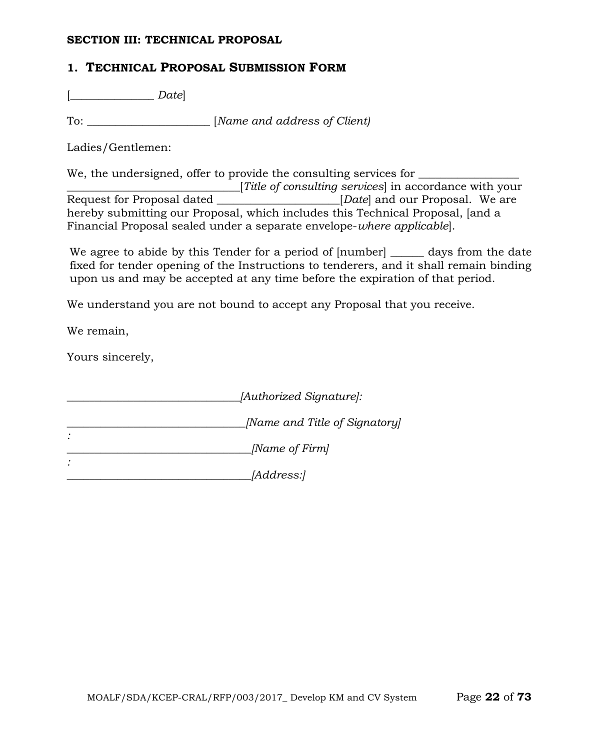**SECTION III: TECHNICAL PROPOSAL**

## 1. TECHNICAL PROPOSAL SUBMISSION FORM

[______________ *Date*]

To: _____________________ [*Name and address of Client)*

Ladies/Gentlemen:

We, the undersigned, offer to provide the consulting services for _________________ ______________________________[*Title of consulting services*] in accordance with your Request for Proposal dated _____________________[*Date*] and our Proposal. We are hereby submitting our Proposal, which includes this Technical Proposal, [and a Financial Proposal sealed under a separate envelope-*where applicable*].

We agree to abide by this Tender for a period of [number] ______ days from the date fixed for tender opening of the Instructions to tenderers, and it shall remain binding upon us and may be accepted at any time before the expiration of that period.

We understand you are not bound to accept any Proposal that you receive.

We remain,

Yours sincerely,

______________________________*[Authorized Signature]:*

_______________________________*[Name and Title of Signatory]*
*:*
________________________________*[Name of Firm]*
*:*
________________________________*[Address:]*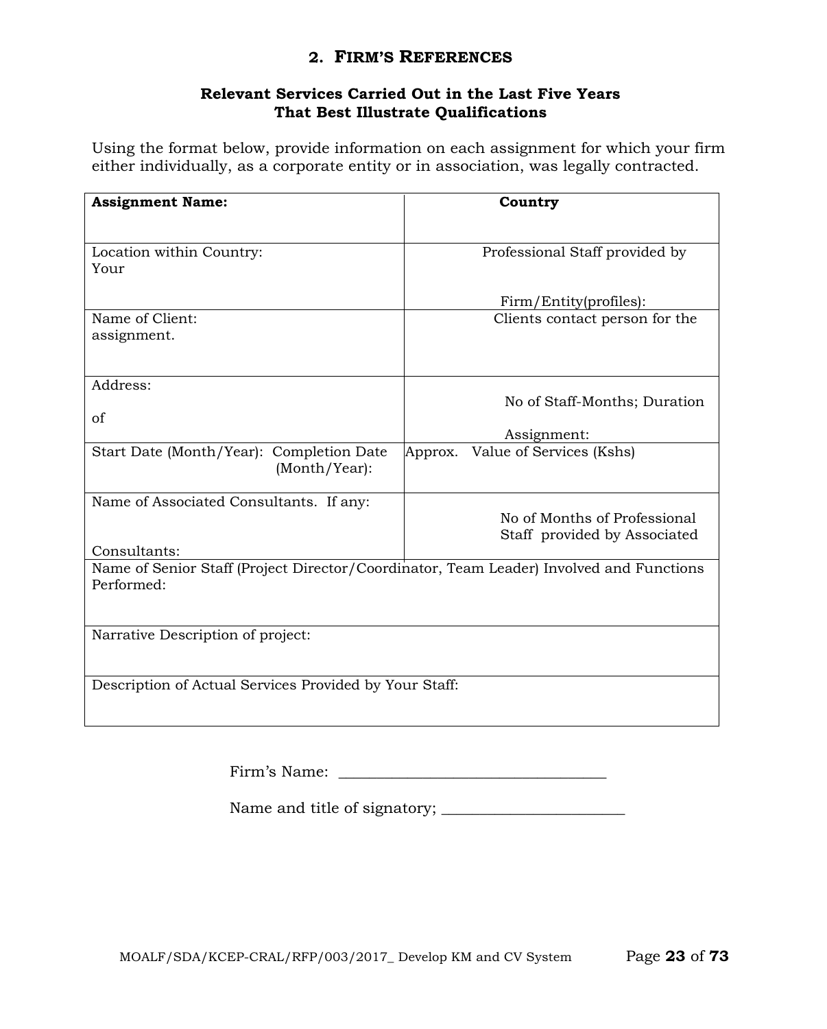## 2. FIRM'S REFERENCES

### Relevant Services Carried Out in the Last Five Years That Best Illustrate Qualifications

Using the format below, provide information on each assignment for which your firm either individually, as a corporate entity or in association, was legally contracted.

| **Assignment Name:** | **Country** |
|---|---|
| Location within Country: Your | Professional Staff provided by Firm/Entity(profiles): |
| Name of Client: assignment. | Clients contact person for the |
| Address: of | No of Staff-Months; Duration Assignment: |
| Start Date (Month/Year): Completion Date (Month/Year): | Approx. Value of Services (Kshs) |
| Name of Associated Consultants. If any: Consultants: | No of Months of Professional Staff provided by Associated |
| Name of Senior Staff (Project Director/Coordinator, Team Leader) Involved and Functions Performed: | |
| Narrative Description of project: | |
| Description of Actual Services Provided by Your Staff: | |

Firm's Name: ________________________________

Name and title of signatory; ______________________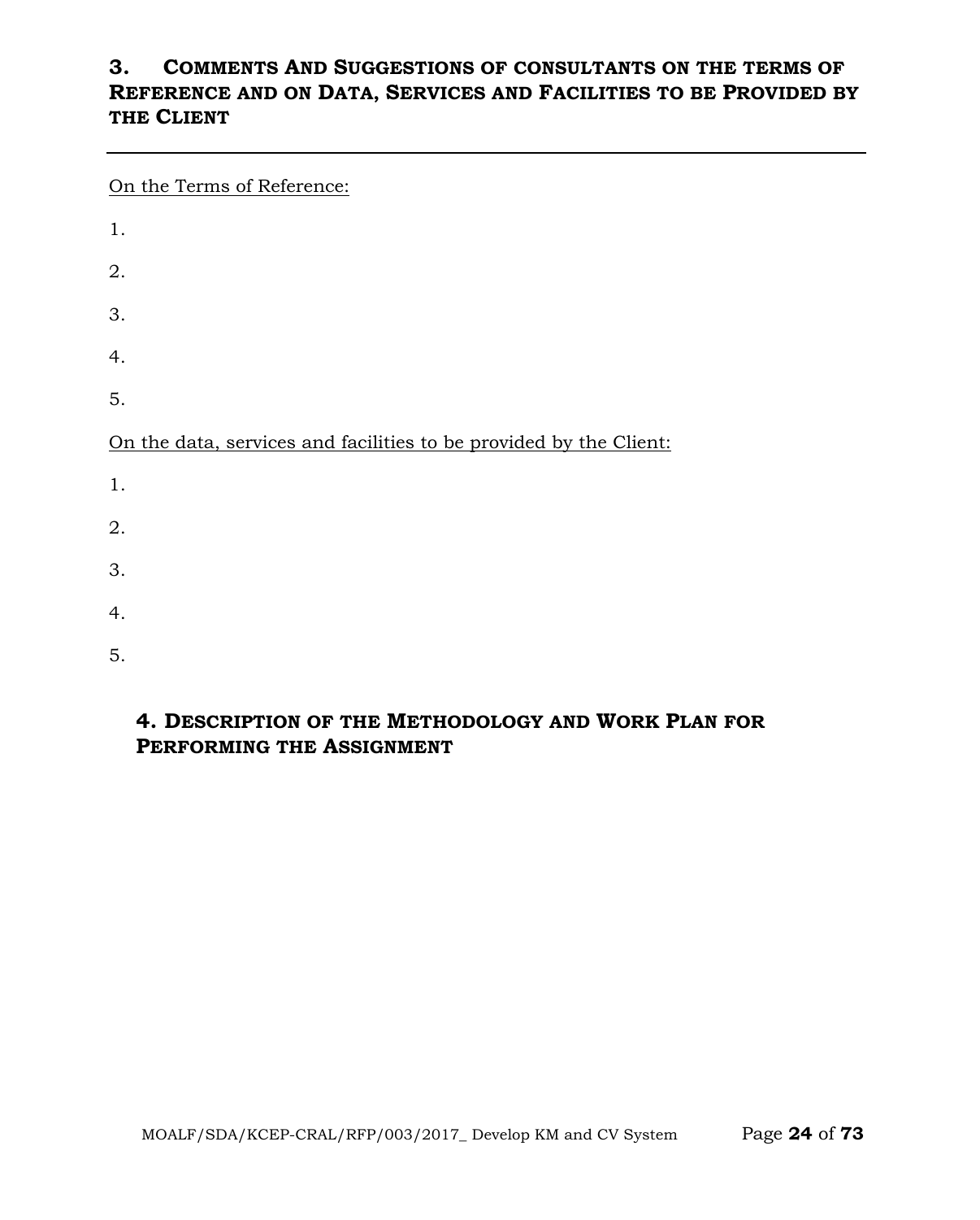## 3. Comments And Suggestions of consultants on the terms of Reference and on Data, Services and Facilities to be Provided by the Client

---

<u>On the Terms of Reference:</u>

1.

2.

3.

4.

5.

<u>On the data, services and facilities to be provided by the Client:</u>

1.

2.

3.

4.

5.

## 4. Description of the Methodology and Work Plan for Performing the Assignment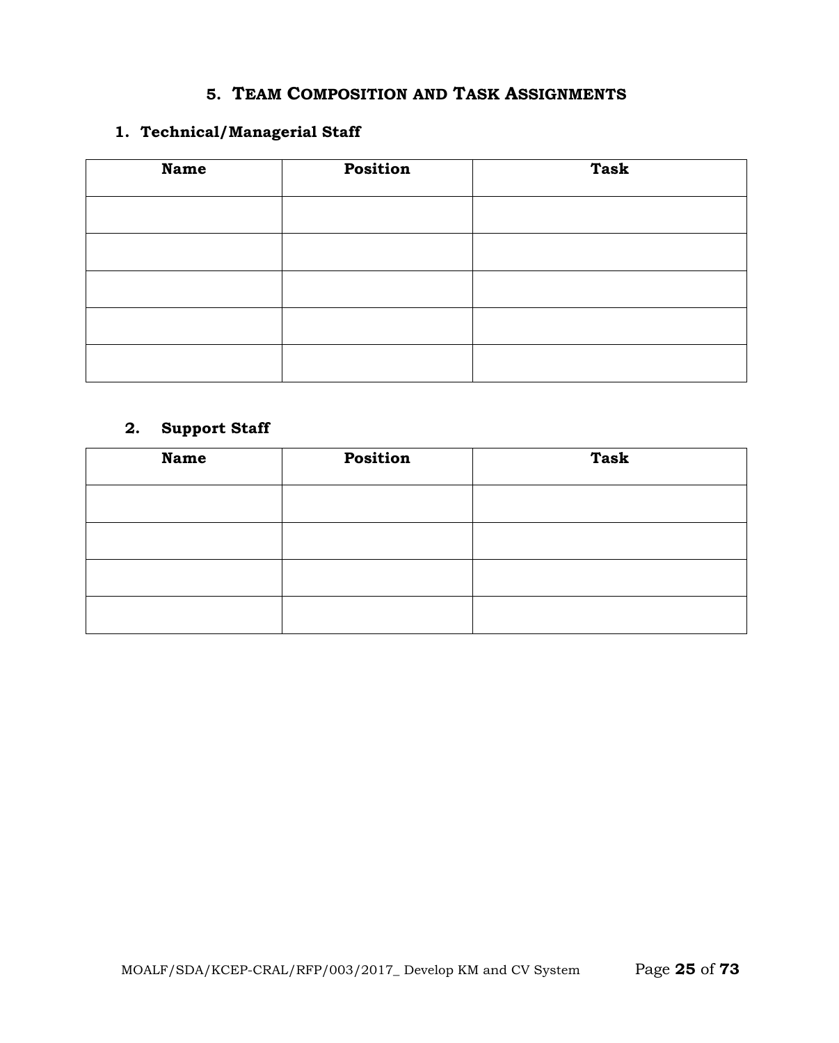## 5. TEAM COMPOSITION AND TASK ASSIGNMENTS

### 1. Technical/Managerial Staff

| Name | Position | Task |
|---|---|---|
| | | |
| | | |
| | | |
| | | |
| | | |

### 2. Support Staff

| Name | Position | Task |
|---|---|---|
| | | |
| | | |
| | | |
| | | |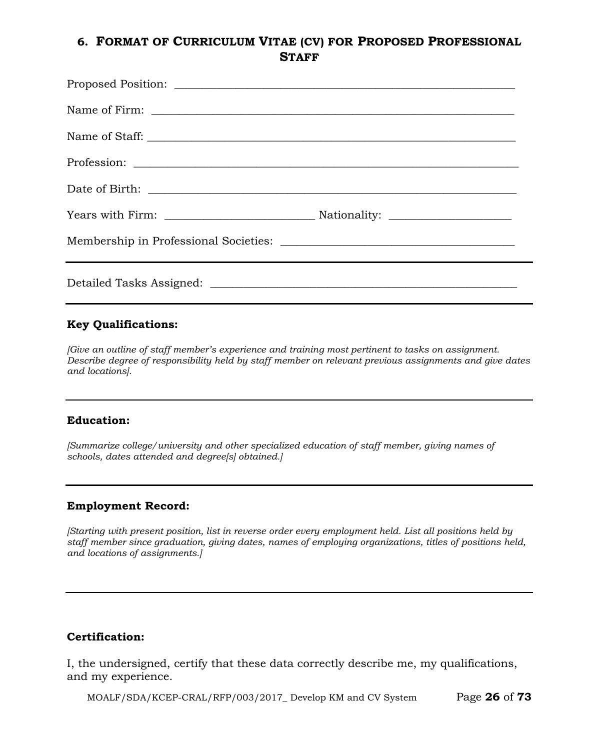## 6. FORMAT OF CURRICULUM VITAE (CV) FOR PROPOSED PROFESSIONAL STAFF

Proposed Position: ___________________________________________________________

Name of Firm: ______________________________________________________________

Name of Staff: ______________________________________________________________

Profession: _________________________________________________________________

Date of Birth: _______________________________________________________________

Years with Firm: _________________________ Nationality: _____________________

Membership in Professional Societies: ________________________________________

---

Detailed Tasks Assigned: ______________________________________________________

---

**Key Qualifications:**

*[Give an outline of staff member's experience and training most pertinent to tasks on assignment. Describe degree of responsibility held by staff member on relevant previous assignments and give dates and locations].*

---

**Education:**

*[Summarize college/university and other specialized education of staff member, giving names of schools, dates attended and degree[s] obtained.]*

---

**Employment Record:**

*[Starting with present position, list in reverse order every employment held. List all positions held by staff member since graduation, giving dates, names of employing organizations, titles of positions held, and locations of assignments.]*

---

**Certification:**

I, the undersigned, certify that these data correctly describe me, my qualifications, and my experience.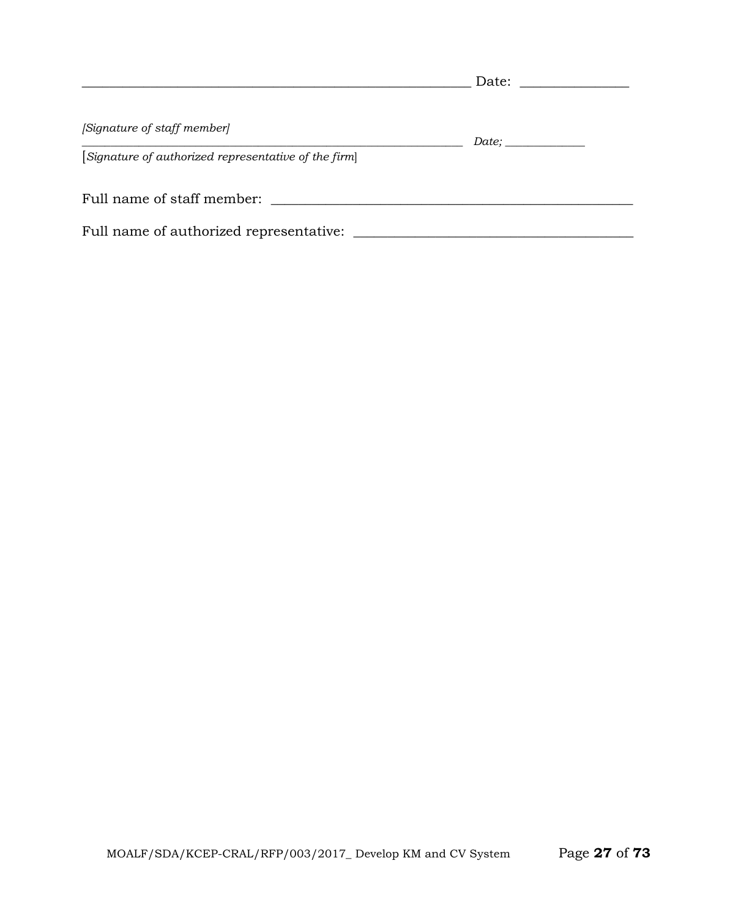_______________________________________________________ Date: _______________

*[Signature of staff member]*
_______________________________________________________ *Date;* _____________
[*Signature of authorized representative of the firm*]

Full name of staff member: ____________________________________________________

Full name of authorized representative: ________________________________________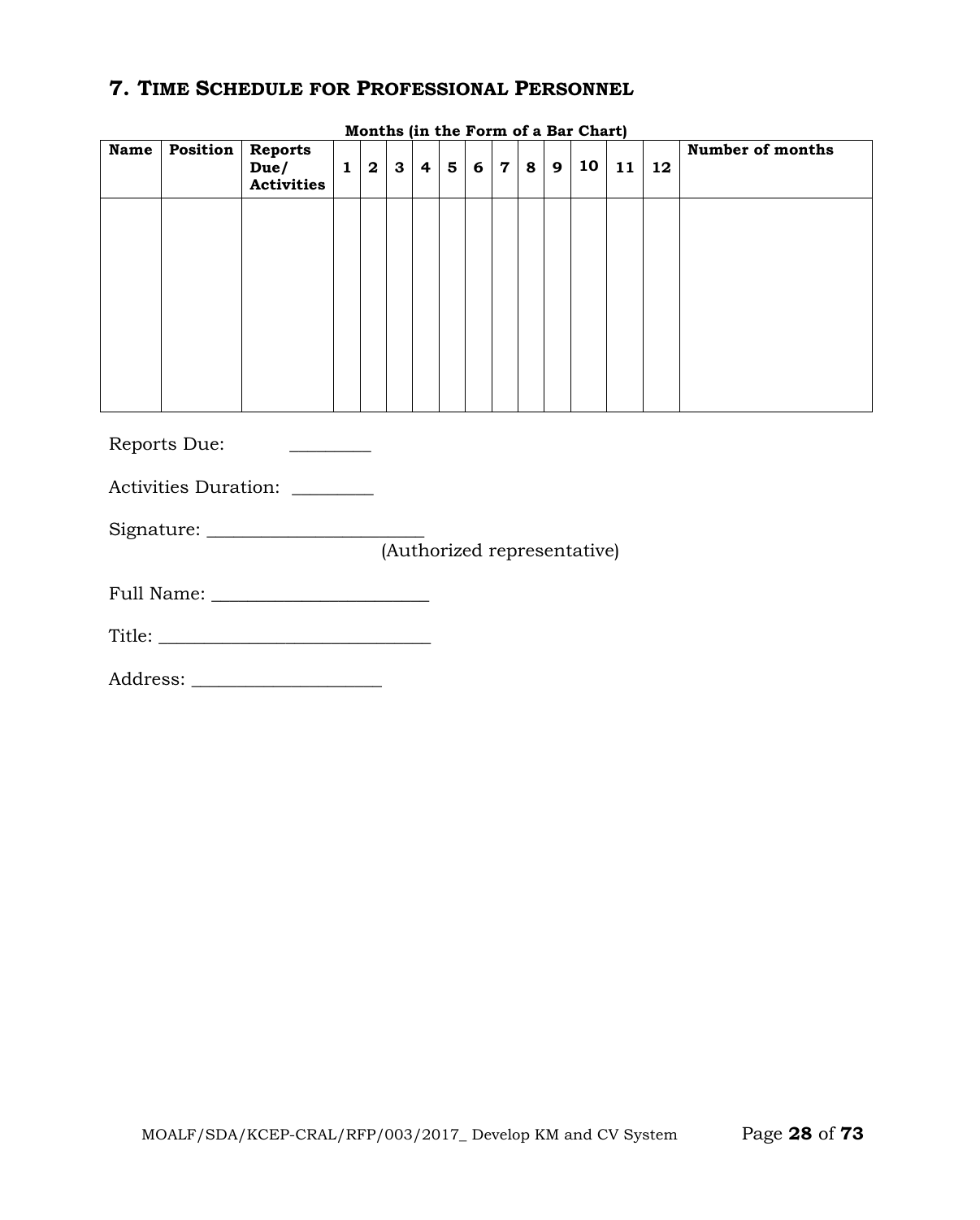## 7. TIME SCHEDULE FOR PROFESSIONAL PERSONNEL

**Months (in the Form of a Bar Chart)**

| Name | Position | Reports Due/ Activities | 1 | 2 | 3 | 4 | 5 | 6 | 7 | 8 | 9 | 10 | 11 | 12 | Number of months |
|---|---|---|---|---|---|---|---|---|---|---|---|---|---|---|---|
| | | | | | | | | | | | | | | | |

Reports Due: _________

Activities Duration: _________

Signature: ________________________
(Authorized representative)

Full Name: ________________________

Title: ______________________________

Address: _____________________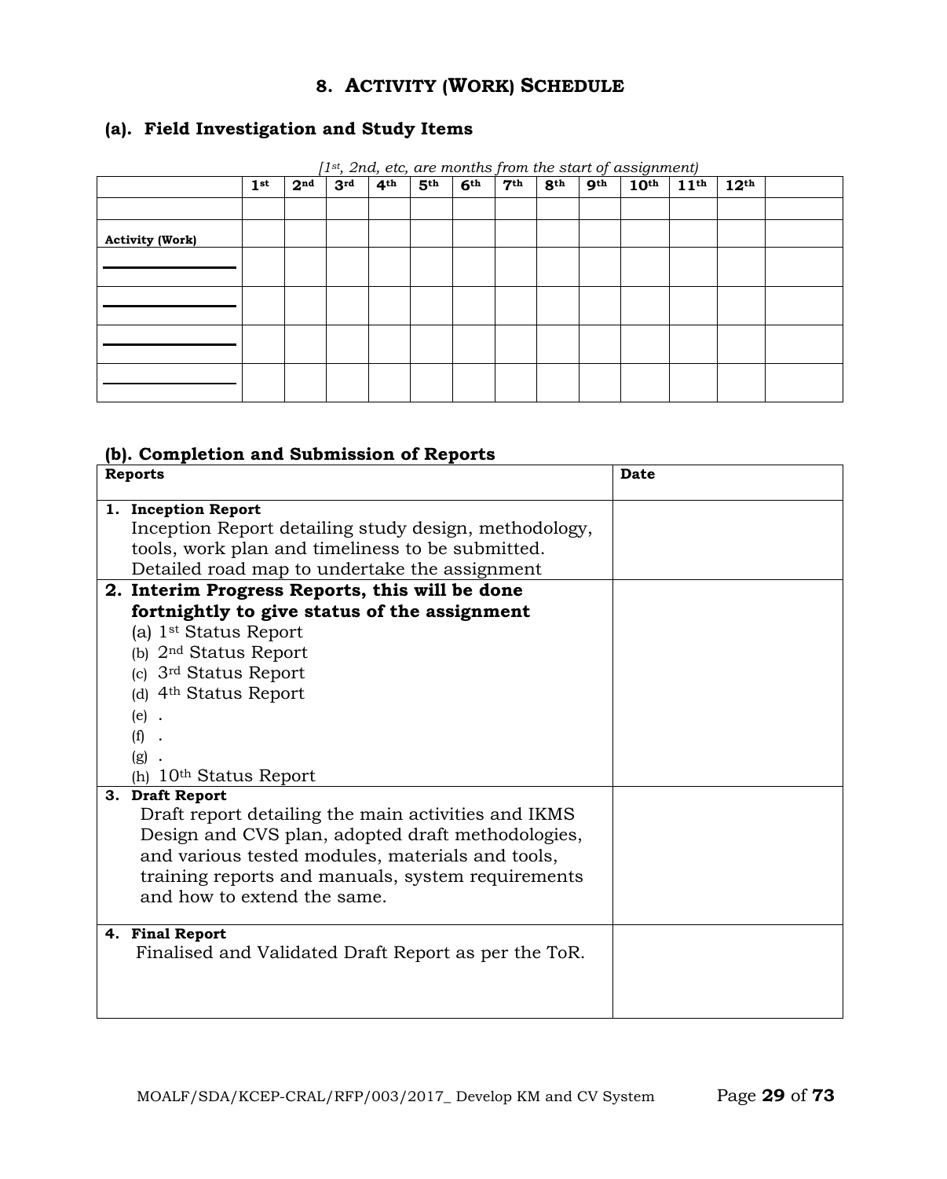## 8. ACTIVITY (WORK) SCHEDULE

### (a). Field Investigation and Study Items

*[1st, 2nd, etc, are months from the start of assignment)*

| | 1st | 2nd | 3rd | 4th | 5th | 6th | 7th | 8th | 9th | 10th | 11th | 12th | |
|---|---|---|---|---|---|---|---|---|---|---|---|---|---|
| | | | | | | | | | | | | | |
| **Activity (Work)** | | | | | | | | | | | | | |
| ______________ | | | | | | | | | | | | | |
| ______________ | | | | | | | | | | | | | |
| ______________ | | | | | | | | | | | | | |
| ______________ | | | | | | | | | | | | | |

### (b). Completion and Submission of Reports

| **Reports** | **Date** |
|---|---|
| **1. Inception Report**<br>Inception Report detailing study design, methodology, tools, work plan and timeliness to be submitted. Detailed road map to undertake the assignment | |
| **2. Interim Progress Reports, this will be done fortnightly to give status of the assignment**<br>(a) 1st Status Report<br>(b) 2nd Status Report<br>(c) 3rd Status Report<br>(d) 4th Status Report<br>(e) .<br>(f) .<br>(g) .<br>(h) 10th Status Report | |
| **3. Draft Report**<br>Draft report detailing the main activities and IKMS Design and CVS plan, adopted draft methodologies, and various tested modules, materials and tools, training reports and manuals, system requirements and how to extend the same. | |
| **4. Final Report**<br>Finalised and Validated Draft Report as per the ToR. | |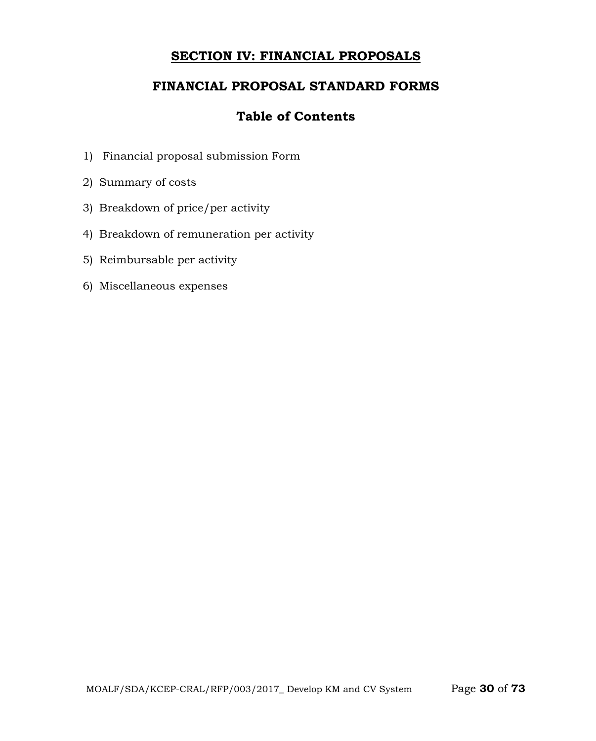# SECTION IV: FINANCIAL PROPOSALS

## FINANCIAL PROPOSAL STANDARD FORMS

### Table of Contents

1) Financial proposal submission Form
2) Summary of costs
3) Breakdown of price/per activity
4) Breakdown of remuneration per activity
5) Reimbursable per activity
6) Miscellaneous expenses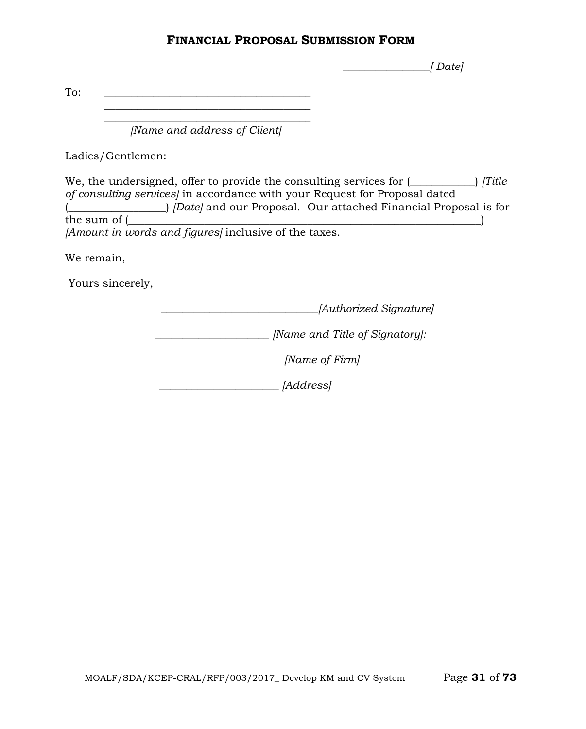# FINANCIAL PROPOSAL SUBMISSION FORM

_______________[ *Date]*

To: ______________________________________
______________________________________
______________________________________
*[Name and address of Client]*

Ladies/Gentlemen:

We, the undersigned, offer to provide the consulting services for (___________) *[Title of consulting services]* in accordance with your Request for Proposal dated (________________) *[Date]* and our Proposal. Our attached Financial Proposal is for the sum of (_______________________________________________________________) *[Amount in words and figures]* inclusive of the taxes.

We remain,

Yours sincerely,

_____________________________*[Authorized Signature]*

____________________ *[Name and Title of Signatory]:*

______________________ *[Name of Firm]*

_____________________ *[Address]*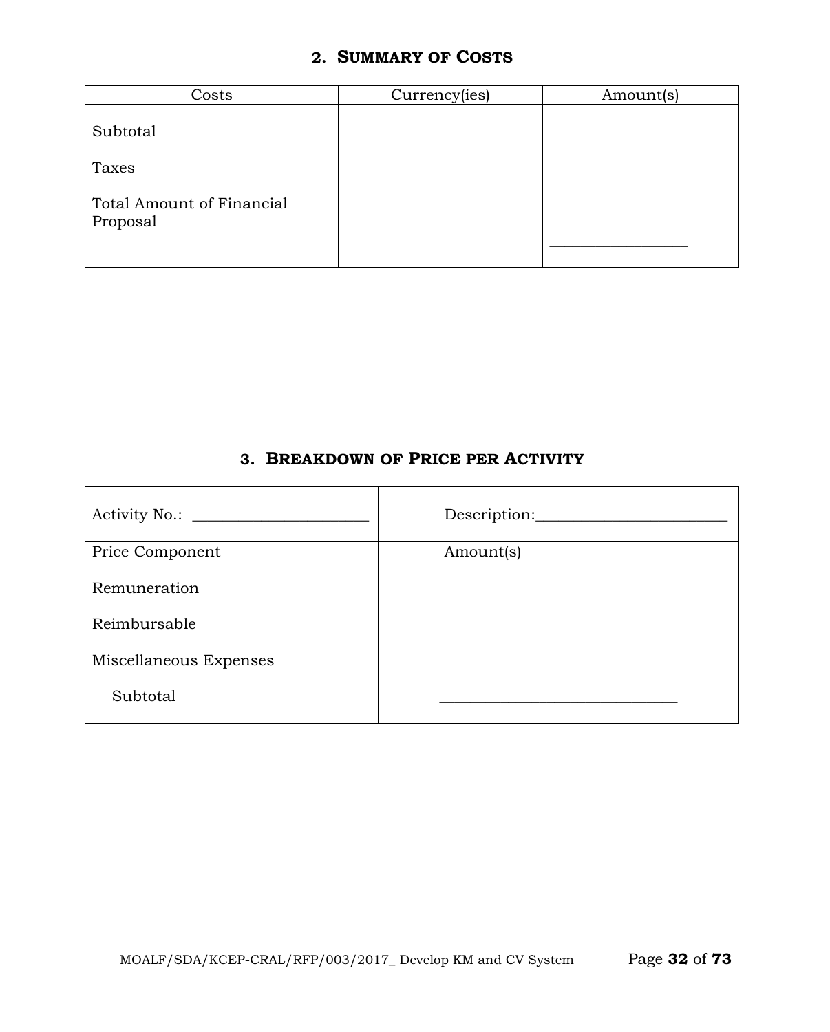## 2. SUMMARY OF COSTS

| Costs | Currency(ies) | Amount(s) |
|---|---|---|
| Subtotal | | |
| Taxes | | |
| Total Amount of Financial Proposal | | ________________ |

## 3. BREAKDOWN OF PRICE PER ACTIVITY

| Activity No.: ______________________ | Description:________________________ |
|---|---|
| Price Component | Amount(s) |
| Remuneration | |
| Reimbursable | |
| Miscellaneous Expenses | |
| Subtotal | ______________________________ |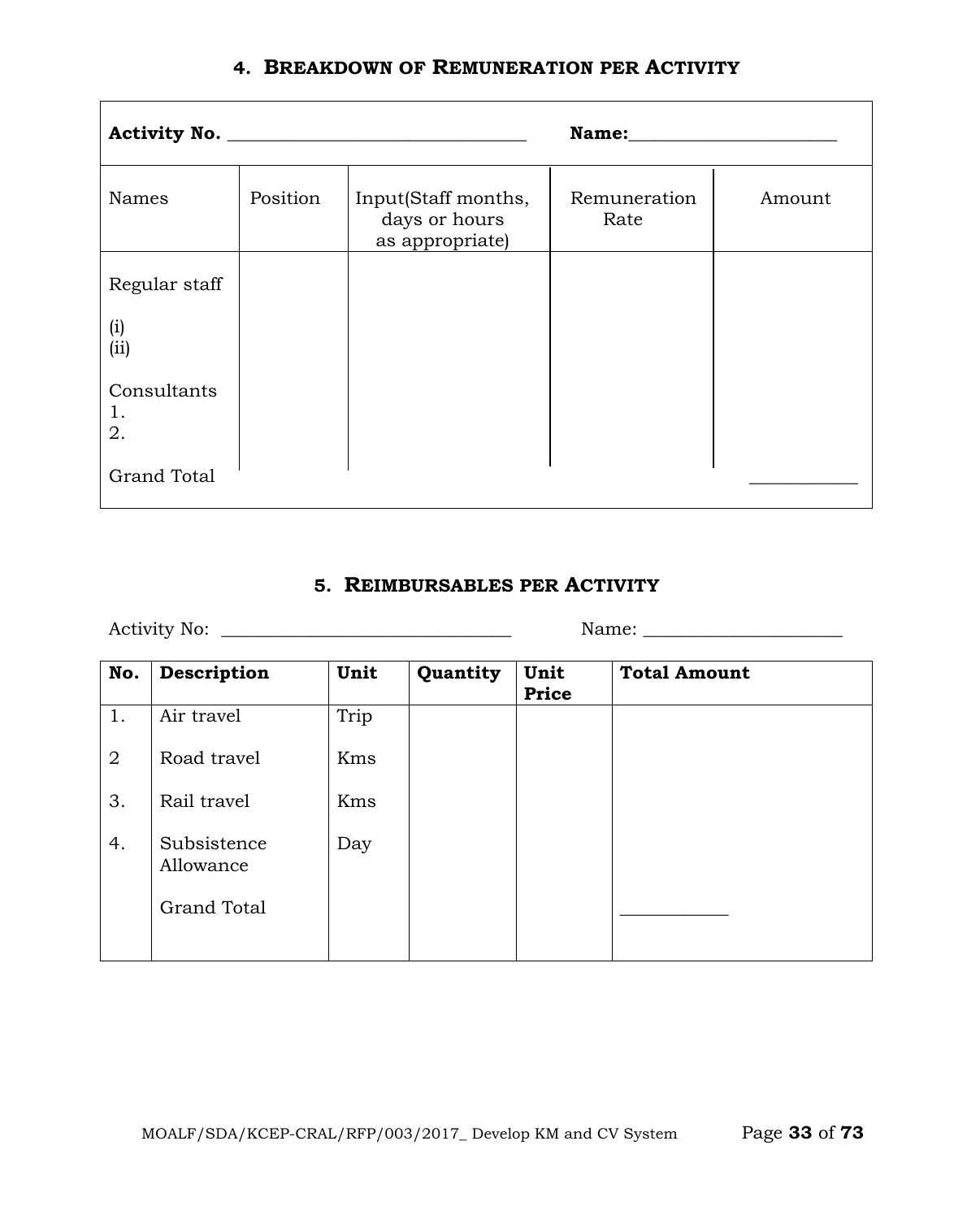## 4. BREAKDOWN OF REMUNERATION PER ACTIVITY

**Activity No.** ______________________________ **Name:**____________________

| Names | Position | Input(Staff months, days or hours as appropriate) | Remuneration Rate | Amount |
|---|---|---|---|---|
| Regular staff | | | | |
| (i) | | | | |
| (ii) | | | | |
| Consultants | | | | |
| 1. | | | | |
| 2. | | | | |
| Grand Total | | | | __________ |

## 5. REIMBURSABLES PER ACTIVITY

Activity No: ______________________________ Name: ____________________

| No. | Description | Unit | Quantity | Unit Price | Total Amount |
|---|---|---|---|---|---|
| 1. | Air travel | Trip | | | |
| 2 | Road travel | Kms | | | |
| 3. | Rail travel | Kms | | | |
| 4. | Subsistence Allowance | Day | | | |
| | Grand Total | | | | __________ |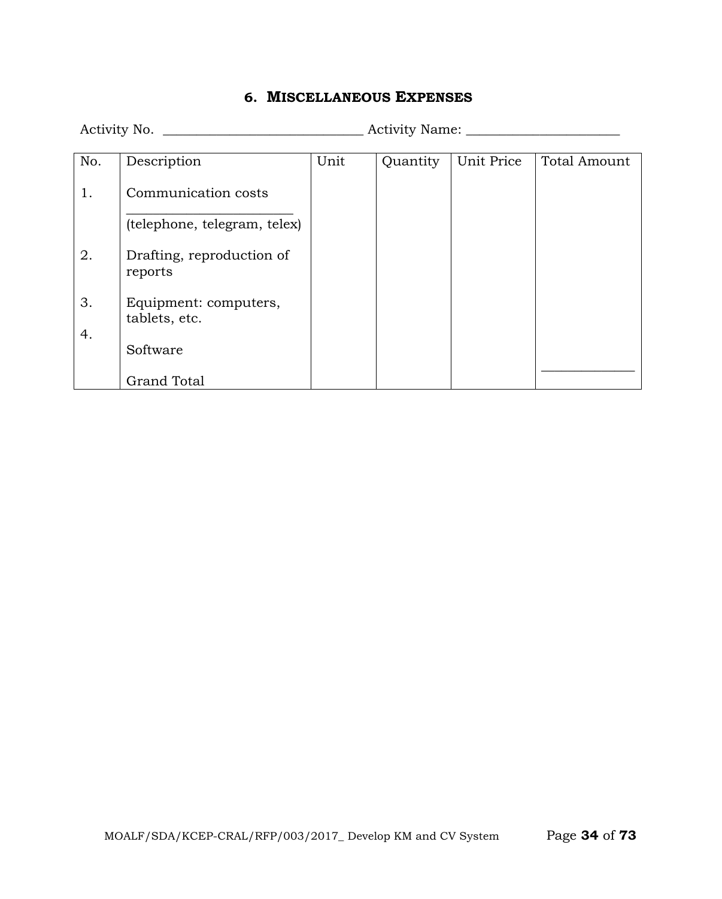## 6. MISCELLANEOUS EXPENSES

Activity No. _____________________________ Activity Name: ______________________

| No. | Description | Unit | Quantity | Unit Price | Total Amount |
|---|---|---|---|---|---|
| 1. | Communication costs ______________________ (telephone, telegram, telex) | | | | |
| 2. | Drafting, reproduction of reports | | | | |
| 3. | Equipment: computers, tablets, etc. | | | | |
| 4. | Software | | | | |
| | Grand Total | | | | _____________ |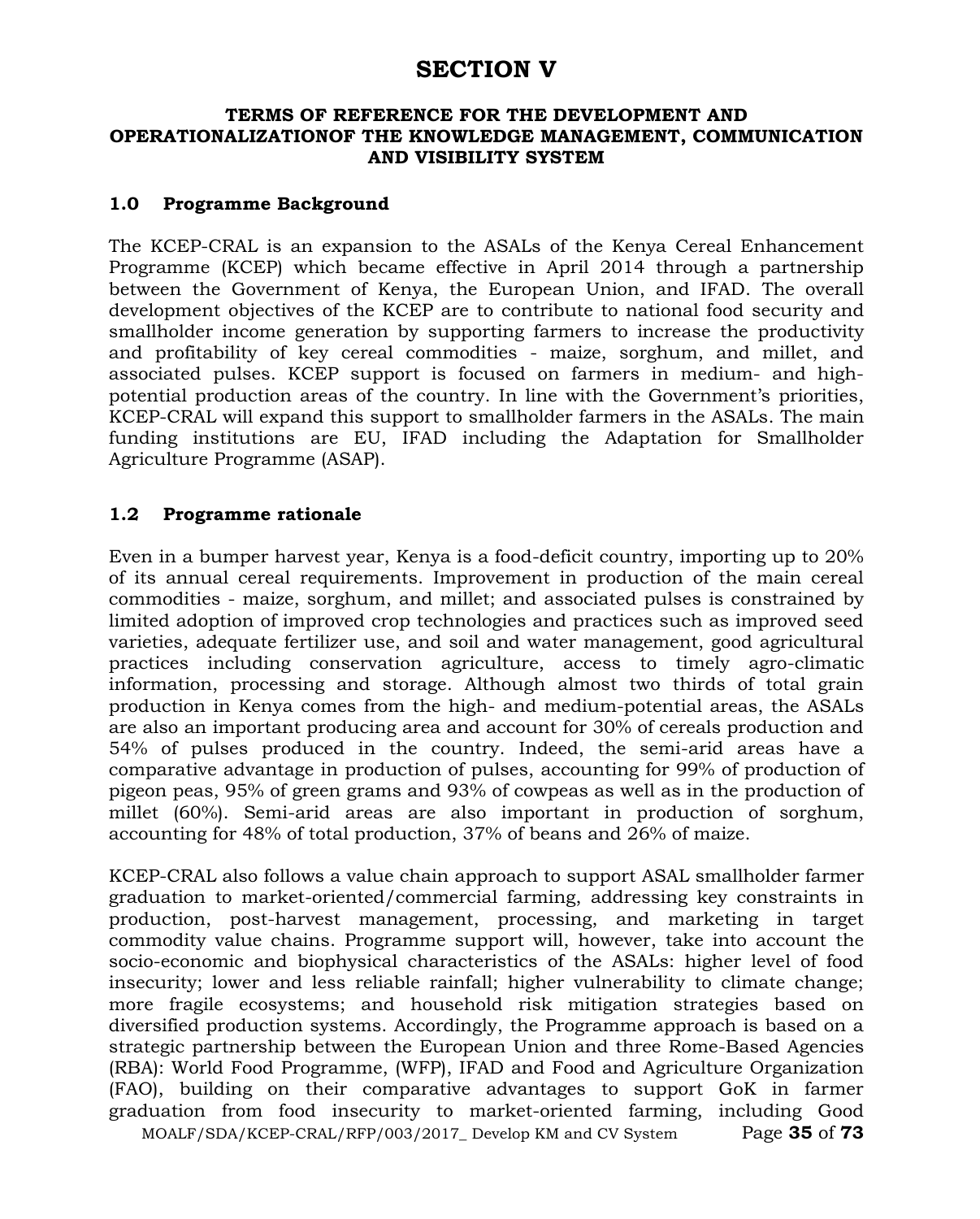# SECTION V

## TERMS OF REFERENCE FOR THE DEVELOPMENT AND OPERATIONALIZATIONOF THE KNOWLEDGE MANAGEMENT, COMMUNICATION AND VISIBILITY SYSTEM

### 1.0 Programme Background

The KCEP-CRAL is an expansion to the ASALs of the Kenya Cereal Enhancement Programme (KCEP) which became effective in April 2014 through a partnership between the Government of Kenya, the European Union, and IFAD. The overall development objectives of the KCEP are to contribute to national food security and smallholder income generation by supporting farmers to increase the productivity and profitability of key cereal commodities - maize, sorghum, and millet, and associated pulses. KCEP support is focused on farmers in medium- and high-potential production areas of the country. In line with the Government's priorities, KCEP-CRAL will expand this support to smallholder farmers in the ASALs. The main funding institutions are EU, IFAD including the Adaptation for Smallholder Agriculture Programme (ASAP).

### 1.2 Programme rationale

Even in a bumper harvest year, Kenya is a food-deficit country, importing up to 20% of its annual cereal requirements. Improvement in production of the main cereal commodities - maize, sorghum, and millet; and associated pulses is constrained by limited adoption of improved crop technologies and practices such as improved seed varieties, adequate fertilizer use, and soil and water management, good agricultural practices including conservation agriculture, access to timely agro-climatic information, processing and storage. Although almost two thirds of total grain production in Kenya comes from the high- and medium-potential areas, the ASALs are also an important producing area and account for 30% of cereals production and 54% of pulses produced in the country. Indeed, the semi-arid areas have a comparative advantage in production of pulses, accounting for 99% of production of pigeon peas, 95% of green grams and 93% of cowpeas as well as in the production of millet (60%). Semi-arid areas are also important in production of sorghum, accounting for 48% of total production, 37% of beans and 26% of maize.

KCEP-CRAL also follows a value chain approach to support ASAL smallholder farmer graduation to market-oriented/commercial farming, addressing key constraints in production, post-harvest management, processing, and marketing in target commodity value chains. Programme support will, however, take into account the socio-economic and biophysical characteristics of the ASALs: higher level of food insecurity; lower and less reliable rainfall; higher vulnerability to climate change; more fragile ecosystems; and household risk mitigation strategies based on diversified production systems. Accordingly, the Programme approach is based on a strategic partnership between the European Union and three Rome-Based Agencies (RBA): World Food Programme, (WFP), IFAD and Food and Agriculture Organization (FAO), building on their comparative advantages to support GoK in farmer graduation from food insecurity to market-oriented farming, including Good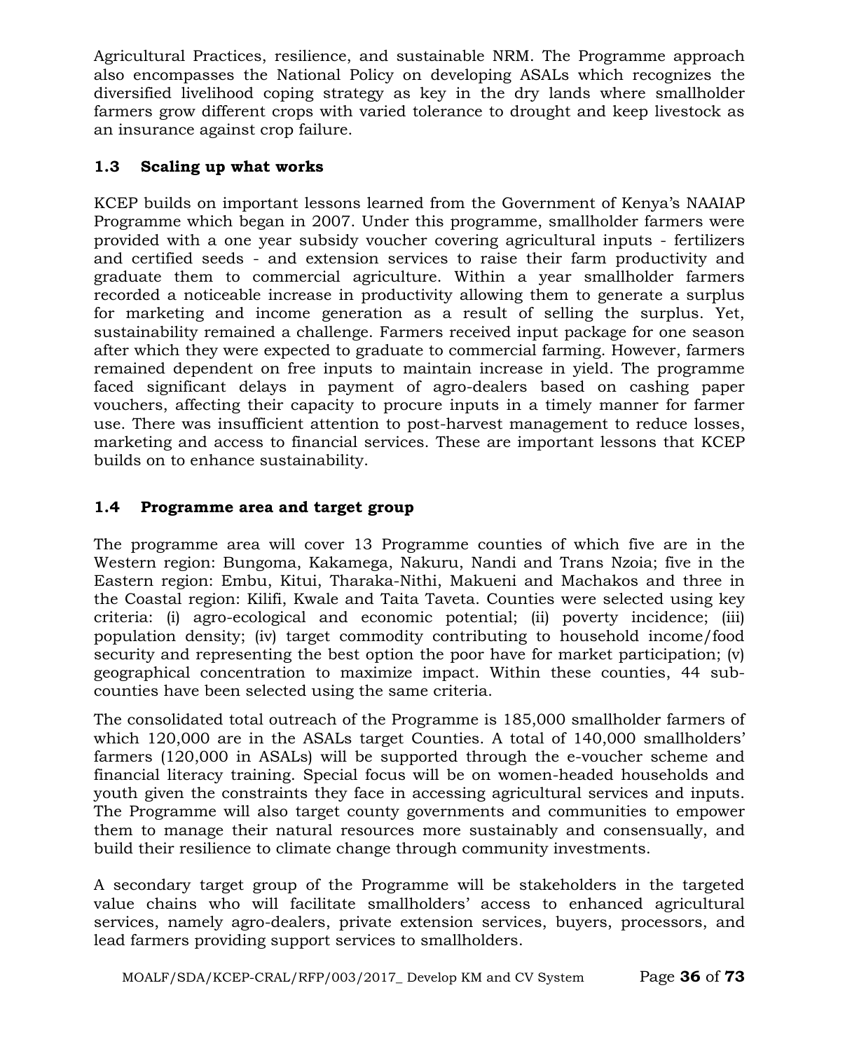Agricultural Practices, resilience, and sustainable NRM. The Programme approach also encompasses the National Policy on developing ASALs which recognizes the diversified livelihood coping strategy as key in the dry lands where smallholder farmers grow different crops with varied tolerance to drought and keep livestock as an insurance against crop failure.

### 1.3 Scaling up what works

KCEP builds on important lessons learned from the Government of Kenya's NAAIAP Programme which began in 2007. Under this programme, smallholder farmers were provided with a one year subsidy voucher covering agricultural inputs - fertilizers and certified seeds - and extension services to raise their farm productivity and graduate them to commercial agriculture. Within a year smallholder farmers recorded a noticeable increase in productivity allowing them to generate a surplus for marketing and income generation as a result of selling the surplus. Yet, sustainability remained a challenge. Farmers received input package for one season after which they were expected to graduate to commercial farming. However, farmers remained dependent on free inputs to maintain increase in yield. The programme faced significant delays in payment of agro-dealers based on cashing paper vouchers, affecting their capacity to procure inputs in a timely manner for farmer use. There was insufficient attention to post-harvest management to reduce losses, marketing and access to financial services. These are important lessons that KCEP builds on to enhance sustainability.

### 1.4 Programme area and target group

The programme area will cover 13 Programme counties of which five are in the Western region: Bungoma, Kakamega, Nakuru, Nandi and Trans Nzoia; five in the Eastern region: Embu, Kitui, Tharaka-Nithi, Makueni and Machakos and three in the Coastal region: Kilifi, Kwale and Taita Taveta. Counties were selected using key criteria: (i) agro-ecological and economic potential; (ii) poverty incidence; (iii) population density; (iv) target commodity contributing to household income/food security and representing the best option the poor have for market participation; (v) geographical concentration to maximize impact. Within these counties, 44 sub-counties have been selected using the same criteria.

The consolidated total outreach of the Programme is 185,000 smallholder farmers of which 120,000 are in the ASALs target Counties. A total of 140,000 smallholders' farmers (120,000 in ASALs) will be supported through the e-voucher scheme and financial literacy training. Special focus will be on women-headed households and youth given the constraints they face in accessing agricultural services and inputs. The Programme will also target county governments and communities to empower them to manage their natural resources more sustainably and consensually, and build their resilience to climate change through community investments.

A secondary target group of the Programme will be stakeholders in the targeted value chains who will facilitate smallholders' access to enhanced agricultural services, namely agro-dealers, private extension services, buyers, processors, and lead farmers providing support services to smallholders.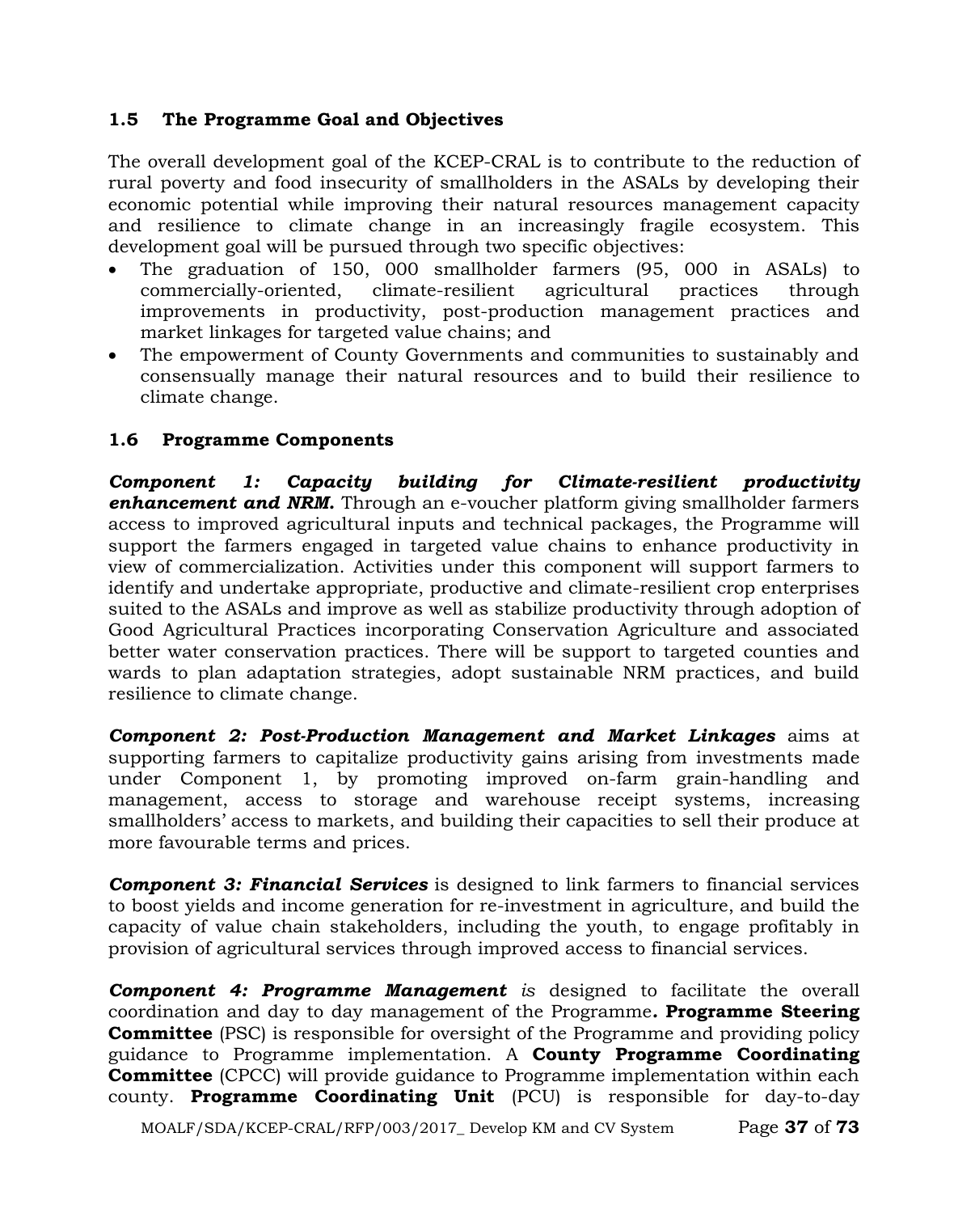## 1.5 The Programme Goal and Objectives

The overall development goal of the KCEP-CRAL is to contribute to the reduction of rural poverty and food insecurity of smallholders in the ASALs by developing their economic potential while improving their natural resources management capacity and resilience to climate change in an increasingly fragile ecosystem. This development goal will be pursued through two specific objectives:

- The graduation of 150, 000 smallholder farmers (95, 000 in ASALs) to commercially-oriented, climate-resilient agricultural practices through improvements in productivity, post-production management practices and market linkages for targeted value chains; and
- The empowerment of County Governments and communities to sustainably and consensually manage their natural resources and to build their resilience to climate change.

## 1.6 Programme Components

***Component 1: Capacity building for Climate-resilient productivity enhancement and NRM.*** Through an e-voucher platform giving smallholder farmers access to improved agricultural inputs and technical packages, the Programme will support the farmers engaged in targeted value chains to enhance productivity in view of commercialization. Activities under this component will support farmers to identify and undertake appropriate, productive and climate-resilient crop enterprises suited to the ASALs and improve as well as stabilize productivity through adoption of Good Agricultural Practices incorporating Conservation Agriculture and associated better water conservation practices. There will be support to targeted counties and wards to plan adaptation strategies, adopt sustainable NRM practices, and build resilience to climate change.

***Component 2: Post-Production Management and Market Linkages*** aims at supporting farmers to capitalize productivity gains arising from investments made under Component 1, by promoting improved on-farm grain-handling and management, access to storage and warehouse receipt systems, increasing smallholders' access to markets, and building their capacities to sell their produce at more favourable terms and prices.

***Component 3: Financial Services*** is designed to link farmers to financial services to boost yields and income generation for re-investment in agriculture, and build the capacity of value chain stakeholders, including the youth, to engage profitably in provision of agricultural services through improved access to financial services.

***Component 4: Programme Management*** *is* designed to facilitate the overall coordination and day to day management of the Programme**. Programme Steering Committee** (PSC) is responsible for oversight of the Programme and providing policy guidance to Programme implementation. A **County Programme Coordinating Committee** (CPCC) will provide guidance to Programme implementation within each county. **Programme Coordinating Unit** (PCU) is responsible for day-to-day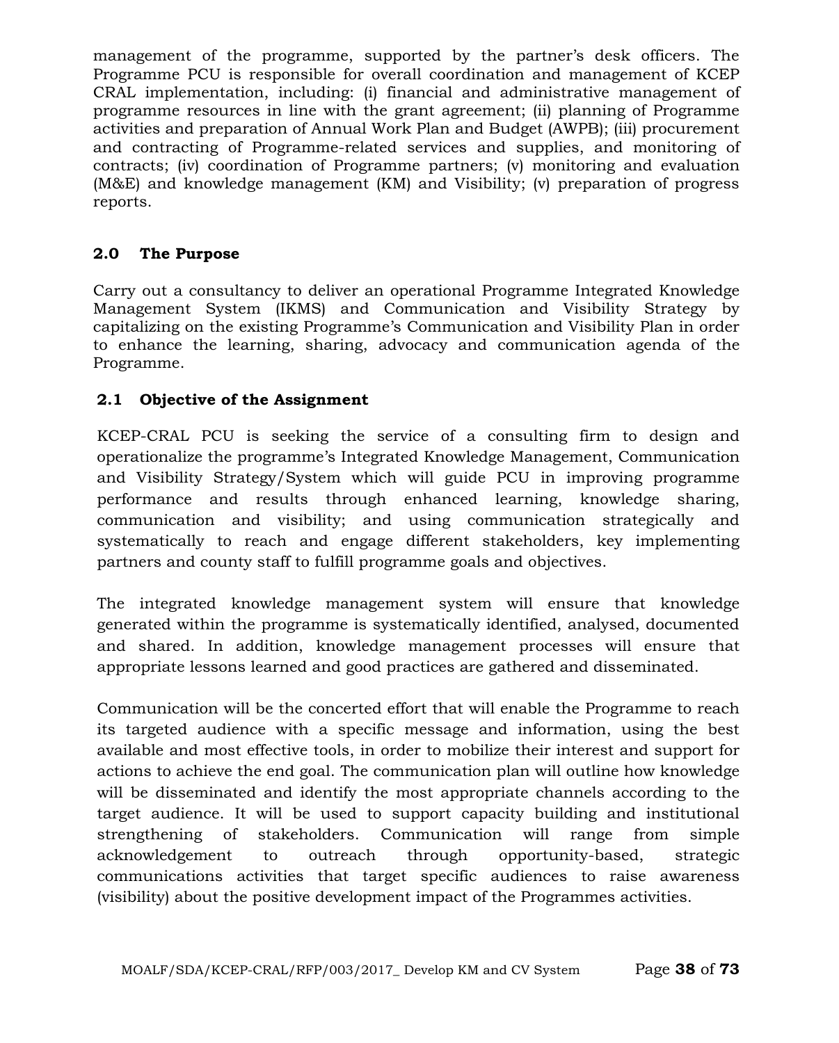management of the programme, supported by the partner's desk officers. The Programme PCU is responsible for overall coordination and management of KCEP CRAL implementation, including: (i) financial and administrative management of programme resources in line with the grant agreement; (ii) planning of Programme activities and preparation of Annual Work Plan and Budget (AWPB); (iii) procurement and contracting of Programme-related services and supplies, and monitoring of contracts; (iv) coordination of Programme partners; (v) monitoring and evaluation (M&E) and knowledge management (KM) and Visibility; (v) preparation of progress reports.

## 2.0 The Purpose

Carry out a consultancy to deliver an operational Programme Integrated Knowledge Management System (IKMS) and Communication and Visibility Strategy by capitalizing on the existing Programme's Communication and Visibility Plan in order to enhance the learning, sharing, advocacy and communication agenda of the Programme.

### 2.1 Objective of the Assignment

KCEP-CRAL PCU is seeking the service of a consulting firm to design and operationalize the programme's Integrated Knowledge Management, Communication and Visibility Strategy/System which will guide PCU in improving programme performance and results through enhanced learning, knowledge sharing, communication and visibility; and using communication strategically and systematically to reach and engage different stakeholders, key implementing partners and county staff to fulfill programme goals and objectives.

The integrated knowledge management system will ensure that knowledge generated within the programme is systematically identified, analysed, documented and shared. In addition, knowledge management processes will ensure that appropriate lessons learned and good practices are gathered and disseminated.

Communication will be the concerted effort that will enable the Programme to reach its targeted audience with a specific message and information, using the best available and most effective tools, in order to mobilize their interest and support for actions to achieve the end goal. The communication plan will outline how knowledge will be disseminated and identify the most appropriate channels according to the target audience. It will be used to support capacity building and institutional strengthening of stakeholders. Communication will range from simple acknowledgement to outreach through opportunity-based, strategic communications activities that target specific audiences to raise awareness (visibility) about the positive development impact of the Programmes activities.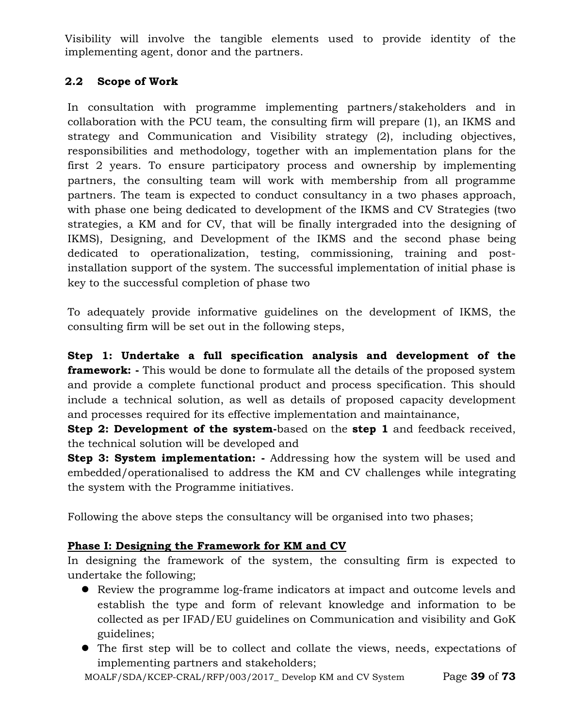Visibility will involve the tangible elements used to provide identity of the implementing agent, donor and the partners.

## 2.2 Scope of Work

In consultation with programme implementing partners/stakeholders and in collaboration with the PCU team, the consulting firm will prepare (1), an IKMS and strategy and Communication and Visibility strategy (2), including objectives, responsibilities and methodology, together with an implementation plans for the first 2 years. To ensure participatory process and ownership by implementing partners, the consulting team will work with membership from all programme partners. The team is expected to conduct consultancy in a two phases approach, with phase one being dedicated to development of the IKMS and CV Strategies (two strategies, a KM and for CV, that will be finally intergraded into the designing of IKMS), Designing, and Development of the IKMS and the second phase being dedicated to operationalization, testing, commissioning, training and post-installation support of the system. The successful implementation of initial phase is key to the successful completion of phase two

To adequately provide informative guidelines on the development of IKMS, the consulting firm will be set out in the following steps,

**Step 1: Undertake a full specification analysis and development of the framework: -** This would be done to formulate all the details of the proposed system and provide a complete functional product and process specification. This should include a technical solution, as well as details of proposed capacity development and processes required for its effective implementation and maintainance,

**Step 2: Development of the system-**based on the **step 1** and feedback received, the technical solution will be developed and

**Step 3: System implementation: -** Addressing how the system will be used and embedded/operationalised to address the KM and CV challenges while integrating the system with the Programme initiatives.

Following the above steps the consultancy will be organised into two phases;

**<u>Phase I: Designing the Framework for KM and CV</u>**

In designing the framework of the system, the consulting firm is expected to undertake the following;

- Review the programme log-frame indicators at impact and outcome levels and establish the type and form of relevant knowledge and information to be collected as per IFAD/EU guidelines on Communication and visibility and GoK guidelines;
- The first step will be to collect and collate the views, needs, expectations of implementing partners and stakeholders;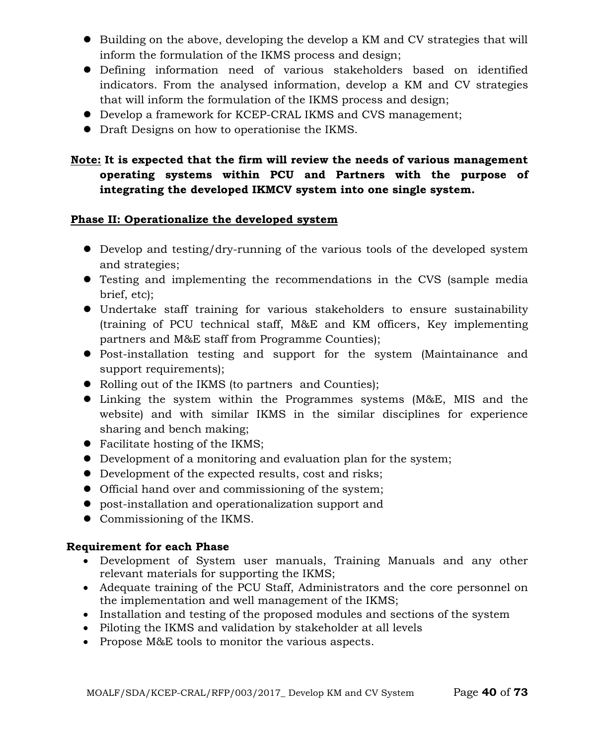- Building on the above, developing the develop a KM and CV strategies that will inform the formulation of the IKMS process and design;
- Defining information need of various stakeholders based on identified indicators. From the analysed information, develop a KM and CV strategies that will inform the formulation of the IKMS process and design;
- Develop a framework for KCEP-CRAL IKMS and CVS management;
- Draft Designs on how to operationise the IKMS.

**<u>Note:</u> It is expected that the firm will review the needs of various management operating systems within PCU and Partners with the purpose of integrating the developed IKMCV system into one single system.**

**<u>Phase II: Operationalize the developed system</u>**

- Develop and testing/dry-running of the various tools of the developed system and strategies;
- Testing and implementing the recommendations in the CVS (sample media brief, etc);
- Undertake staff training for various stakeholders to ensure sustainability (training of PCU technical staff, M&E and KM officers, Key implementing partners and M&E staff from Programme Counties);
- Post-installation testing and support for the system (Maintainance and support requirements);
- Rolling out of the IKMS (to partners and Counties);
- Linking the system within the Programmes systems (M&E, MIS and the website) and with similar IKMS in the similar disciplines for experience sharing and bench making;
- Facilitate hosting of the IKMS;
- Development of a monitoring and evaluation plan for the system;
- Development of the expected results, cost and risks;
- Official hand over and commissioning of the system;
- post-installation and operationalization support and
- Commissioning of the IKMS.

**Requirement for each Phase**

- Development of System user manuals, Training Manuals and any other relevant materials for supporting the IKMS;
- Adequate training of the PCU Staff, Administrators and the core personnel on the implementation and well management of the IKMS;
- Installation and testing of the proposed modules and sections of the system
- Piloting the IKMS and validation by stakeholder at all levels
- Propose M&E tools to monitor the various aspects.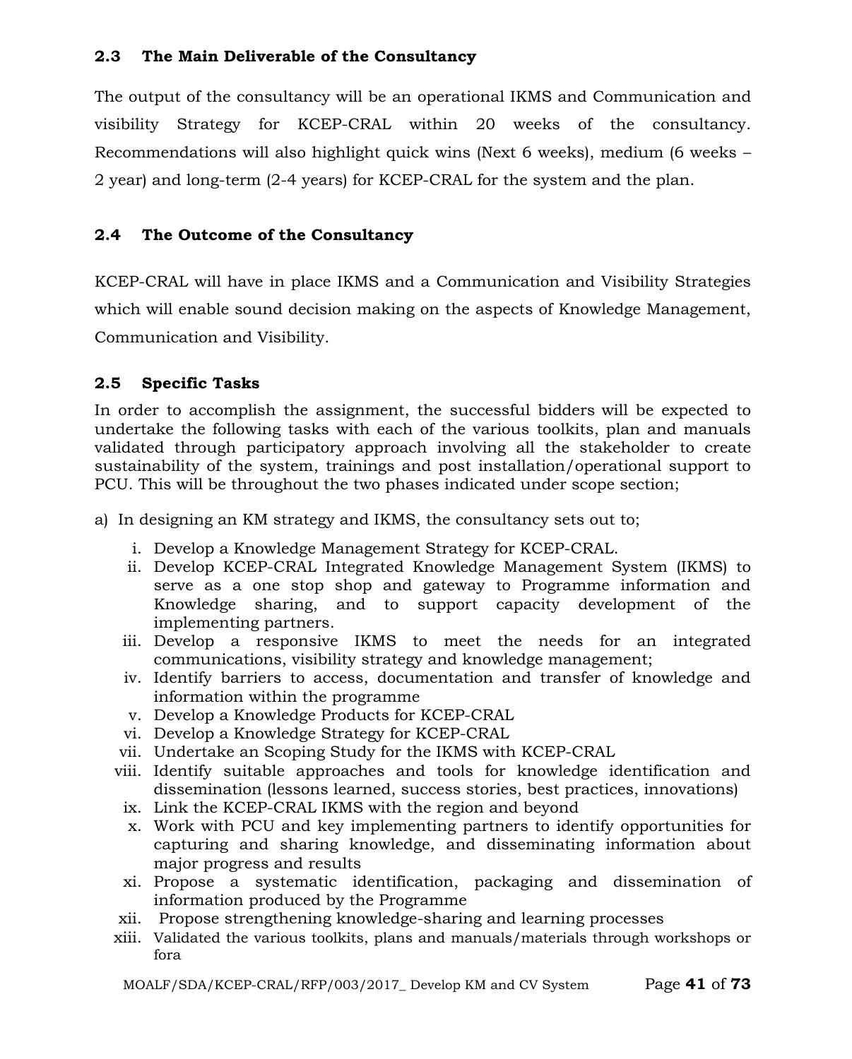## 2.3 The Main Deliverable of the Consultancy

The output of the consultancy will be an operational IKMS and Communication and visibility Strategy for KCEP-CRAL within 20 weeks of the consultancy. Recommendations will also highlight quick wins (Next 6 weeks), medium (6 weeks – 2 year) and long-term (2-4 years) for KCEP-CRAL for the system and the plan.

## 2.4 The Outcome of the Consultancy

KCEP-CRAL will have in place IKMS and a Communication and Visibility Strategies which will enable sound decision making on the aspects of Knowledge Management, Communication and Visibility.

## 2.5 Specific Tasks

In order to accomplish the assignment, the successful bidders will be expected to undertake the following tasks with each of the various toolkits, plan and manuals validated through participatory approach involving all the stakeholder to create sustainability of the system, trainings and post installation/operational support to PCU. This will be throughout the two phases indicated under scope section;

a) In designing an KM strategy and IKMS, the consultancy sets out to;

   i. Develop a Knowledge Management Strategy for KCEP-CRAL.
   ii. Develop KCEP-CRAL Integrated Knowledge Management System (IKMS) to serve as a one stop shop and gateway to Programme information and Knowledge sharing, and to support capacity development of the implementing partners.
   iii. Develop a responsive IKMS to meet the needs for an integrated communications, visibility strategy and knowledge management;
   iv. Identify barriers to access, documentation and transfer of knowledge and information within the programme
   v. Develop a Knowledge Products for KCEP-CRAL
   vi. Develop a Knowledge Strategy for KCEP-CRAL
   vii. Undertake an Scoping Study for the IKMS with KCEP-CRAL
   viii. Identify suitable approaches and tools for knowledge identification and dissemination (lessons learned, success stories, best practices, innovations)
   ix. Link the KCEP-CRAL IKMS with the region and beyond
   x. Work with PCU and key implementing partners to identify opportunities for capturing and sharing knowledge, and disseminating information about major progress and results
   xi. Propose a systematic identification, packaging and dissemination of information produced by the Programme
   xii. Propose strengthening knowledge-sharing and learning processes
   xiii. Validated the various toolkits, plans and manuals/materials through workshops or fora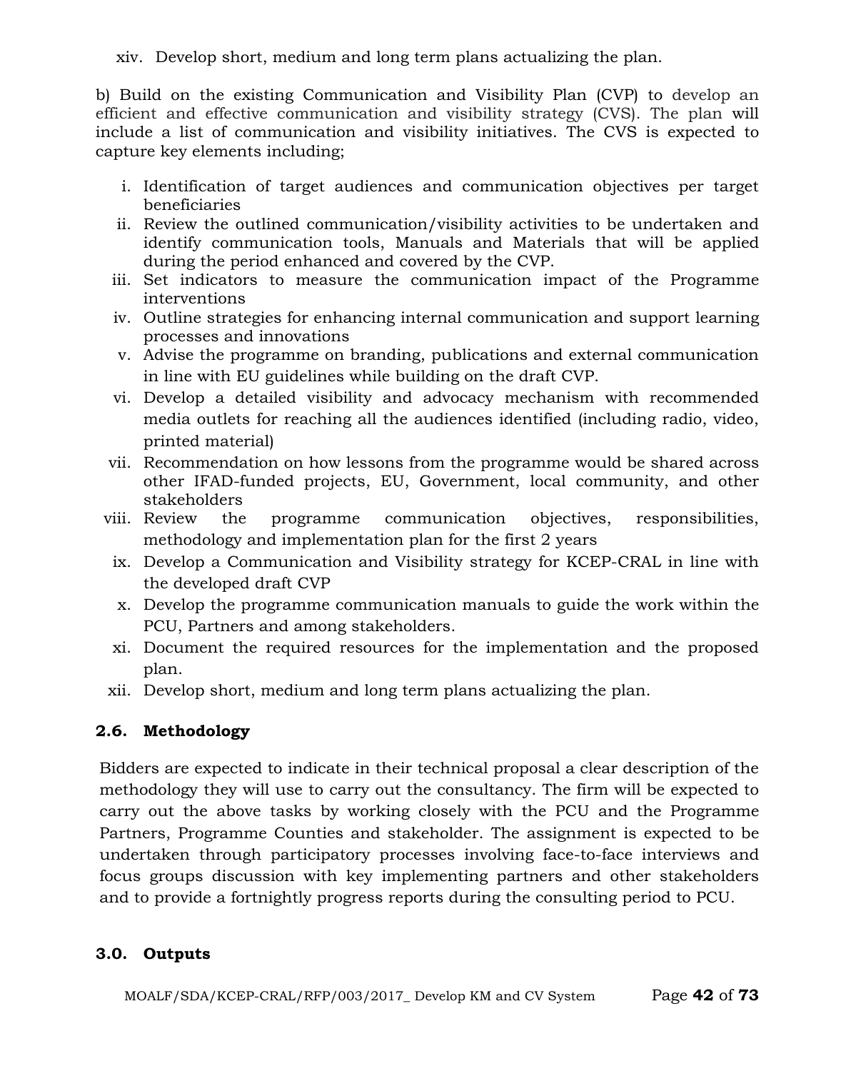xiv. Develop short, medium and long term plans actualizing the plan.

b) Build on the existing Communication and Visibility Plan (CVP) to develop an efficient and effective communication and visibility strategy (CVS). The plan will include a list of communication and visibility initiatives. The CVS is expected to capture key elements including;

i. Identification of target audiences and communication objectives per target beneficiaries
ii. Review the outlined communication/visibility activities to be undertaken and identify communication tools, Manuals and Materials that will be applied during the period enhanced and covered by the CVP.
iii. Set indicators to measure the communication impact of the Programme interventions
iv. Outline strategies for enhancing internal communication and support learning processes and innovations
v. Advise the programme on branding, publications and external communication in line with EU guidelines while building on the draft CVP.
vi. Develop a detailed visibility and advocacy mechanism with recommended media outlets for reaching all the audiences identified (including radio, video, printed material)
vii. Recommendation on how lessons from the programme would be shared across other IFAD-funded projects, EU, Government, local community, and other stakeholders
viii. Review the programme communication objectives, responsibilities, methodology and implementation plan for the first 2 years
ix. Develop a Communication and Visibility strategy for KCEP-CRAL in line with the developed draft CVP
x. Develop the programme communication manuals to guide the work within the PCU, Partners and among stakeholders.
xi. Document the required resources for the implementation and the proposed plan.
xii. Develop short, medium and long term plans actualizing the plan.

## 2.6. Methodology

Bidders are expected to indicate in their technical proposal a clear description of the methodology they will use to carry out the consultancy. The firm will be expected to carry out the above tasks by working closely with the PCU and the Programme Partners, Programme Counties and stakeholder. The assignment is expected to be undertaken through participatory processes involving face-to-face interviews and focus groups discussion with key implementing partners and other stakeholders and to provide a fortnightly progress reports during the consulting period to PCU.

## 3.0. Outputs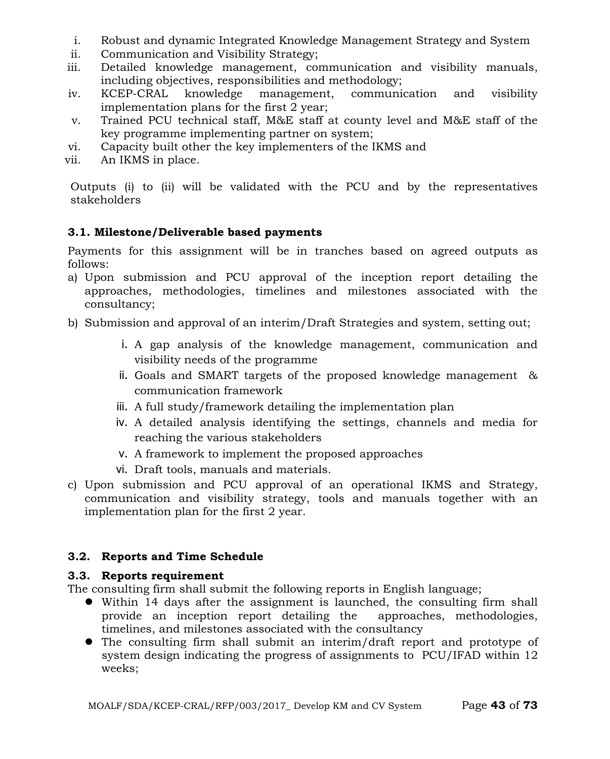i. Robust and dynamic Integrated Knowledge Management Strategy and System
ii. Communication and Visibility Strategy;
iii. Detailed knowledge management, communication and visibility manuals, including objectives, responsibilities and methodology;
iv. KCEP-CRAL knowledge management, communication and visibility implementation plans for the first 2 year;
v. Trained PCU technical staff, M&E staff at county level and M&E staff of the key programme implementing partner on system;
vi. Capacity built other the key implementers of the IKMS and
vii. An IKMS in place.

Outputs (i) to (ii) will be validated with the PCU and by the representatives stakeholders

### 3.1. Milestone/Deliverable based payments

Payments for this assignment will be in tranches based on agreed outputs as follows:

a) Upon submission and PCU approval of the inception report detailing the approaches, methodologies, timelines and milestones associated with the consultancy;
b) Submission and approval of an interim/Draft Strategies and system, setting out;
    i. A gap analysis of the knowledge management, communication and visibility needs of the programme
    ii. Goals and SMART targets of the proposed knowledge management & communication framework
    iii. A full study/framework detailing the implementation plan
    iv. A detailed analysis identifying the settings, channels and media for reaching the various stakeholders
    v. A framework to implement the proposed approaches
    vi. Draft tools, manuals and materials.
c) Upon submission and PCU approval of an operational IKMS and Strategy, communication and visibility strategy, tools and manuals together with an implementation plan for the first 2 year.

### 3.2. Reports and Time Schedule

### 3.3. Reports requirement

The consulting firm shall submit the following reports in English language;

- Within 14 days after the assignment is launched, the consulting firm shall provide an inception report detailing the approaches, methodologies, timelines, and milestones associated with the consultancy
- The consulting firm shall submit an interim/draft report and prototype of system design indicating the progress of assignments to PCU/IFAD within 12 weeks;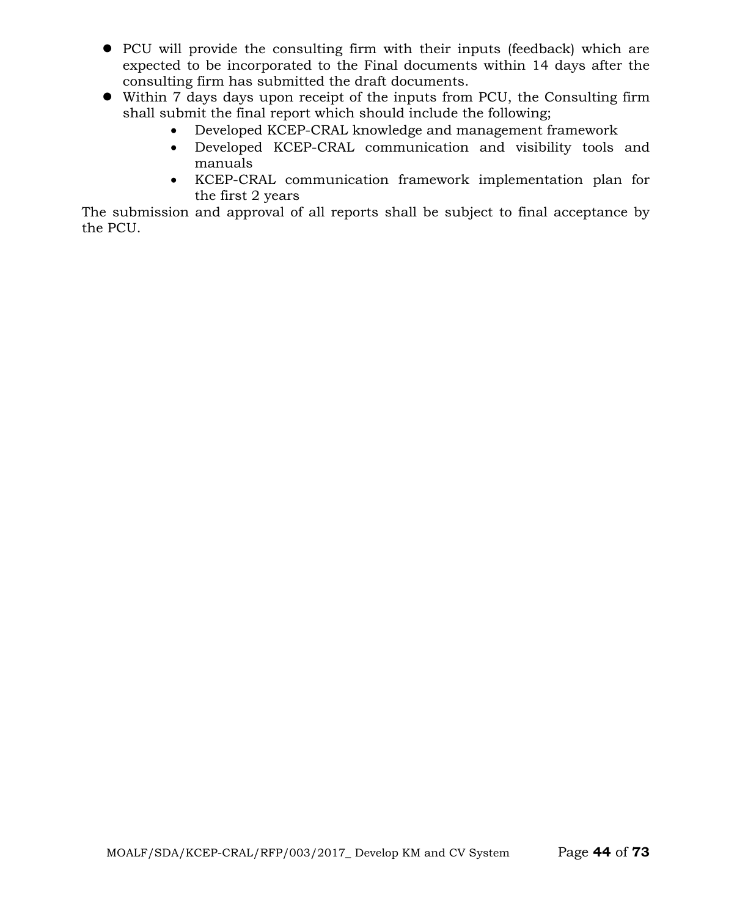- PCU will provide the consulting firm with their inputs (feedback) which are expected to be incorporated to the Final documents within 14 days after the consulting firm has submitted the draft documents.
- Within 7 days days upon receipt of the inputs from PCU, the Consulting firm shall submit the final report which should include the following;
    - Developed KCEP-CRAL knowledge and management framework
    - Developed KCEP-CRAL communication and visibility tools and manuals
    - KCEP-CRAL communication framework implementation plan for the first 2 years

The submission and approval of all reports shall be subject to final acceptance by the PCU.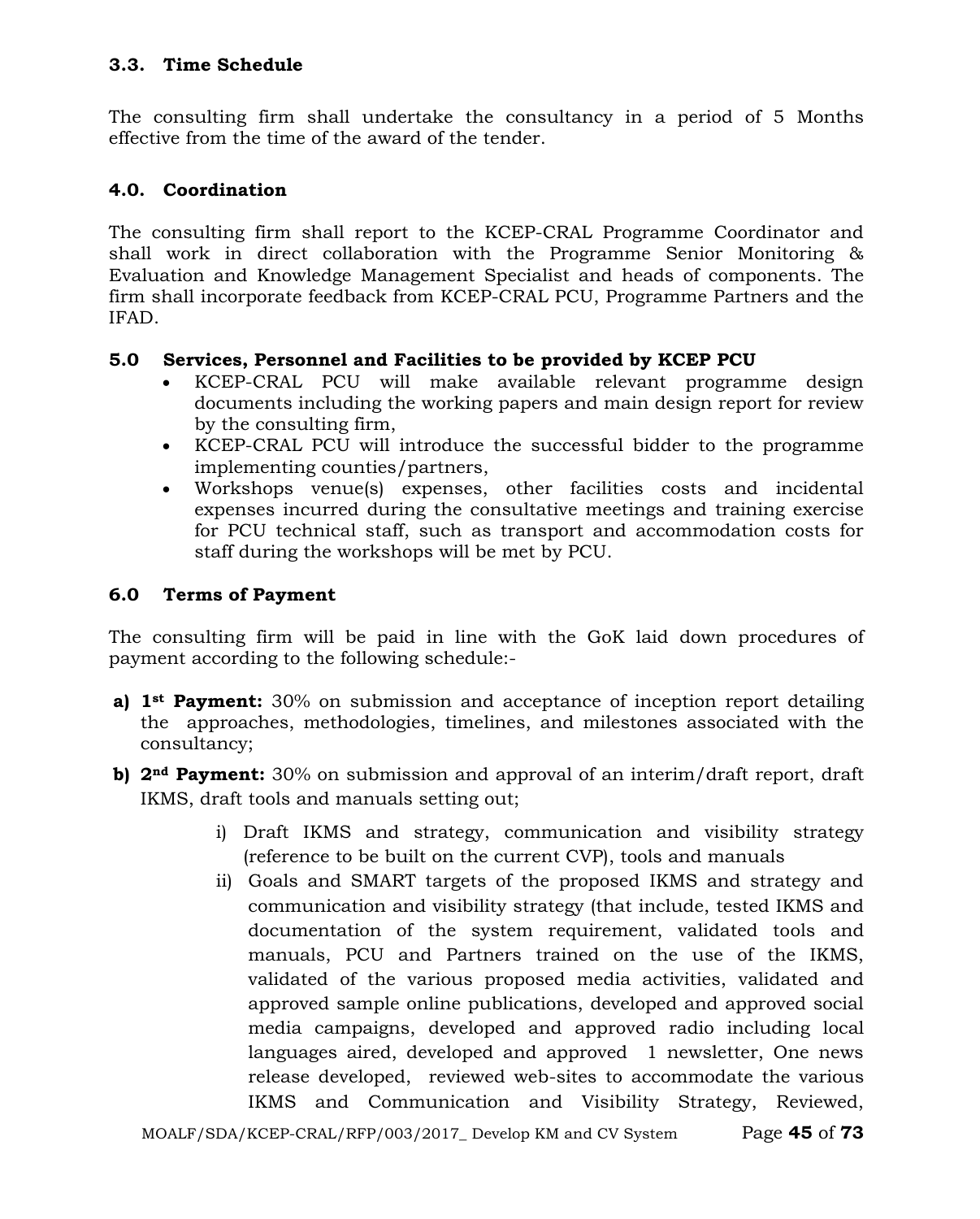### 3.3. Time Schedule

The consulting firm shall undertake the consultancy in a period of 5 Months effective from the time of the award of the tender.

## 4.0. Coordination

The consulting firm shall report to the KCEP-CRAL Programme Coordinator and shall work in direct collaboration with the Programme Senior Monitoring & Evaluation and Knowledge Management Specialist and heads of components. The firm shall incorporate feedback from KCEP-CRAL PCU, Programme Partners and the IFAD.

## 5.0 Services, Personnel and Facilities to be provided by KCEP PCU

- KCEP-CRAL PCU will make available relevant programme design documents including the working papers and main design report for review by the consulting firm,
- KCEP-CRAL PCU will introduce the successful bidder to the programme implementing counties/partners,
- Workshops venue(s) expenses, other facilities costs and incidental expenses incurred during the consultative meetings and training exercise for PCU technical staff, such as transport and accommodation costs for staff during the workshops will be met by PCU.

## 6.0 Terms of Payment

The consulting firm will be paid in line with the GoK laid down procedures of payment according to the following schedule:-

**a) 1st Payment:** 30% on submission and acceptance of inception report detailing the approaches, methodologies, timelines, and milestones associated with the consultancy;

**b) 2nd Payment:** 30% on submission and approval of an interim/draft report, draft IKMS, draft tools and manuals setting out;

i) Draft IKMS and strategy, communication and visibility strategy (reference to be built on the current CVP), tools and manuals

ii) Goals and SMART targets of the proposed IKMS and strategy and communication and visibility strategy (that include, tested IKMS and documentation of the system requirement, validated tools and manuals, PCU and Partners trained on the use of the IKMS, validated of the various proposed media activities, validated and approved sample online publications, developed and approved social media campaigns, developed and approved radio including local languages aired, developed and approved 1 newsletter, One news release developed, reviewed web-sites to accommodate the various IKMS and Communication and Visibility Strategy, Reviewed,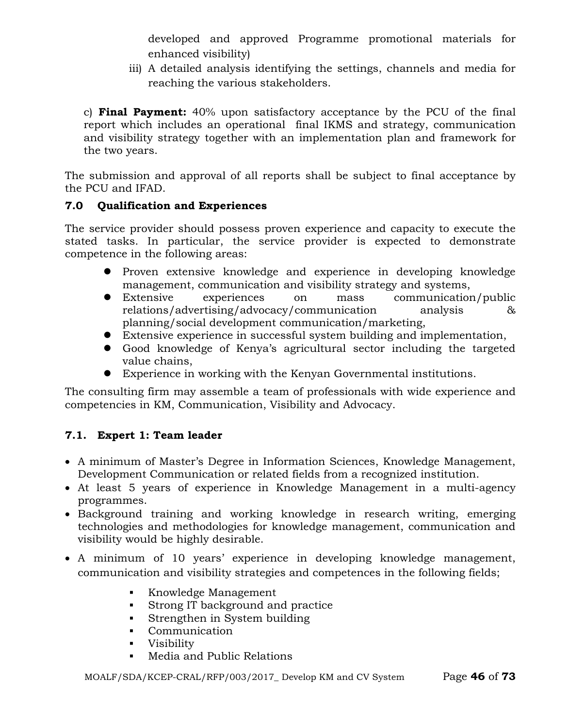developed and approved Programme promotional materials for enhanced visibility)

iii) A detailed analysis identifying the settings, channels and media for reaching the various stakeholders.

c) **Final Payment:** 40% upon satisfactory acceptance by the PCU of the final report which includes an operational final IKMS and strategy, communication and visibility strategy together with an implementation plan and framework for the two years.

The submission and approval of all reports shall be subject to final acceptance by the PCU and IFAD.

## 7.0 Qualification and Experiences

The service provider should possess proven experience and capacity to execute the stated tasks. In particular, the service provider is expected to demonstrate competence in the following areas:

- Proven extensive knowledge and experience in developing knowledge management, communication and visibility strategy and systems,
- Extensive experiences on mass communication/public relations/advertising/advocacy/communication analysis & planning/social development communication/marketing,
- Extensive experience in successful system building and implementation,
- Good knowledge of Kenya's agricultural sector including the targeted value chains,
- Experience in working with the Kenyan Governmental institutions.

The consulting firm may assemble a team of professionals with wide experience and competencies in KM, Communication, Visibility and Advocacy.

### 7.1. Expert 1: Team leader

- A minimum of Master's Degree in Information Sciences, Knowledge Management, Development Communication or related fields from a recognized institution.
- At least 5 years of experience in Knowledge Management in a multi-agency programmes.
- Background training and working knowledge in research writing, emerging technologies and methodologies for knowledge management, communication and visibility would be highly desirable.
- A minimum of 10 years' experience in developing knowledge management, communication and visibility strategies and competences in the following fields;
  - Knowledge Management
  - Strong IT background and practice
  - Strengthen in System building
  - Communication
  - Visibility
  - Media and Public Relations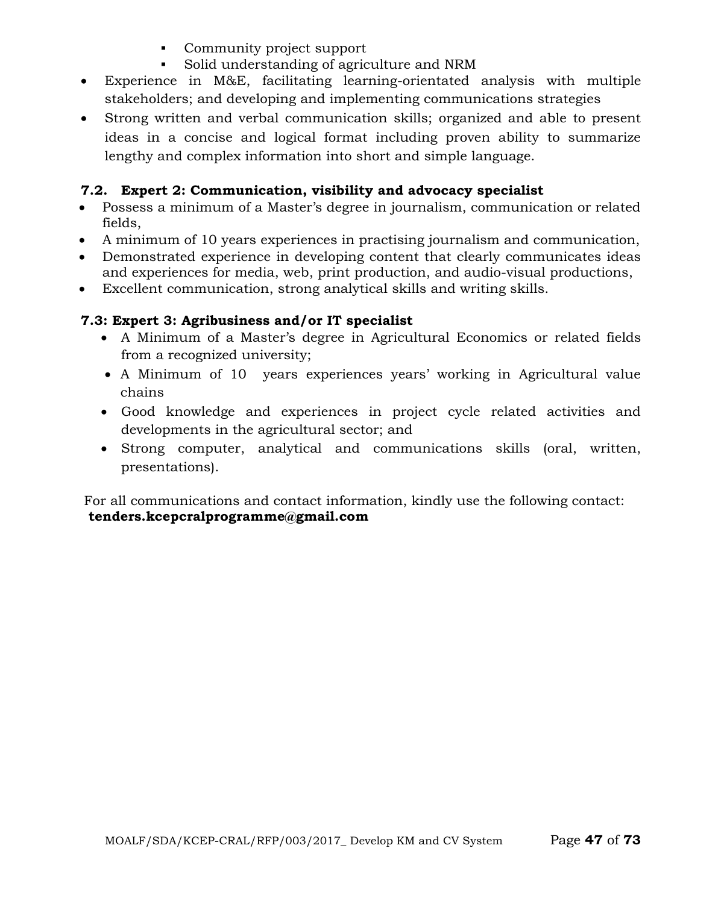- Community project support
    - Solid understanding of agriculture and NRM
- Experience in M&E, facilitating learning-orientated analysis with multiple stakeholders; and developing and implementing communications strategies
- Strong written and verbal communication skills; organized and able to present ideas in a concise and logical format including proven ability to summarize lengthy and complex information into short and simple language.

### 7.2. Expert 2: Communication, visibility and advocacy specialist

- Possess a minimum of a Master's degree in journalism, communication or related fields,
- A minimum of 10 years experiences in practising journalism and communication,
- Demonstrated experience in developing content that clearly communicates ideas and experiences for media, web, print production, and audio-visual productions,
- Excellent communication, strong analytical skills and writing skills.

### 7.3: Expert 3: Agribusiness and/or IT specialist

- A Minimum of a Master's degree in Agricultural Economics or related fields from a recognized university;
- A Minimum of 10 years experiences years' working in Agricultural value chains
- Good knowledge and experiences in project cycle related activities and developments in the agricultural sector; and
- Strong computer, analytical and communications skills (oral, written, presentations).

For all communications and contact information, kindly use the following contact:
**tenders.kcepcralprogramme@gmail.com**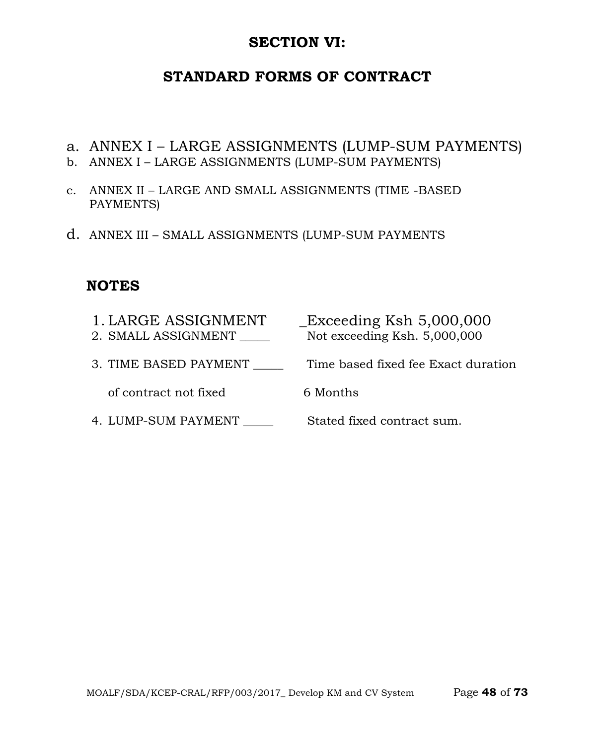# SECTION VI:

## STANDARD FORMS OF CONTRACT

a. ANNEX I – LARGE ASSIGNMENTS (LUMP-SUM PAYMENTS)
b. ANNEX I – LARGE ASSIGNMENTS (LUMP-SUM PAYMENTS)

c. ANNEX II – LARGE AND SMALL ASSIGNMENTS (TIME -BASED PAYMENTS)

d. ANNEX III – SMALL ASSIGNMENTS (LUMP-SUM PAYMENTS

### NOTES

1. LARGE ASSIGNMENT _Exceeding Ksh 5,000,000
2. SMALL ASSIGNMENT _____ Not exceeding Ksh. 5,000,000
3. TIME BASED PAYMENT _____ Time based fixed fee Exact duration of contract not fixed 6 Months
4. LUMP-SUM PAYMENT _____ Stated fixed contract sum.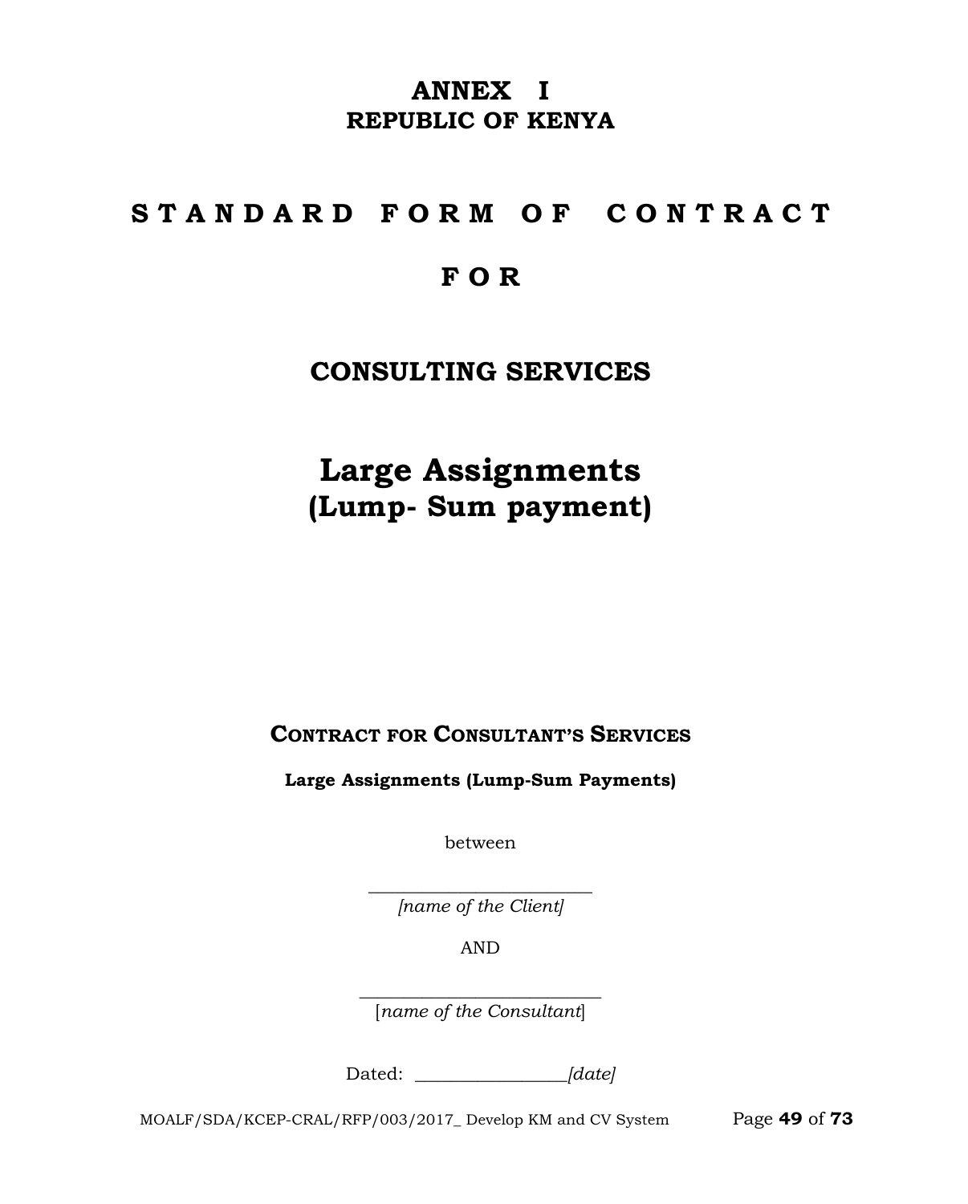# ANNEX I
## REPUBLIC OF KENYA

# S T A N D A R D F O R M O F C O N T R A C T

# F O R

## CONSULTING SERVICES

# Large Assignments
## (Lump- Sum payment)

### CONTRACT FOR CONSULTANT'S SERVICES

**Large Assignments (Lump-Sum Payments)**

between

\_\_\_\_\_\_\_\_\_\_\_\_\_\_\_\_\_\_\_\_\_\_\_\_\_
*[name of the Client]*

AND

\_\_\_\_\_\_\_\_\_\_\_\_\_\_\_\_\_\_\_\_\_\_\_\_\_\_\_
[*name of the Consultant*]

Dated: \_\_\_\_\_\_\_\_\_\_\_\_\_\_\_\_\_*[date]*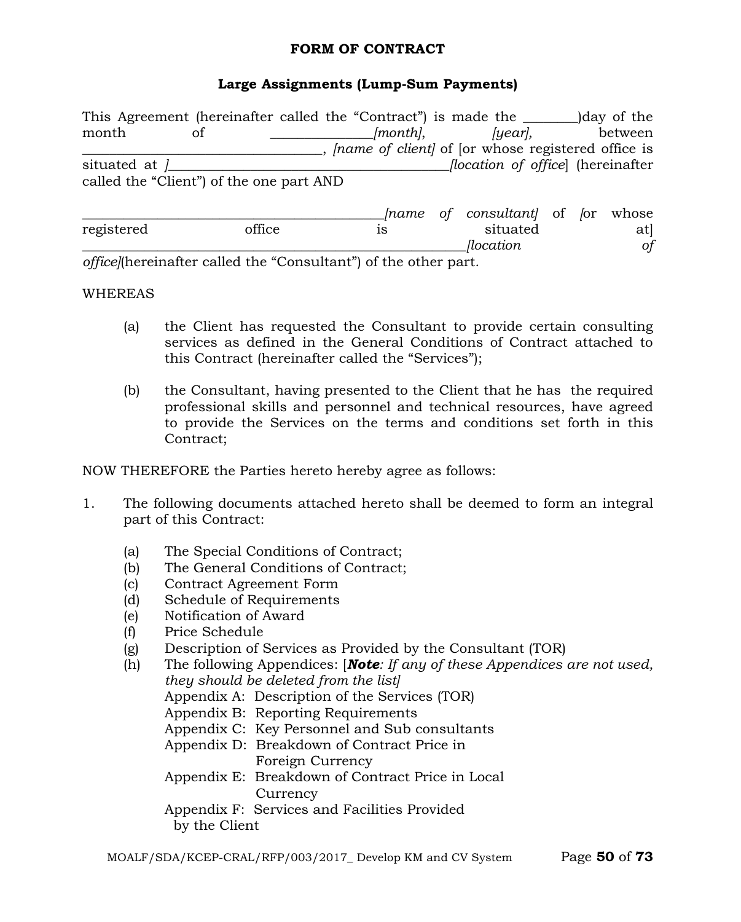**FORM OF CONTRACT**

**Large Assignments (Lump-Sum Payments)**

This Agreement (hereinafter called the "Contract") is made the ________)day of the month of ______________*[month]*, *[year]*, between ___________________________________, *[name of client]* of [or whose registered office is situated at *]*________________________________________*[location of office*] (hereinafter called the "Client") of the one part AND

____________________________________________*[name of consultant]* of *[*or whose registered office is situated at] ______________________________________________________*[location of office]*(hereinafter called the "Consultant") of the other part.

WHEREAS

(a) the Client has requested the Consultant to provide certain consulting services as defined in the General Conditions of Contract attached to this Contract (hereinafter called the "Services");

(b) the Consultant, having presented to the Client that he has the required professional skills and personnel and technical resources, have agreed to provide the Services on the terms and conditions set forth in this Contract;

NOW THEREFORE the Parties hereto hereby agree as follows:

1. The following documents attached hereto shall be deemed to form an integral part of this Contract:

   (a) The Special Conditions of Contract;
   (b) The General Conditions of Contract;
   (c) Contract Agreement Form
   (d) Schedule of Requirements
   (e) Notification of Award
   (f) Price Schedule
   (g) Description of Services as Provided by the Consultant (TOR)
   (h) The following Appendices: [***Note****: If any of these Appendices are not used, they should be deleted from the list]*
   Appendix A: Description of the Services (TOR)
   Appendix B: Reporting Requirements
   Appendix C: Key Personnel and Sub consultants
   Appendix D: Breakdown of Contract Price in Foreign Currency
   Appendix E: Breakdown of Contract Price in Local Currency
   Appendix F: Services and Facilities Provided by the Client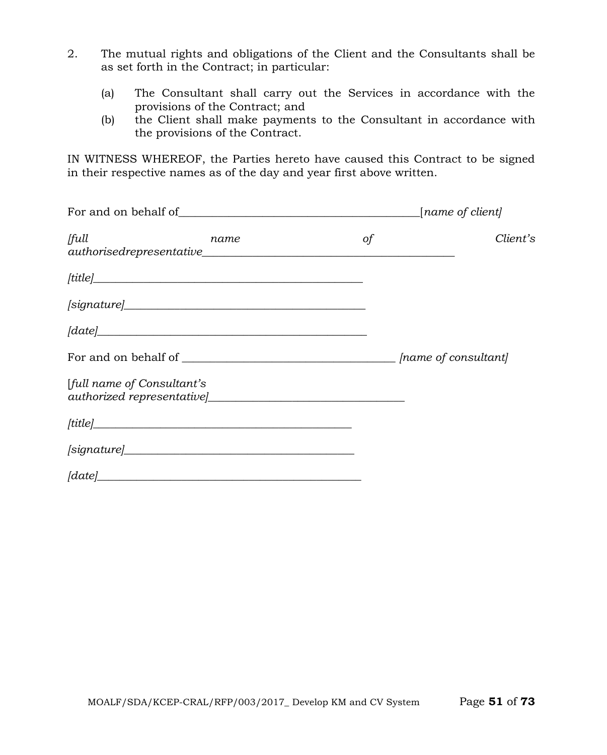2. The mutual rights and obligations of the Client and the Consultants shall be as set forth in the Contract; in particular:

   (a) The Consultant shall carry out the Services in accordance with the provisions of the Contract; and
   (b) the Client shall make payments to the Consultant in accordance with the provisions of the Contract.

IN WITNESS WHEREOF, the Parties hereto have caused this Contract to be signed in their respective names as of the day and year first above written.

For and on behalf of___________________________________________[*name of client]*

*[full name of Client's authorisedrepresentative*_____________________________________________

*[title]*_________________________________________________

*[signature]*____________________________________________

*[date]*_________________________________________________

For and on behalf of _____________________________________ *[name of consultant]*

[*full name of Consultant's authorized representative]*___________________________________

*[title]*_______________________________________________

*[signature]*__________________________________________

*[date]*_______________________________________________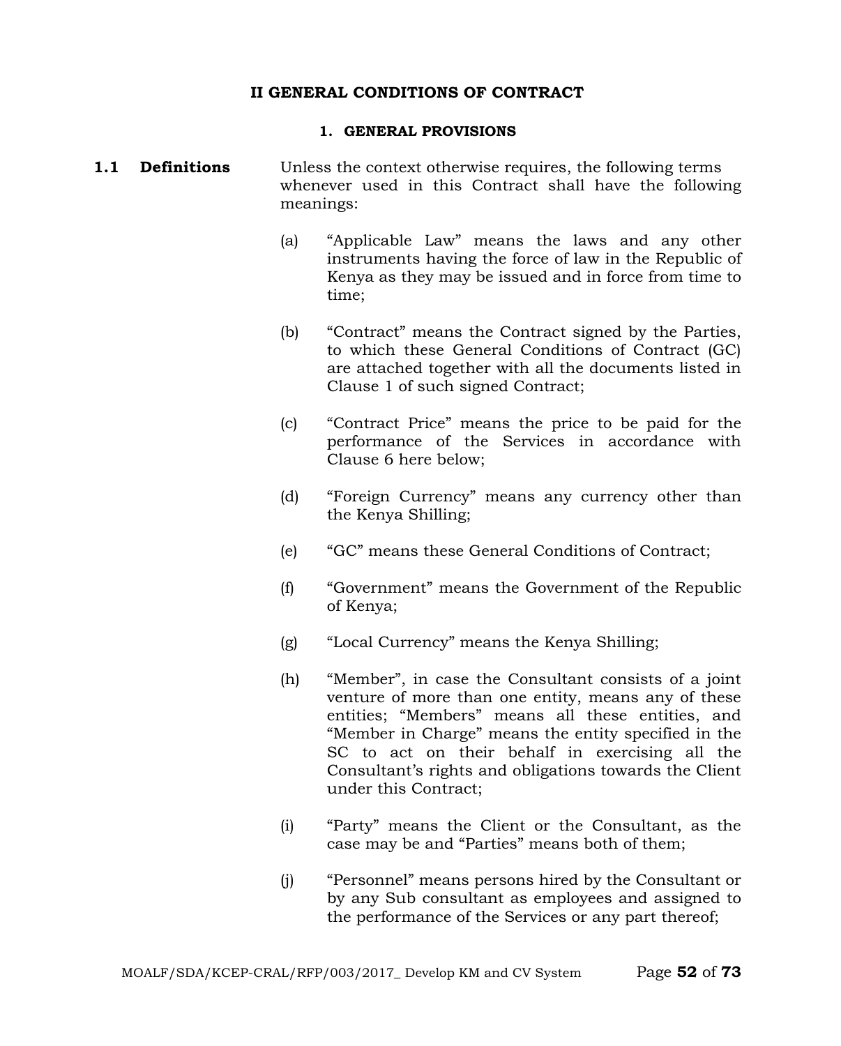# II GENERAL CONDITIONS OF CONTRACT

## 1. GENERAL PROVISIONS

**1.1 Definitions**

Unless the context otherwise requires, the following terms whenever used in this Contract shall have the following meanings:

(a) "Applicable Law" means the laws and any other instruments having the force of law in the Republic of Kenya as they may be issued and in force from time to time;

(b) "Contract" means the Contract signed by the Parties, to which these General Conditions of Contract (GC) are attached together with all the documents listed in Clause 1 of such signed Contract;

(c) "Contract Price" means the price to be paid for the performance of the Services in accordance with Clause 6 here below;

(d) "Foreign Currency" means any currency other than the Kenya Shilling;

(e) "GC" means these General Conditions of Contract;

(f) "Government" means the Government of the Republic of Kenya;

(g) "Local Currency" means the Kenya Shilling;

(h) "Member", in case the Consultant consists of a joint venture of more than one entity, means any of these entities; "Members" means all these entities, and "Member in Charge" means the entity specified in the SC to act on their behalf in exercising all the Consultant's rights and obligations towards the Client under this Contract;

(i) "Party" means the Client or the Consultant, as the case may be and "Parties" means both of them;

(j) "Personnel" means persons hired by the Consultant or by any Sub consultant as employees and assigned to the performance of the Services or any part thereof;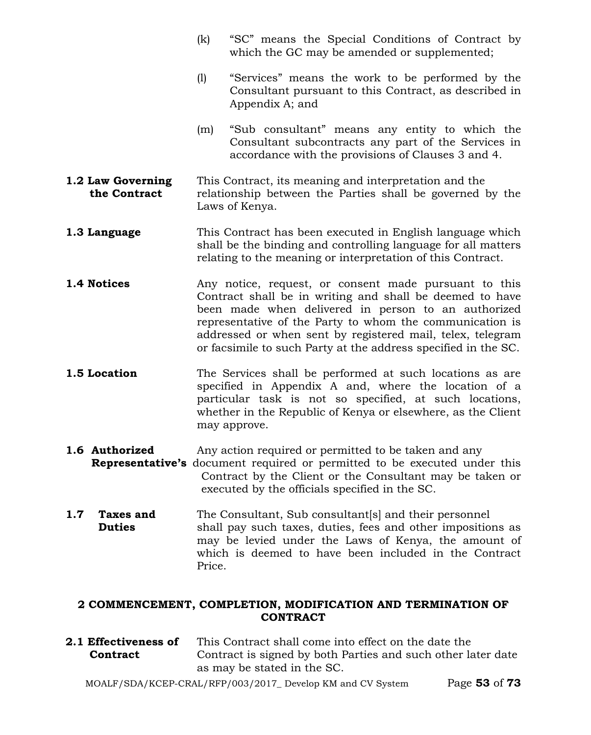(k) "SC" means the Special Conditions of Contract by which the GC may be amended or supplemented;

(l) "Services" means the work to be performed by the Consultant pursuant to this Contract, as described in Appendix A; and

(m) "Sub consultant" means any entity to which the Consultant subcontracts any part of the Services in accordance with the provisions of Clauses 3 and 4.

**1.2 Law Governing the Contract** This Contract, its meaning and interpretation and the relationship between the Parties shall be governed by the Laws of Kenya.

**1.3 Language** This Contract has been executed in English language which shall be the binding and controlling language for all matters relating to the meaning or interpretation of this Contract.

**1.4 Notices** Any notice, request, or consent made pursuant to this Contract shall be in writing and shall be deemed to have been made when delivered in person to an authorized representative of the Party to whom the communication is addressed or when sent by registered mail, telex, telegram or facsimile to such Party at the address specified in the SC.

**1.5 Location** The Services shall be performed at such locations as are specified in Appendix A and, where the location of a particular task is not so specified, at such locations, whether in the Republic of Kenya or elsewhere, as the Client may approve.

**1.6 Authorized Representative's** Any action required or permitted to be taken and any document required or permitted to be executed under this Contract by the Client or the Consultant may be taken or executed by the officials specified in the SC.

**1.7 Taxes and Duties** The Consultant, Sub consultant[s] and their personnel shall pay such taxes, duties, fees and other impositions as may be levied under the Laws of Kenya, the amount of which is deemed to have been included in the Contract Price.

## 2 COMMENCEMENT, COMPLETION, MODIFICATION AND TERMINATION OF CONTRACT

**2.1 Effectiveness of Contract** This Contract shall come into effect on the date the Contract is signed by both Parties and such other later date as may be stated in the SC.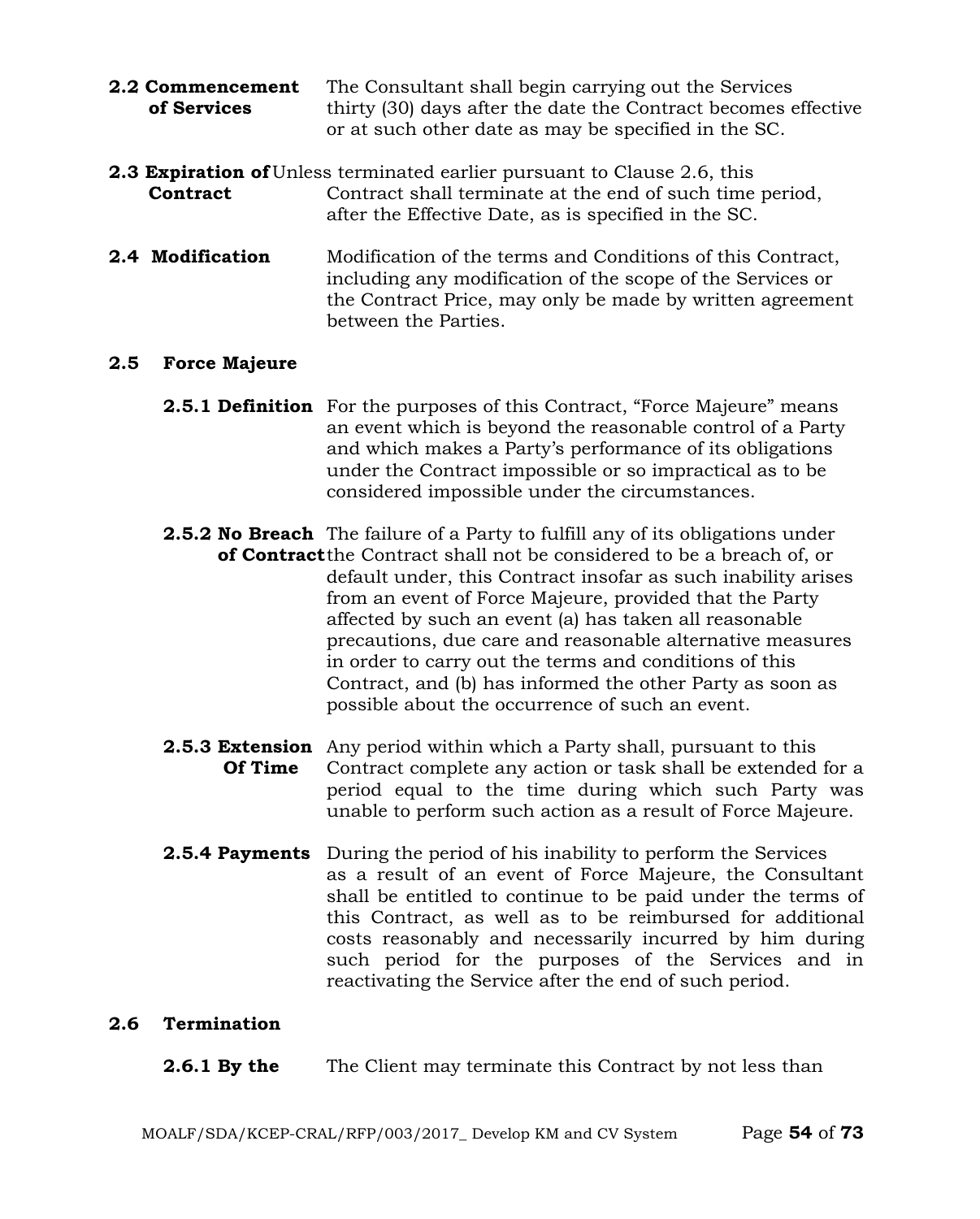**2.2 Commencement of Services** The Consultant shall begin carrying out the Services thirty (30) days after the date the Contract becomes effective or at such other date as may be specified in the SC.

**2.3 Expiration of Contract** Unless terminated earlier pursuant to Clause 2.6, this Contract shall terminate at the end of such time period, after the Effective Date, as is specified in the SC.

**2.4 Modification** Modification of the terms and Conditions of this Contract, including any modification of the scope of the Services or the Contract Price, may only be made by written agreement between the Parties.

**2.5 Force Majeure**

**2.5.1 Definition** For the purposes of this Contract, "Force Majeure" means an event which is beyond the reasonable control of a Party and which makes a Party's performance of its obligations under the Contract impossible or so impractical as to be considered impossible under the circumstances.

**2.5.2 No Breach of Contract** The failure of a Party to fulfill any of its obligations under the Contract shall not be considered to be a breach of, or default under, this Contract insofar as such inability arises from an event of Force Majeure, provided that the Party affected by such an event (a) has taken all reasonable precautions, due care and reasonable alternative measures in order to carry out the terms and conditions of this Contract, and (b) has informed the other Party as soon as possible about the occurrence of such an event.

**2.5.3 Extension Of Time** Any period within which a Party shall, pursuant to this Contract complete any action or task shall be extended for a period equal to the time during which such Party was unable to perform such action as a result of Force Majeure.

**2.5.4 Payments** During the period of his inability to perform the Services as a result of an event of Force Majeure, the Consultant shall be entitled to continue to be paid under the terms of this Contract, as well as to be reimbursed for additional costs reasonably and necessarily incurred by him during such period for the purposes of the Services and in reactivating the Service after the end of such period.

**2.6 Termination**

**2.6.1 By the** The Client may terminate this Contract by not less than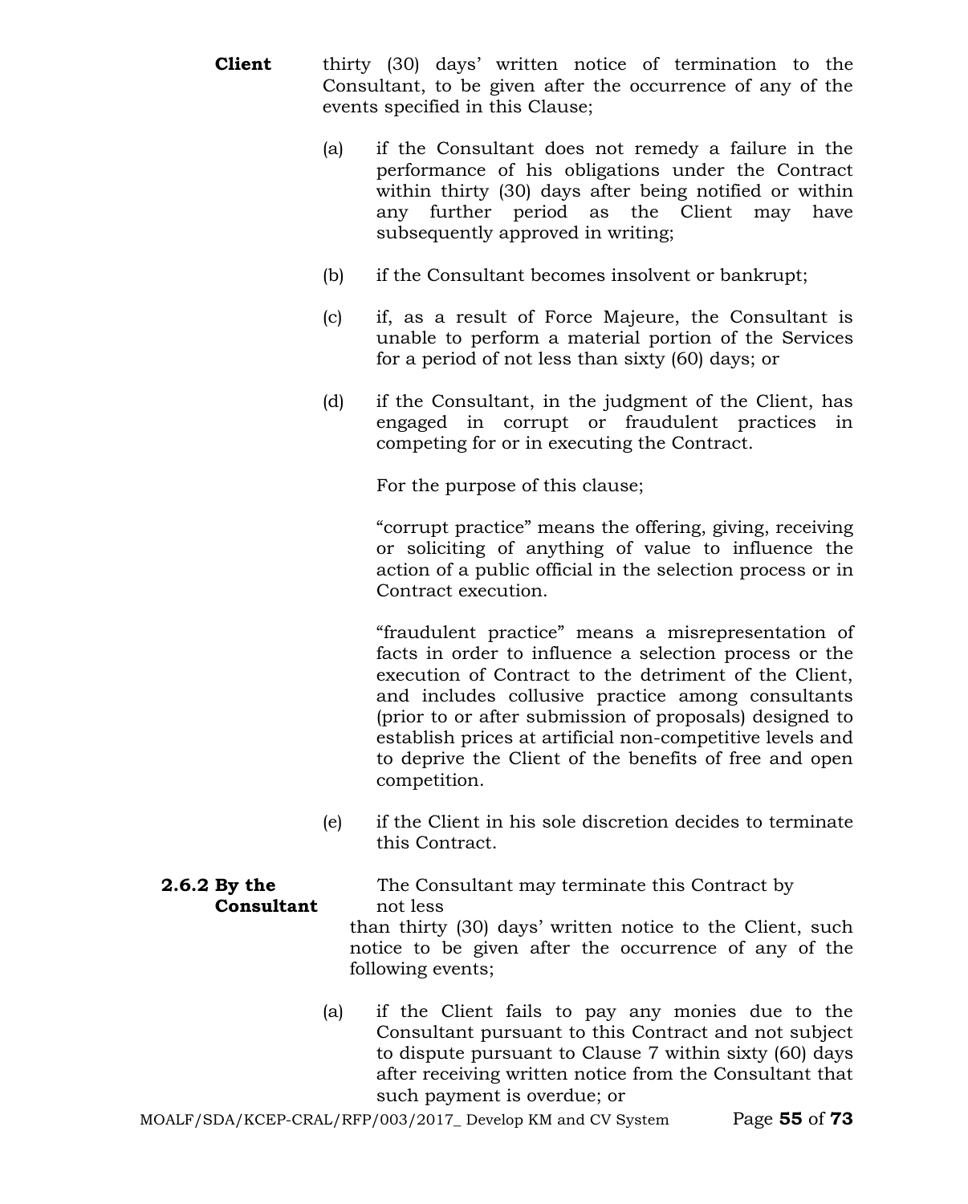**Client** thirty (30) days' written notice of termination to the Consultant, to be given after the occurrence of any of the events specified in this Clause;

(a) if the Consultant does not remedy a failure in the performance of his obligations under the Contract within thirty (30) days after being notified or within any further period as the Client may have subsequently approved in writing;

(b) if the Consultant becomes insolvent or bankrupt;

(c) if, as a result of Force Majeure, the Consultant is unable to perform a material portion of the Services for a period of not less than sixty (60) days; or

(d) if the Consultant, in the judgment of the Client, has engaged in corrupt or fraudulent practices in competing for or in executing the Contract.

For the purpose of this clause;

"corrupt practice" means the offering, giving, receiving or soliciting of anything of value to influence the action of a public official in the selection process or in Contract execution.

"fraudulent practice" means a misrepresentation of facts in order to influence a selection process or the execution of Contract to the detriment of the Client, and includes collusive practice among consultants (prior to or after submission of proposals) designed to establish prices at artificial non-competitive levels and to deprive the Client of the benefits of free and open competition.

(e) if the Client in his sole discretion decides to terminate this Contract.

**2.6.2 By the Consultant** The Consultant may terminate this Contract by not less than thirty (30) days' written notice to the Client, such notice to be given after the occurrence of any of the following events;

(a) if the Client fails to pay any monies due to the Consultant pursuant to this Contract and not subject to dispute pursuant to Clause 7 within sixty (60) days after receiving written notice from the Consultant that such payment is overdue; or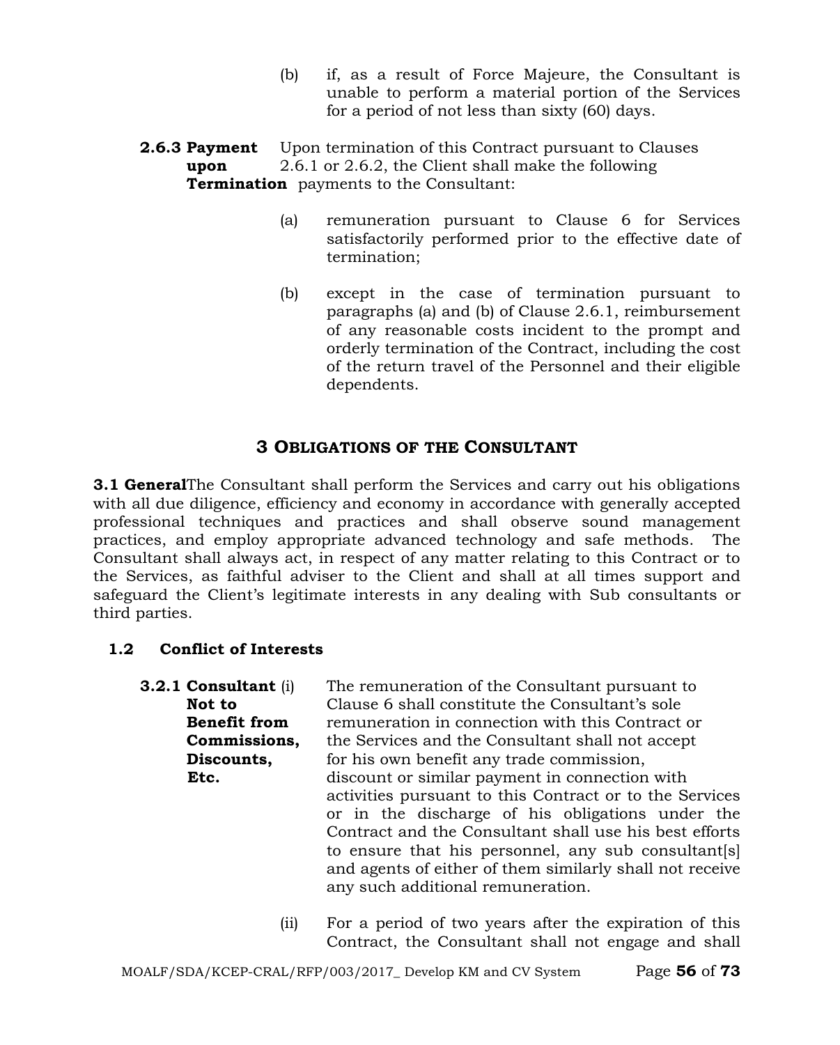(b) if, as a result of Force Majeure, the Consultant is unable to perform a material portion of the Services for a period of not less than sixty (60) days.

**2.6.3 Payment upon Termination** Upon termination of this Contract pursuant to Clauses 2.6.1 or 2.6.2, the Client shall make the following payments to the Consultant:

(a) remuneration pursuant to Clause 6 for Services satisfactorily performed prior to the effective date of termination;

(b) except in the case of termination pursuant to paragraphs (a) and (b) of Clause 2.6.1, reimbursement of any reasonable costs incident to the prompt and orderly termination of the Contract, including the cost of the return travel of the Personnel and their eligible dependents.

## 3 OBLIGATIONS OF THE CONSULTANT

**3.1 General**The Consultant shall perform the Services and carry out his obligations with all due diligence, efficiency and economy in accordance with generally accepted professional techniques and practices and shall observe sound management practices, and employ appropriate advanced technology and safe methods. The Consultant shall always act, in respect of any matter relating to this Contract or to the Services, as faithful adviser to the Client and shall at all times support and safeguard the Client's legitimate interests in any dealing with Sub consultants or third parties.

### 1.2 Conflict of Interests

**3.2.1 Consultant Not to Benefit from Commissions, Discounts, Etc.**

(i) The remuneration of the Consultant pursuant to Clause 6 shall constitute the Consultant's sole remuneration in connection with this Contract or the Services and the Consultant shall not accept for his own benefit any trade commission, discount or similar payment in connection with activities pursuant to this Contract or to the Services or in the discharge of his obligations under the Contract and the Consultant shall use his best efforts to ensure that his personnel, any sub consultant[s] and agents of either of them similarly shall not receive any such additional remuneration.

(ii) For a period of two years after the expiration of this Contract, the Consultant shall not engage and shall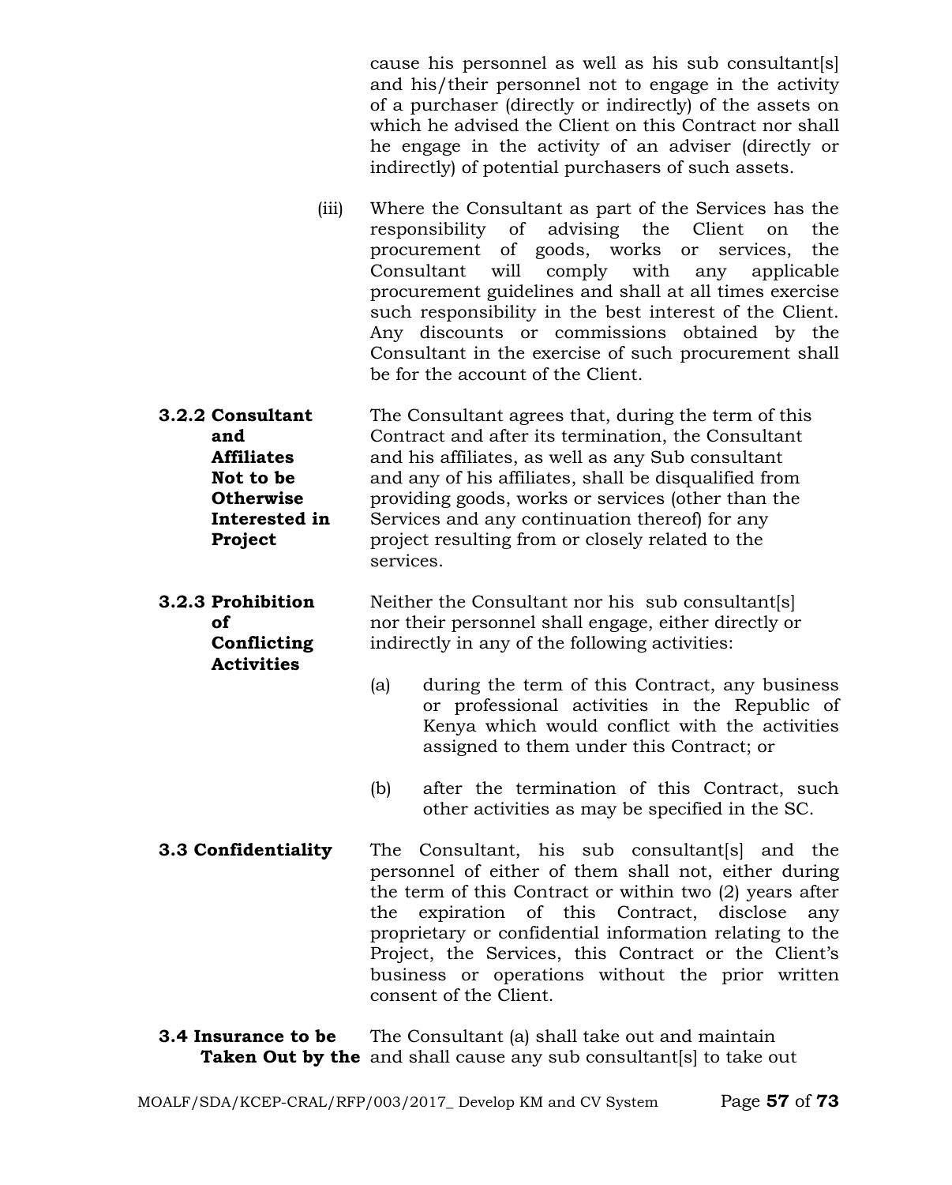cause his personnel as well as his sub consultant[s] and his/their personnel not to engage in the activity of a purchaser (directly or indirectly) of the assets on which he advised the Client on this Contract nor shall he engage in the activity of an adviser (directly or indirectly) of potential purchasers of such assets.

(iii) Where the Consultant as part of the Services has the responsibility of advising the Client on the procurement of goods, works or services, the Consultant will comply with any applicable procurement guidelines and shall at all times exercise such responsibility in the best interest of the Client. Any discounts or commissions obtained by the Consultant in the exercise of such procurement shall be for the account of the Client.

**3.2.2 Consultant and Affiliates Not to be Otherwise Interested in Project**

The Consultant agrees that, during the term of this Contract and after its termination, the Consultant and his affiliates, as well as any Sub consultant and any of his affiliates, shall be disqualified from providing goods, works or services (other than the Services and any continuation thereof) for any project resulting from or closely related to the services.

**3.2.3 Prohibition of Conflicting Activities**

Neither the Consultant nor his sub consultant[s] nor their personnel shall engage, either directly or indirectly in any of the following activities:

(a) during the term of this Contract, any business or professional activities in the Republic of Kenya which would conflict with the activities assigned to them under this Contract; or

(b) after the termination of this Contract, such other activities as may be specified in the SC.

**3.3 Confidentiality**

The Consultant, his sub consultant[s] and the personnel of either of them shall not, either during the term of this Contract or within two (2) years after the expiration of this Contract, disclose any proprietary or confidential information relating to the Project, the Services, this Contract or the Client's business or operations without the prior written consent of the Client.

**3.4 Insurance to be Taken Out by the**

The Consultant (a) shall take out and maintain and shall cause any sub consultant[s] to take out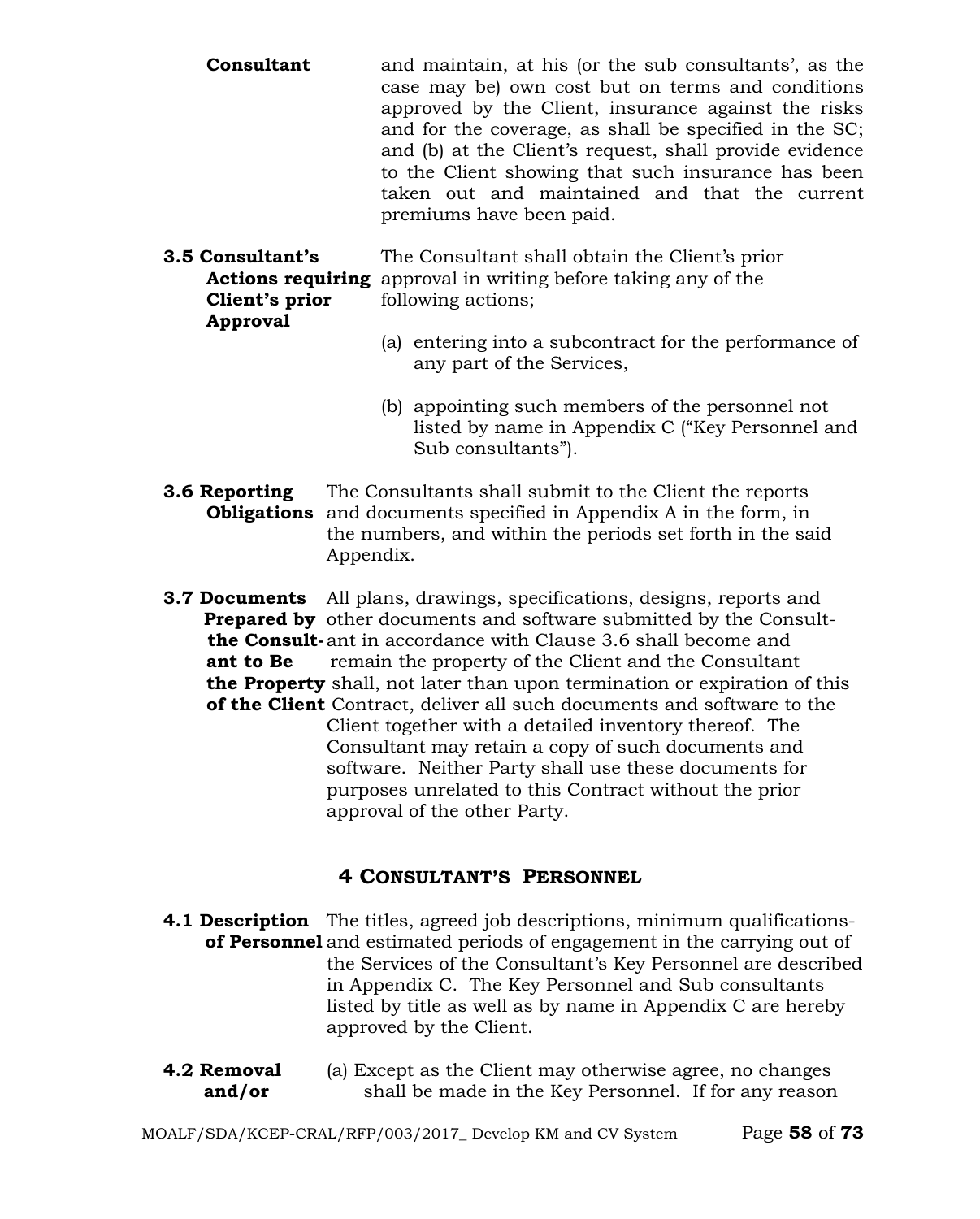**Consultant** and maintain, at his (or the sub consultants', as the case may be) own cost but on terms and conditions approved by the Client, insurance against the risks and for the coverage, as shall be specified in the SC; and (b) at the Client's request, shall provide evidence to the Client showing that such insurance has been taken out and maintained and that the current premiums have been paid.

**3.5 Consultant's Actions requiring Client's prior Approval**

The Consultant shall obtain the Client's prior approval in writing before taking any of the following actions;

(a) entering into a subcontract for the performance of any part of the Services,

(b) appointing such members of the personnel not listed by name in Appendix C ("Key Personnel and Sub consultants").

**3.6 Reporting Obligations**

The Consultants shall submit to the Client the reports and documents specified in Appendix A in the form, in the numbers, and within the periods set forth in the said Appendix.

**3.7 Documents Prepared by the Consultant to Be the Property of the Client**

All plans, drawings, specifications, designs, reports and other documents and software submitted by the Consultant in accordance with Clause 3.6 shall become and remain the property of the Client and the Consultant shall, not later than upon termination or expiration of this Contract, deliver all such documents and software to the Client together with a detailed inventory thereof. The Consultant may retain a copy of such documents and software. Neither Party shall use these documents for purposes unrelated to this Contract without the prior approval of the other Party.

## 4 CONSULTANT'S PERSONNEL

**4.1 Description of Personnel**

The titles, agreed job descriptions, minimum qualifications- and estimated periods of engagement in the carrying out of the Services of the Consultant's Key Personnel are described in Appendix C. The Key Personnel and Sub consultants listed by title as well as by name in Appendix C are hereby approved by the Client.

**4.2 Removal and/or**

(a) Except as the Client may otherwise agree, no changes shall be made in the Key Personnel. If for any reason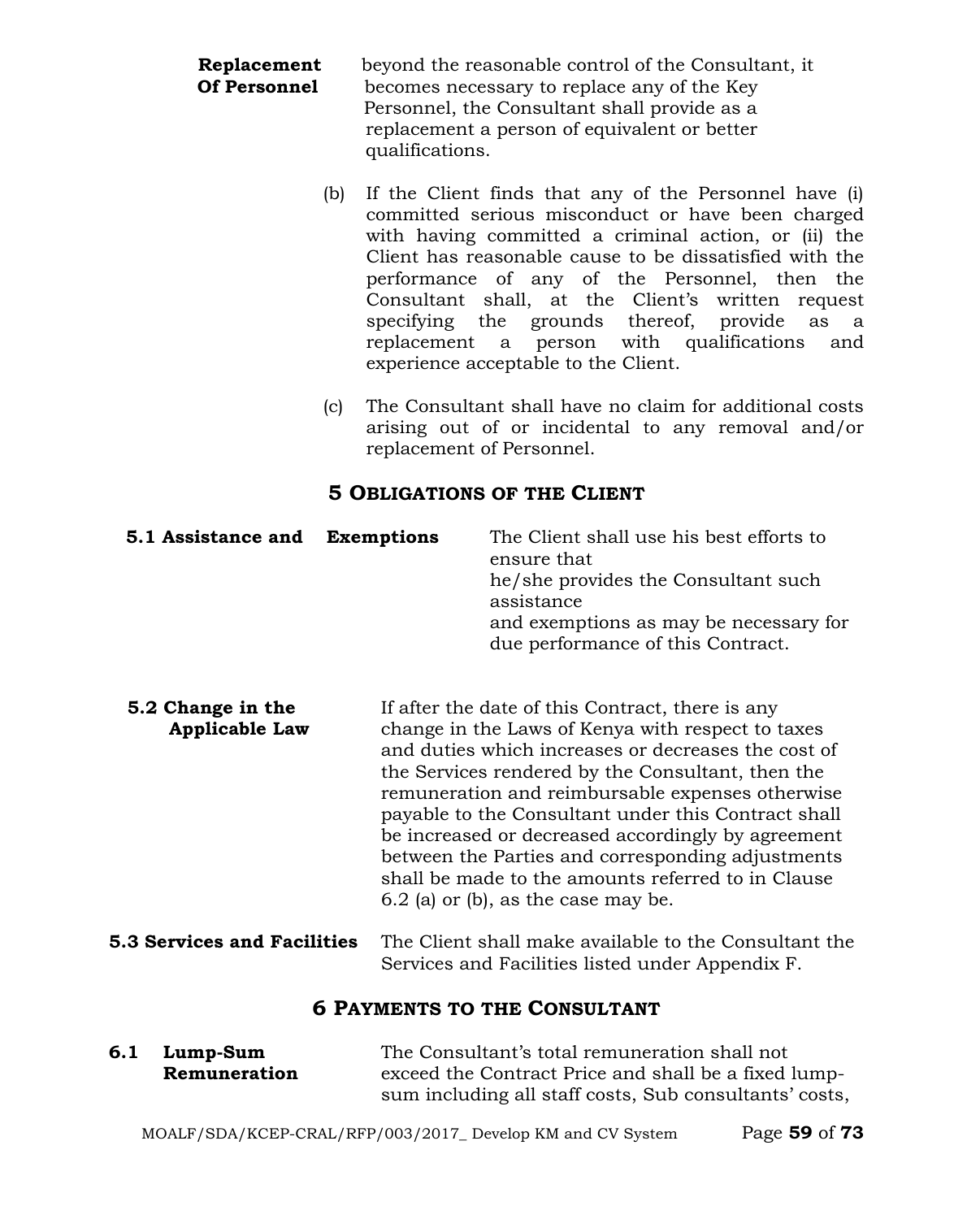**Replacement Of Personnel** beyond the reasonable control of the Consultant, it becomes necessary to replace any of the Key Personnel, the Consultant shall provide as a replacement a person of equivalent or better qualifications.

(b) If the Client finds that any of the Personnel have (i) committed serious misconduct or have been charged with having committed a criminal action, or (ii) the Client has reasonable cause to be dissatisfied with the performance of any of the Personnel, then the Consultant shall, at the Client's written request specifying the grounds thereof, provide as a replacement a person with qualifications and experience acceptable to the Client.

(c) The Consultant shall have no claim for additional costs arising out of or incidental to any removal and/or replacement of Personnel.

## 5 OBLIGATIONS OF THE CLIENT

**5.1 Assistance and Exemptions** The Client shall use his best efforts to ensure that he/she provides the Consultant such assistance and exemptions as may be necessary for due performance of this Contract.

**5.2 Change in the Applicable Law** If after the date of this Contract, there is any change in the Laws of Kenya with respect to taxes and duties which increases or decreases the cost of the Services rendered by the Consultant, then the remuneration and reimbursable expenses otherwise payable to the Consultant under this Contract shall be increased or decreased accordingly by agreement between the Parties and corresponding adjustments shall be made to the amounts referred to in Clause 6.2 (a) or (b), as the case may be.

**5.3 Services and Facilities** The Client shall make available to the Consultant the Services and Facilities listed under Appendix F.

## 6 PAYMENTS TO THE CONSULTANT

**6.1 Lump-Sum Remuneration** The Consultant's total remuneration shall not exceed the Contract Price and shall be a fixed lump-sum including all staff costs, Sub consultants' costs,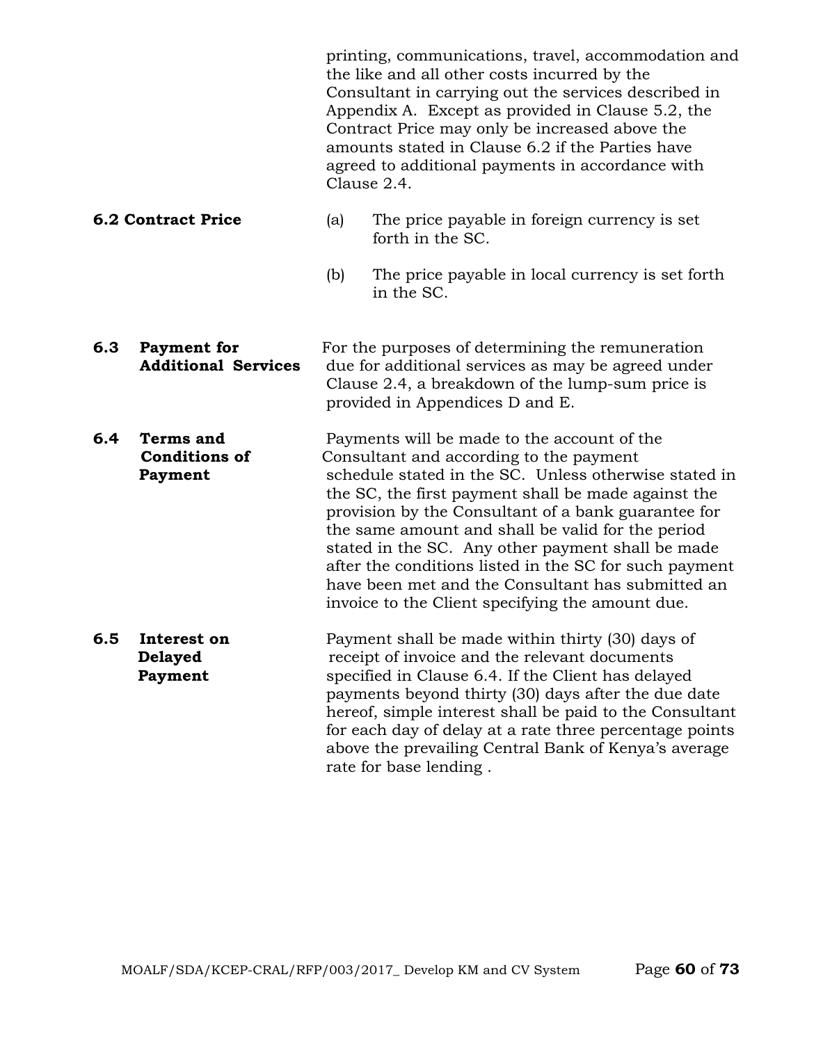printing, communications, travel, accommodation and the like and all other costs incurred by the Consultant in carrying out the services described in Appendix A. Except as provided in Clause 5.2, the Contract Price may only be increased above the amounts stated in Clause 6.2 if the Parties have agreed to additional payments in accordance with Clause 2.4.

**6.2 Contract Price**

(a) The price payable in foreign currency is set forth in the SC.

(b) The price payable in local currency is set forth in the SC.

**6.3 Payment for Additional Services**

For the purposes of determining the remuneration due for additional services as may be agreed under Clause 2.4, a breakdown of the lump-sum price is provided in Appendices D and E.

**6.4 Terms and Conditions of Payment**

Payments will be made to the account of the Consultant and according to the payment schedule stated in the SC. Unless otherwise stated in the SC, the first payment shall be made against the provision by the Consultant of a bank guarantee for the same amount and shall be valid for the period stated in the SC. Any other payment shall be made after the conditions listed in the SC for such payment have been met and the Consultant has submitted an invoice to the Client specifying the amount due.

**6.5 Interest on Delayed Payment**

Payment shall be made within thirty (30) days of receipt of invoice and the relevant documents specified in Clause 6.4. If the Client has delayed payments beyond thirty (30) days after the due date hereof, simple interest shall be paid to the Consultant for each day of delay at a rate three percentage points above the prevailing Central Bank of Kenya's average rate for base lending .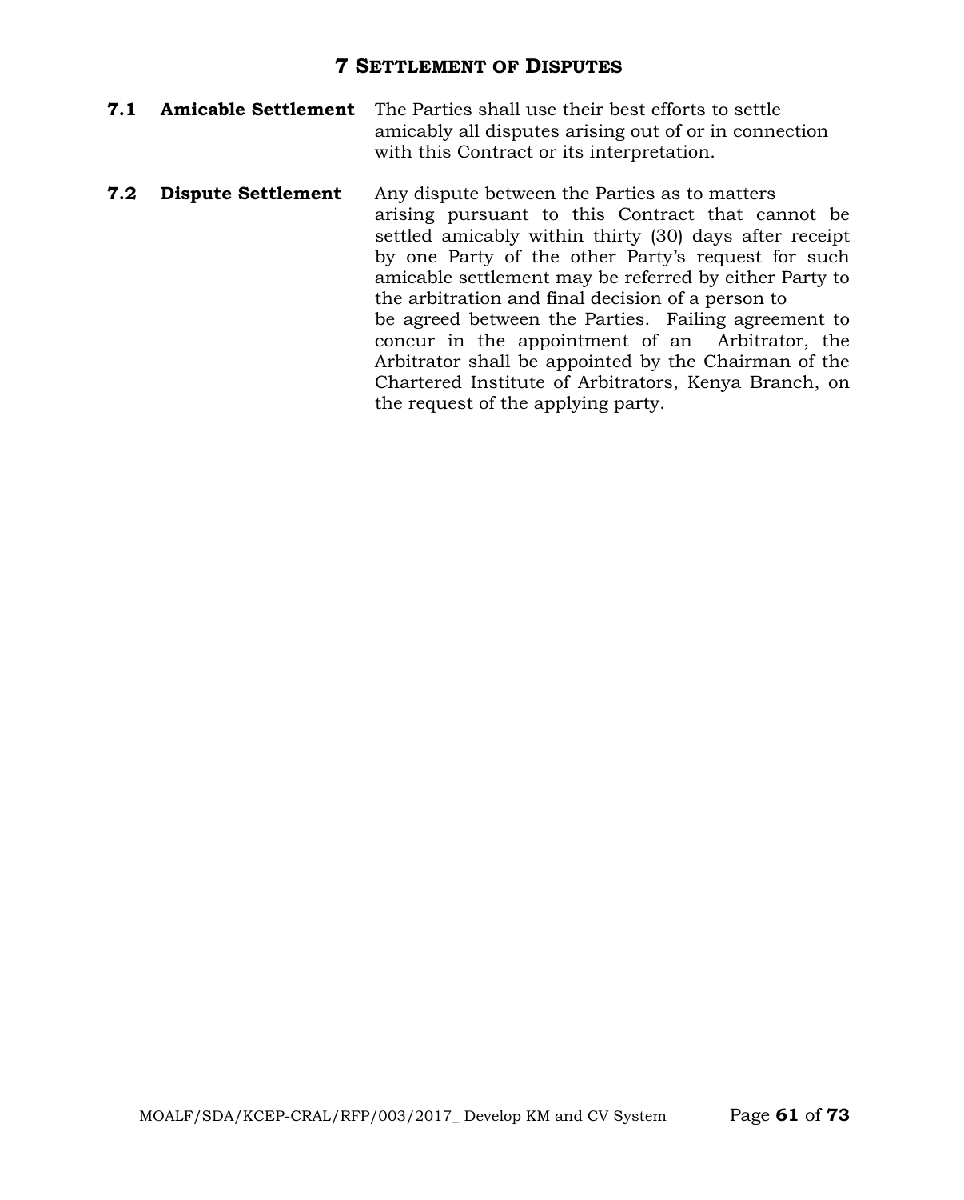## 7 SETTLEMENT OF DISPUTES

**7.1 Amicable Settlement** The Parties shall use their best efforts to settle amicably all disputes arising out of or in connection with this Contract or its interpretation.

**7.2 Dispute Settlement** Any dispute between the Parties as to matters arising pursuant to this Contract that cannot be settled amicably within thirty (30) days after receipt by one Party of the other Party's request for such amicable settlement may be referred by either Party to the arbitration and final decision of a person to be agreed between the Parties. Failing agreement to concur in the appointment of an Arbitrator, the Arbitrator shall be appointed by the Chairman of the Chartered Institute of Arbitrators, Kenya Branch, on the request of the applying party.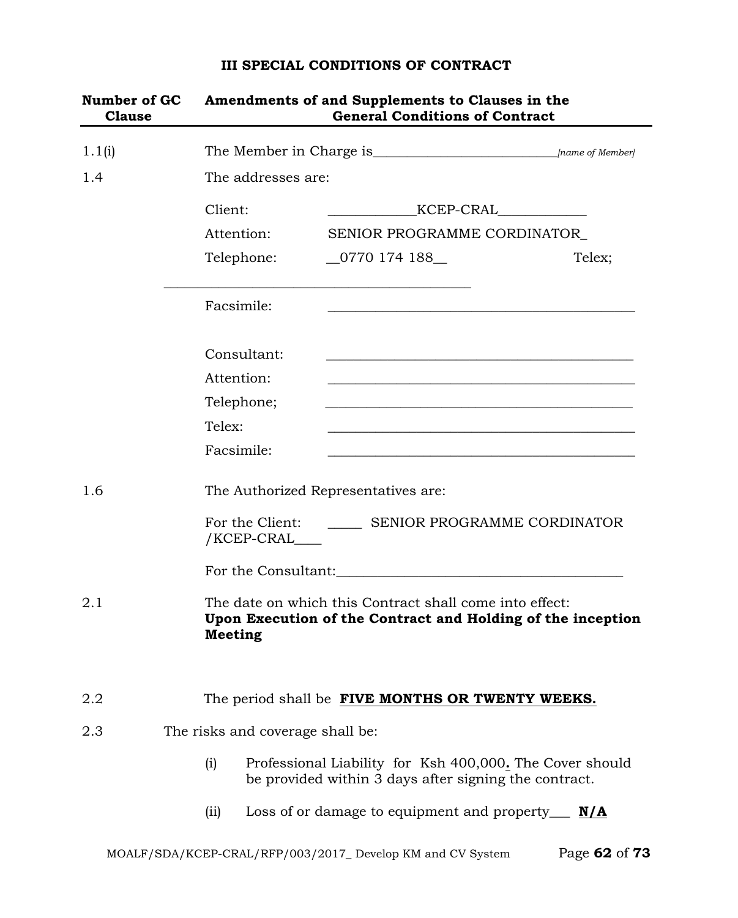# III SPECIAL CONDITIONS OF CONTRACT

| Number of GC Clause | Amendments of and Supplements to Clauses in the General Conditions of Contract |
|---|---|
| 1.1(i) | The Member in Charge is___________________________*[name of Member]* |
| 1.4 | The addresses are:<br><br>Client: ____________KCEP-CRAL____________<br>Attention: SENIOR PROGRAMME CORDINATOR_<br>Telephone: __0770 174 188__ Telex; ___________________________________________<br>Facsimile: ___________________________________________<br><br>Consultant: ___________________________________________<br>Attention: ___________________________________________<br>Telephone; ___________________________________________<br>Telex: ___________________________________________<br>Facsimile: ___________________________________________ |
| 1.6 | The Authorized Representatives are:<br><br>For the Client: _____ SENIOR PROGRAMME CORDINATOR /KCEP-CRAL____<br><br>For the Consultant:_________________________________________ |
| 2.1 | The date on which this Contract shall come into effect: **Upon Execution of the Contract and Holding of the inception Meeting** |
| 2.2 | The period shall be **<u>FIVE MONTHS OR TWENTY WEEKS.</u>** |
| 2.3 | The risks and coverage shall be:<br><br>(i) Professional Liability for Ksh 400,000**.** The Cover should be provided within 3 days after signing the contract.<br><br>(ii) Loss of or damage to equipment and property___ **<u>N/A</u>** |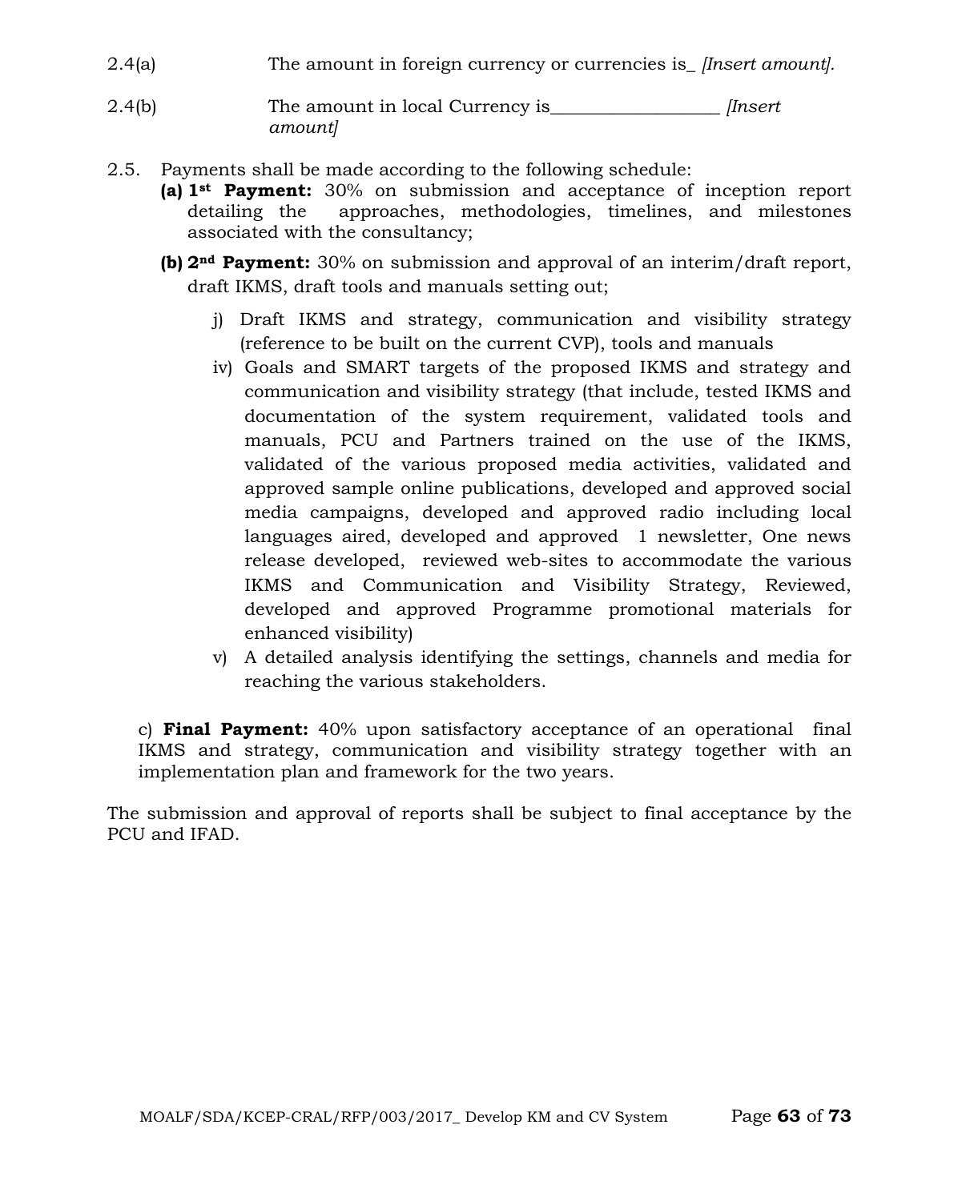2.4(a) The amount in foreign currency or currencies is_ *[Insert amount].*

2.4(b) The amount in local Currency is__________________ *[Insert amount]*

2.5. Payments shall be made according to the following schedule:

**(a) 1st Payment:** 30% on submission and acceptance of inception report detailing the approaches, methodologies, timelines, and milestones associated with the consultancy;

**(b) 2nd Payment:** 30% on submission and approval of an interim/draft report, draft IKMS, draft tools and manuals setting out;

j) Draft IKMS and strategy, communication and visibility strategy (reference to be built on the current CVP), tools and manuals

iv) Goals and SMART targets of the proposed IKMS and strategy and communication and visibility strategy (that include, tested IKMS and documentation of the system requirement, validated tools and manuals, PCU and Partners trained on the use of the IKMS, validated of the various proposed media activities, validated and approved sample online publications, developed and approved social media campaigns, developed and approved radio including local languages aired, developed and approved 1 newsletter, One news release developed, reviewed web-sites to accommodate the various IKMS and Communication and Visibility Strategy, Reviewed, developed and approved Programme promotional materials for enhanced visibility)

v) A detailed analysis identifying the settings, channels and media for reaching the various stakeholders.

c) **Final Payment:** 40% upon satisfactory acceptance of an operational final IKMS and strategy, communication and visibility strategy together with an implementation plan and framework for the two years.

The submission and approval of reports shall be subject to final acceptance by the PCU and IFAD.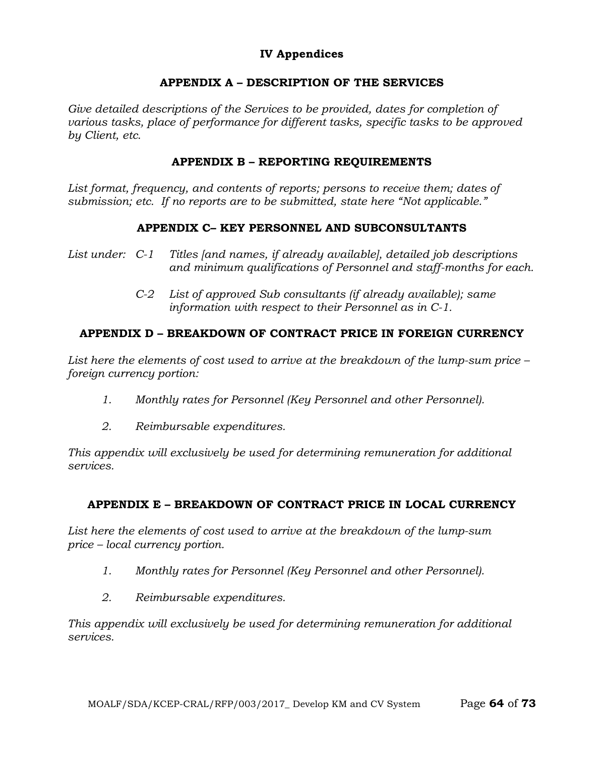# IV Appendices

## APPENDIX A – DESCRIPTION OF THE SERVICES

*Give detailed descriptions of the Services to be provided, dates for completion of various tasks, place of performance for different tasks, specific tasks to be approved by Client, etc.*

## APPENDIX B – REPORTING REQUIREMENTS

*List format, frequency, and contents of reports; persons to receive them; dates of submission; etc. If no reports are to be submitted, state here "Not applicable."*

## APPENDIX C– KEY PERSONNEL AND SUBCONSULTANTS

*List under:* *C-1* *Titles [and names, if already available], detailed job descriptions and minimum qualifications of Personnel and staff-months for each.*

*C-2* *List of approved Sub consultants (if already available); same information with respect to their Personnel as in C-1.*

## APPENDIX D – BREAKDOWN OF CONTRACT PRICE IN FOREIGN CURRENCY

*List here the elements of cost used to arrive at the breakdown of the lump-sum price – foreign currency portion:*

1. *Monthly rates for Personnel (Key Personnel and other Personnel).*
2. *Reimbursable expenditures.*

*This appendix will exclusively be used for determining remuneration for additional services.*

## APPENDIX E – BREAKDOWN OF CONTRACT PRICE IN LOCAL CURRENCY

*List here the elements of cost used to arrive at the breakdown of the lump-sum price – local currency portion.*

1. *Monthly rates for Personnel (Key Personnel and other Personnel).*
2. *Reimbursable expenditures.*

*This appendix will exclusively be used for determining remuneration for additional services.*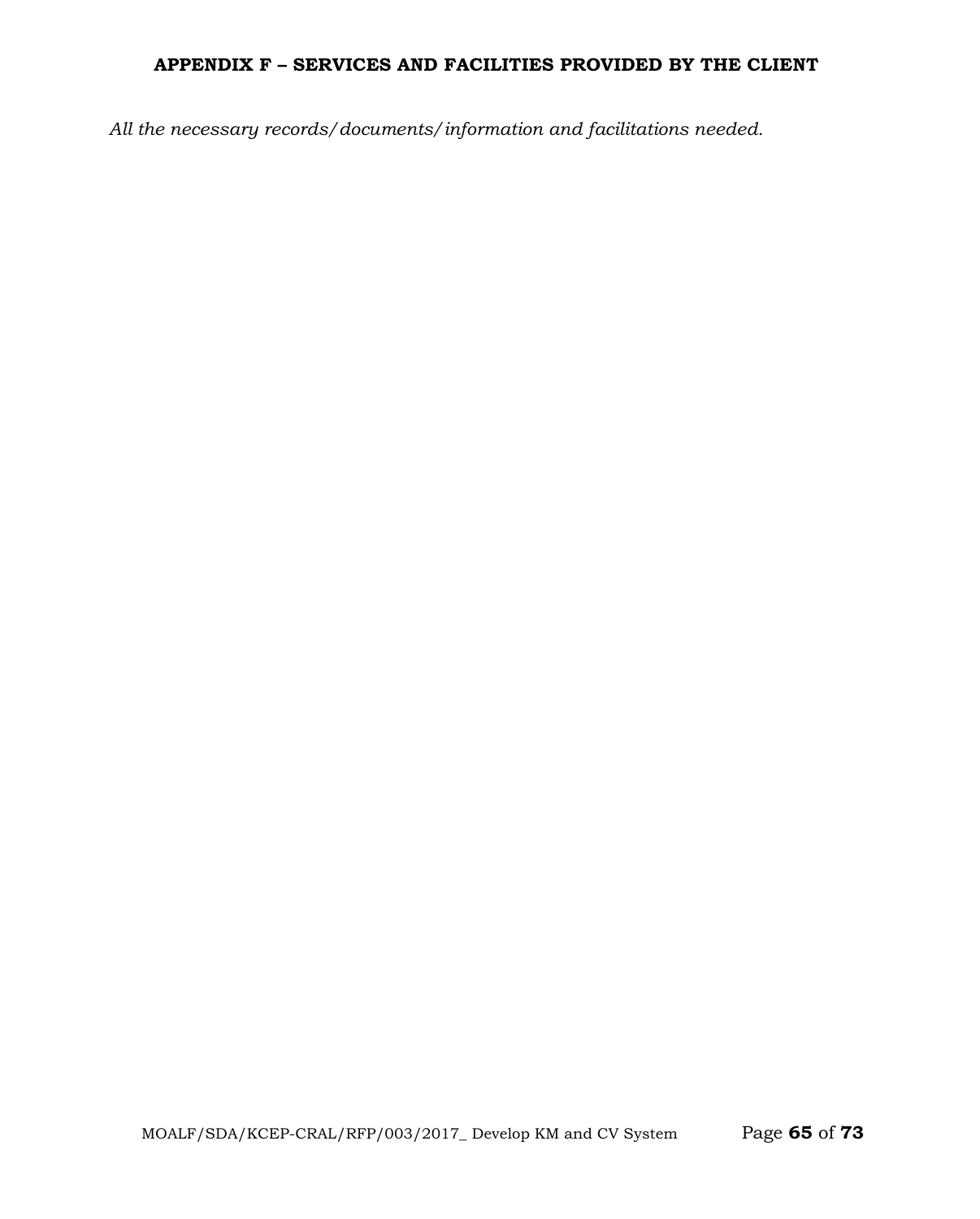## APPENDIX F – SERVICES AND FACILITIES PROVIDED BY THE CLIENT

*All the necessary records/documents/information and facilitations needed.*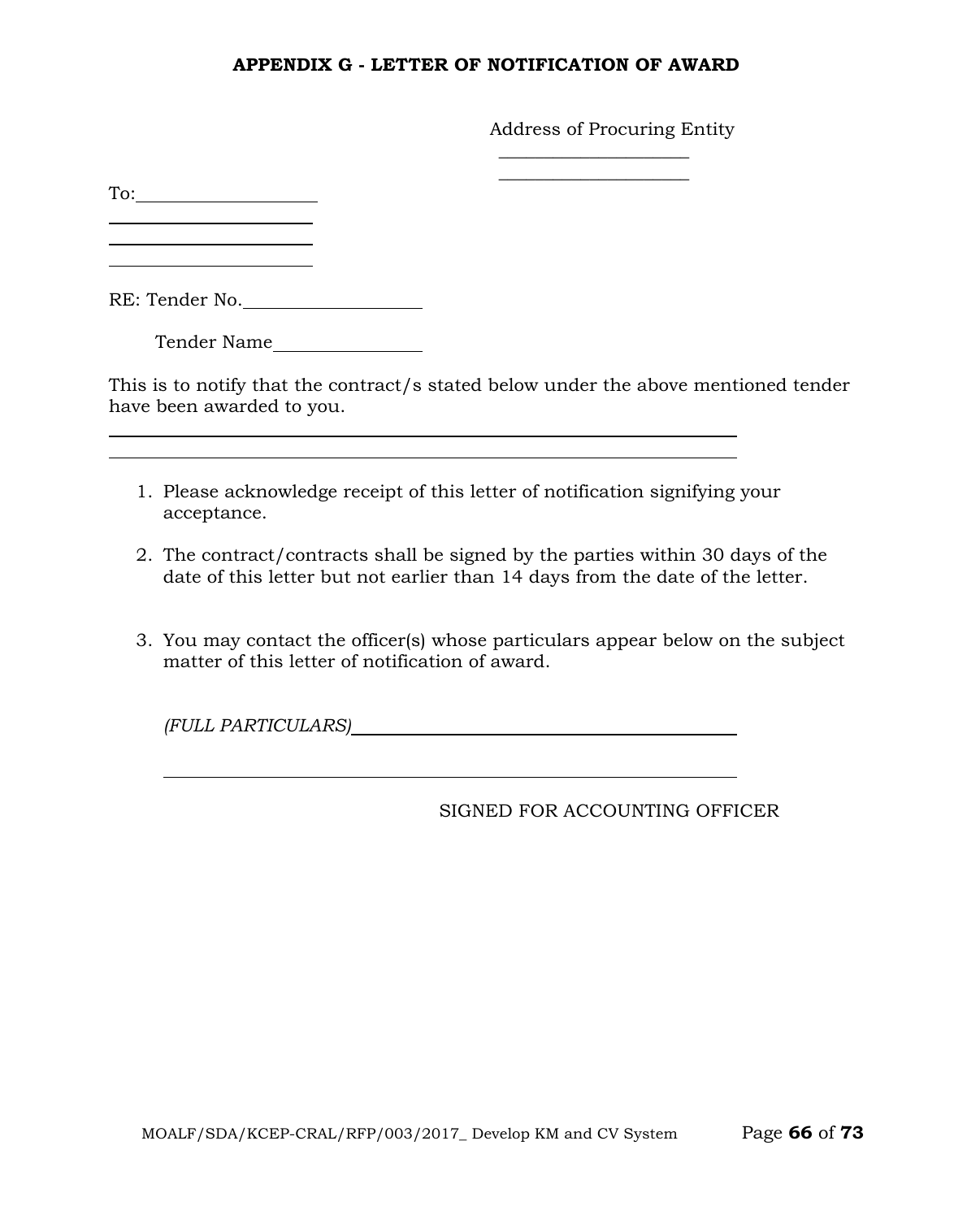## APPENDIX G - LETTER OF NOTIFICATION OF AWARD

Address of Procuring Entity

\_\_\_\_\_\_\_\_\_\_\_\_\_\_\_\_\_\_\_\_

\_\_\_\_\_\_\_\_\_\_\_\_\_\_\_\_\_\_\_\_

To:\_\_\_\_\_\_\_\_\_\_\_\_\_\_\_\_\_\_\_\_

\_\_\_\_\_\_\_\_\_\_\_\_\_\_\_\_\_\_\_\_

\_\_\_\_\_\_\_\_\_\_\_\_\_\_\_\_\_\_\_\_

\_\_\_\_\_\_\_\_\_\_\_\_\_\_\_\_\_\_\_\_

RE: Tender No.\_\_\_\_\_\_\_\_\_\_\_\_\_\_\_\_\_\_\_\_

Tender Name\_\_\_\_\_\_\_\_\_\_\_\_\_\_\_\_\_\_\_\_

This is to notify that the contract/s stated below under the above mentioned tender have been awarded to you.

\_\_\_\_\_\_\_\_\_\_\_\_\_\_\_\_\_\_\_\_\_\_\_\_\_\_\_\_\_\_\_\_\_\_\_\_\_\_\_\_\_\_\_\_\_\_\_\_\_\_\_\_\_\_\_\_\_\_\_\_

\_\_\_\_\_\_\_\_\_\_\_\_\_\_\_\_\_\_\_\_\_\_\_\_\_\_\_\_\_\_\_\_\_\_\_\_\_\_\_\_\_\_\_\_\_\_\_\_\_\_\_\_\_\_\_\_\_\_\_\_

1. Please acknowledge receipt of this letter of notification signifying your acceptance.

2. The contract/contracts shall be signed by the parties within 30 days of the date of this letter but not earlier than 14 days from the date of the letter.

3. You may contact the officer(s) whose particulars appear below on the subject matter of this letter of notification of award.

   *(FULL PARTICULARS)*\_\_\_\_\_\_\_\_\_\_\_\_\_\_\_\_\_\_\_\_\_\_\_\_\_\_\_\_\_\_\_\_\_\_\_\_\_\_\_\_

   \_\_\_\_\_\_\_\_\_\_\_\_\_\_\_\_\_\_\_\_\_\_\_\_\_\_\_\_\_\_\_\_\_\_\_\_\_\_\_\_\_\_\_\_\_\_\_\_\_\_\_\_\_\_\_\_

SIGNED FOR ACCOUNTING OFFICER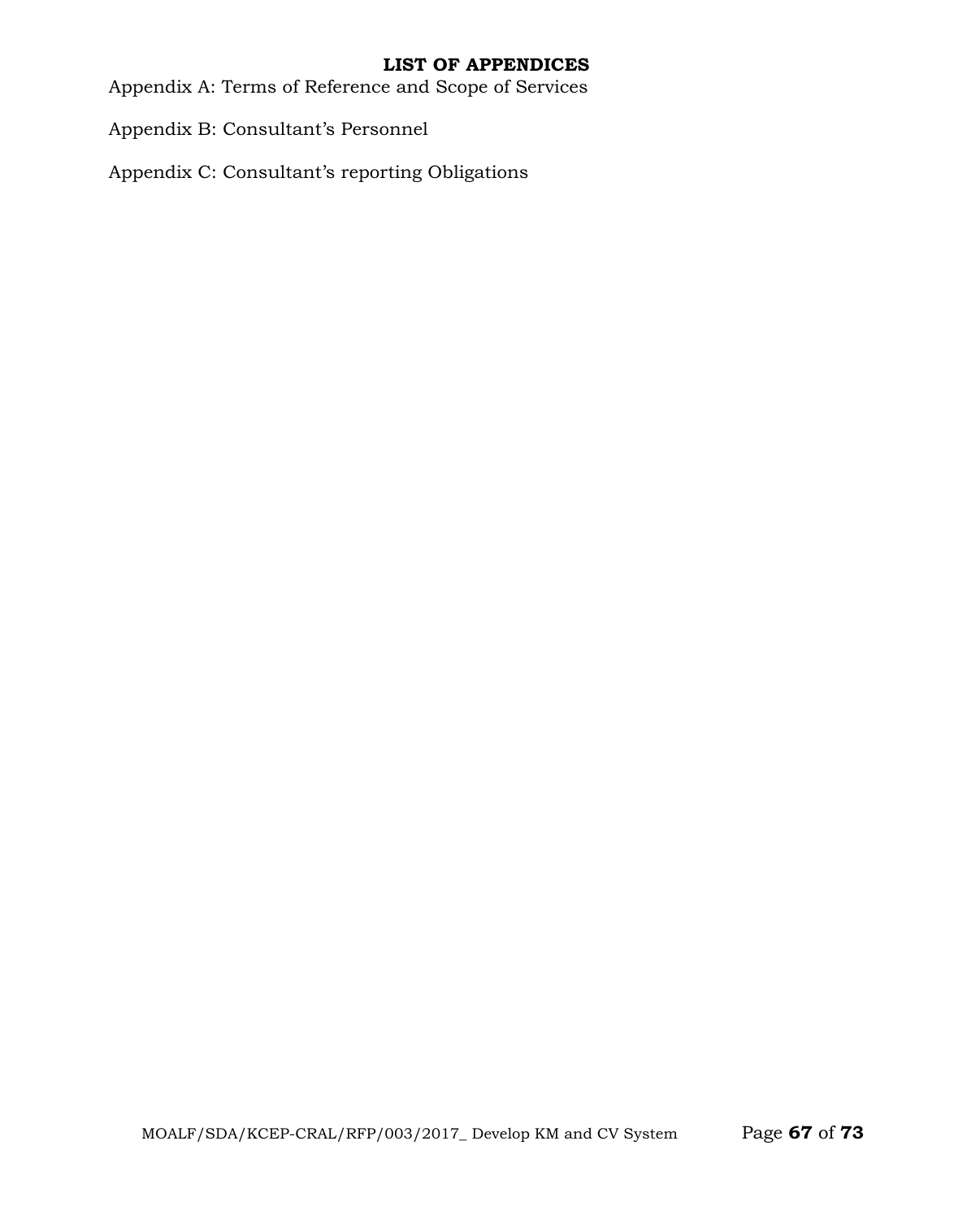## LIST OF APPENDICES

Appendix A: Terms of Reference and Scope of Services

Appendix B: Consultant's Personnel

Appendix C: Consultant's reporting Obligations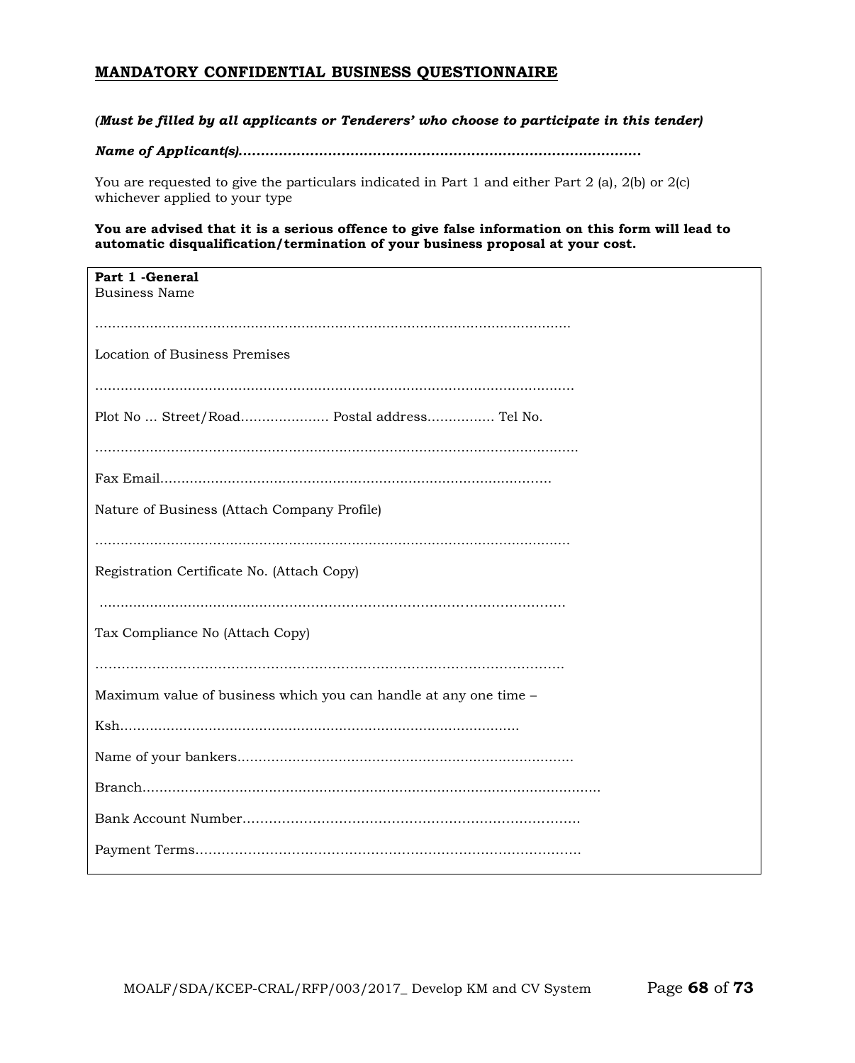## MANDATORY CONFIDENTIAL BUSINESS QUESTIONNAIRE

***(Must be filled by all applicants or Tenderers' who choose to participate in this tender)***

***Name of Applicant(s)..........................................................................................***

You are requested to give the particulars indicated in Part 1 and either Part 2 (a), 2(b) or 2(c) whichever applied to your type

**You are advised that it is a serious offence to give false information on this form will lead to automatic disqualification/termination of your business proposal at your cost.**

**Part 1 -General**

Business Name

..................................................................................................................

Location of Business Premises

..................................................................................................................

Plot No ... Street/Road..................... Postal address................ Tel No.

..................................................................................................................

Fax Email...........................................................................................

Nature of Business (Attach Company Profile)

..................................................................................................................

Registration Certificate No. (Attach Copy)

..................................................................................................................

Tax Compliance No (Attach Copy)

..................................................................................................................

Maximum value of business which you can handle at any one time –

Ksh...........................................................................................

Name of your bankers................................................................................

Branch..........................................................................................................

Bank Account Number.............................................................................

Payment Terms........................................................................................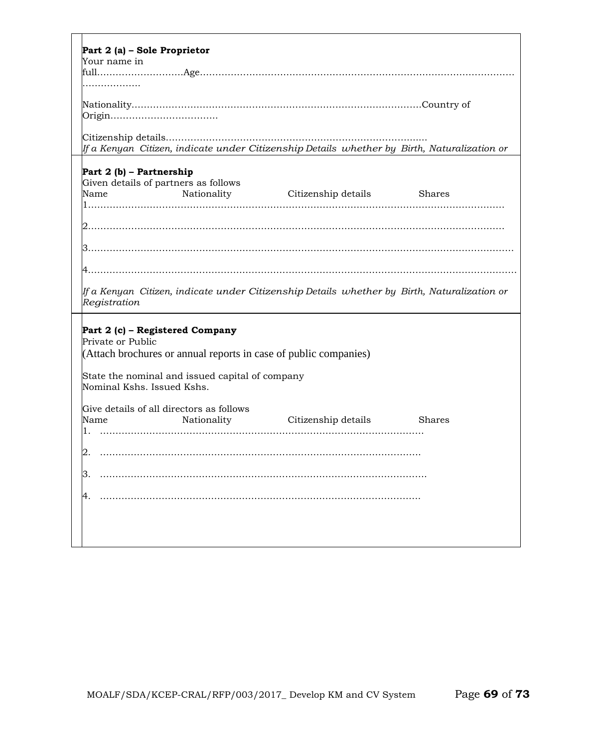**Part 2 (a) – Sole Proprietor**

Your name in full……………………….Age…………………………………………………………………………………………………………

Nationality……………………………………………………………………………….Country of Origin…………………………….

Citizenship details………………………………………………………………………….

*If a Kenyan Citizen, indicate under Citizenship Details whether by Birth, Naturalization or*

**Part 2 (b) – Partnership**

Given details of partners as follows

| Name | Nationality | Citizenship details | Shares |
|---|---|---|---|
| 1……………… | | | |
| 2……………… | | | |
| 3……………… | | | |
| 4……………… | | | |

*If a Kenyan Citizen, indicate under Citizenship Details whether by Birth, Naturalization or Registration*

**Part 2 (c) – Registered Company**

Private or Public

(Attach brochures or annual reports in case of public companies)

State the nominal and issued capital of company

Nominal Kshs. Issued Kshs.

Give details of all directors as follows

| Name | Nationality | Citizenship details | Shares |
|---|---|---|---|
| 1. ……………… | | | |
| 2. ……………… | | | |
| 3. ……………… | | | |
| 4. ……………… | | | |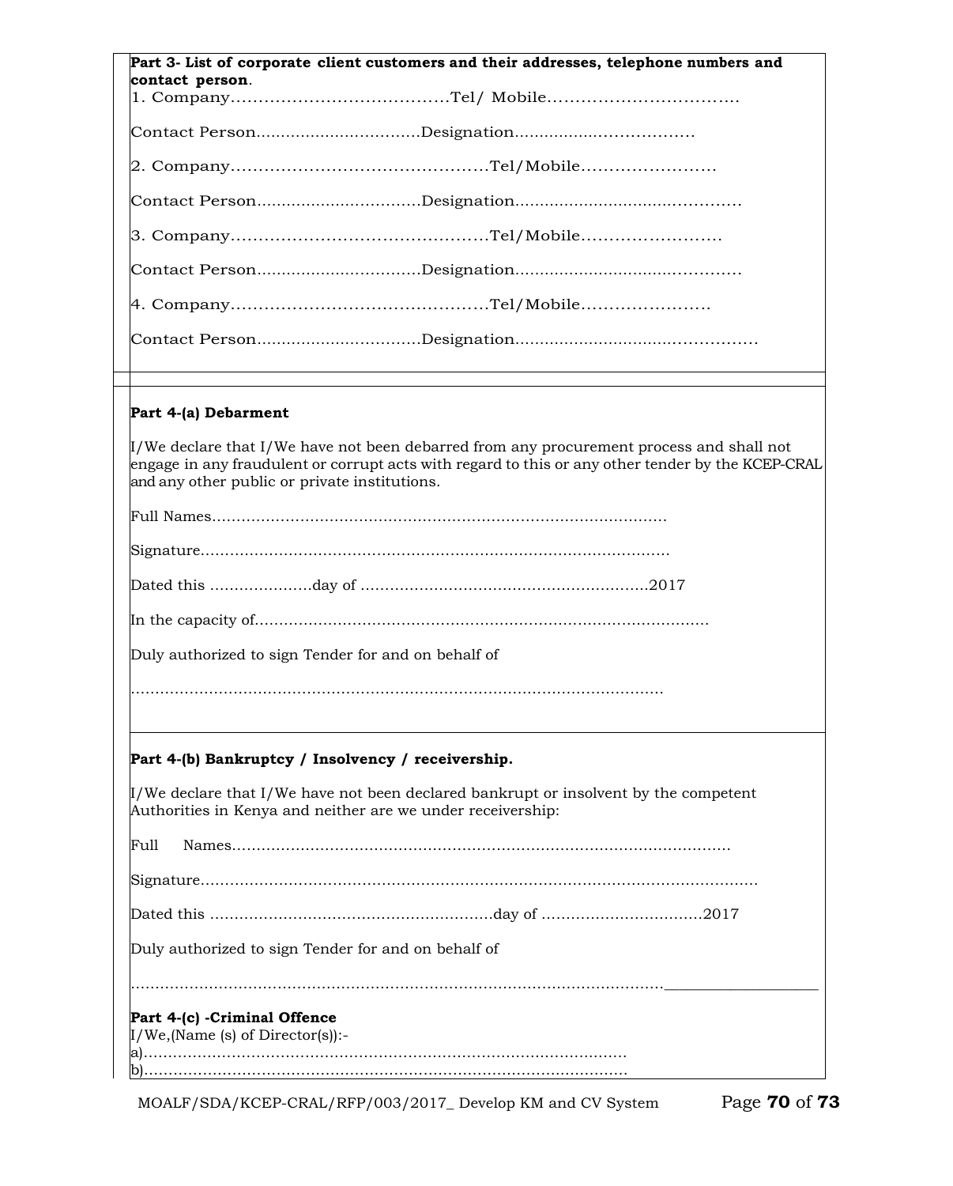**Part 3- List of corporate client customers and their addresses, telephone numbers and contact person**.

1. Company…………………………………Tel/ Mobile…………………………….

Contact Person................................Designation.................................

2. Company…………………………………………Tel/Mobile……………………

Contact Person................................Designation...........................................

3. Company…………………………………………Tel/Mobile…………………….

Contact Person................................Designation...........................................

4. Company…………………………………………Tel/Mobile…………………..

Contact Person................................Designation..............................................

**Part 4-(a) Debarment**

I/We declare that I/We have not been debarred from any procurement process and shall not engage in any fraudulent or corrupt acts with regard to this or any other tender by the KCEP-CRAL and any other public or private institutions.

Full Names…………………………………………………………………………………

Signature……………………………………………………………………………………

Dated this …………………day of ………………………………………………….2017

In the capacity of…………………………………………………………………………………

Duly authorized to sign Tender for and on behalf of

…………………………………………………………………………………………………

**Part 4-(b) Bankruptcy / Insolvency / receivership.**

I/We declare that I/We have not been declared bankrupt or insolvent by the competent Authorities in Kenya and neither are we under receivership:

Full Names…………………………………………………………………………………………

Signature………………………………………………………………………………………………

Dated this …………………………………………………day of ……………………………2017

Duly authorized to sign Tender for and on behalf of

…………………………………………………………………………………………………

**Part 4-(c) -Criminal Offence**

I/We,(Name (s) of Director(s)):-

a)………………………………………………………………………………………

b)………………………………………………………………………………………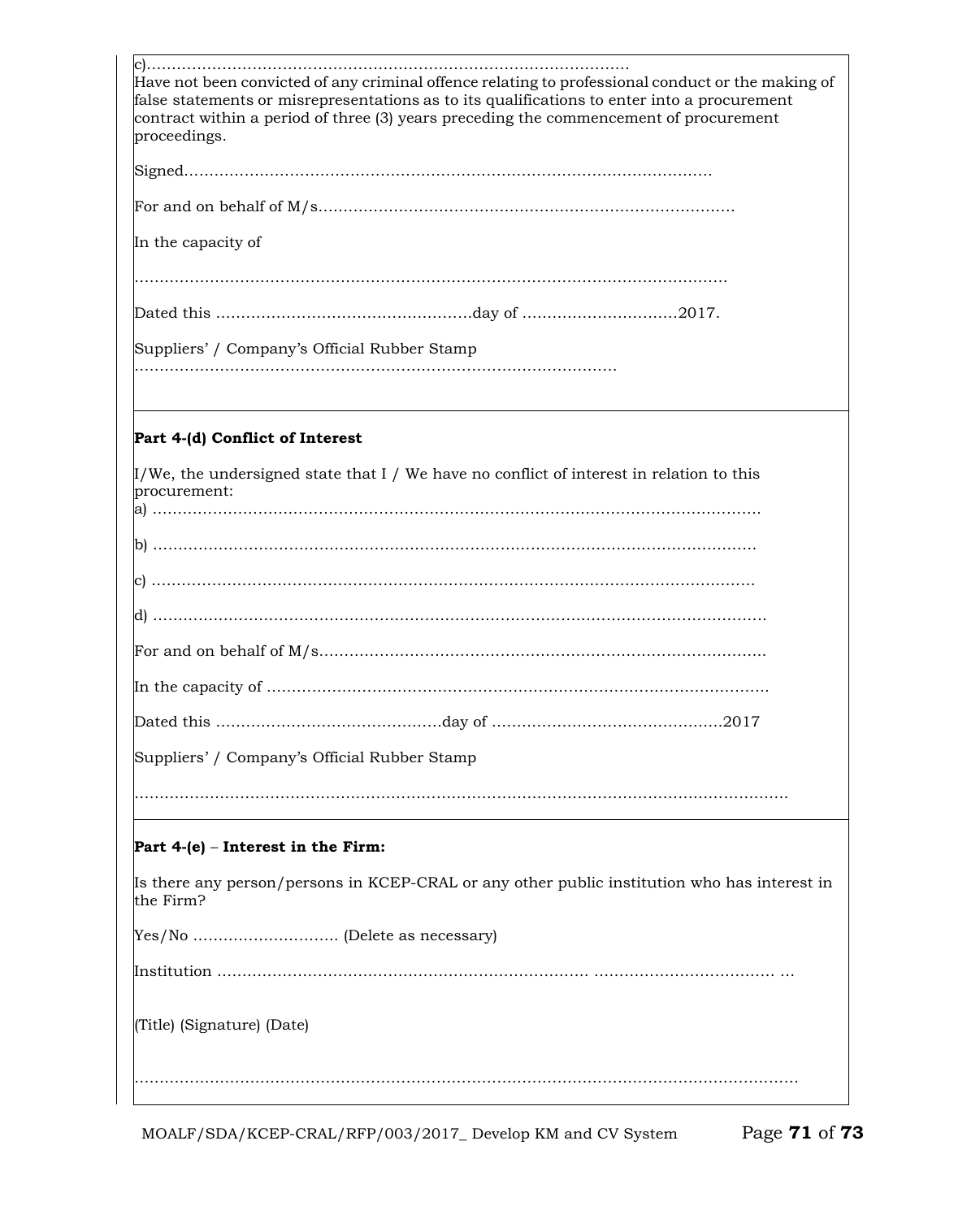c)……………………………………………………………………………………

Have not been convicted of any criminal offence relating to professional conduct or the making of false statements or misrepresentations as to its qualifications to enter into a procurement contract within a period of three (3) years preceding the commencement of procurement proceedings.

Signed………………………………………………………………………………………

For and on behalf of M/s…………………………………………………………………………

In the capacity of

…………………………………………………………………………………………………………

Dated this ……………………………………………day of …………………………2017.

Suppliers' / Company's Official Rubber Stamp

……………………………………………………………………………………

**Part 4-(d) Conflict of Interest**

I/We, the undersigned state that I / We have no conflict of interest in relation to this procurement:

a) ……………………………………………………………………………………………………

b) ……………………………………………………………………………………………………

c) ……………………………………………………………………………………………………

d) ……………………………………………………………………………………………………

For and on behalf of M/s………………………………………………………………………………

In the capacity of …………………………………………………………………………………………

Dated this ………………………………………day of ………………………………………2017

Suppliers' / Company's Official Rubber Stamp

……………………………………………………………………………………………………………………

**Part 4-(e) – Interest in the Firm:**

Is there any person/persons in KCEP-CRAL or any other public institution who has interest in the Firm?

Yes/No ………………………. (Delete as necessary)

Institution ……………………………………………………………… ……………………………… …

(Title) (Signature) (Date)

……………………………………………………………………………………………………………………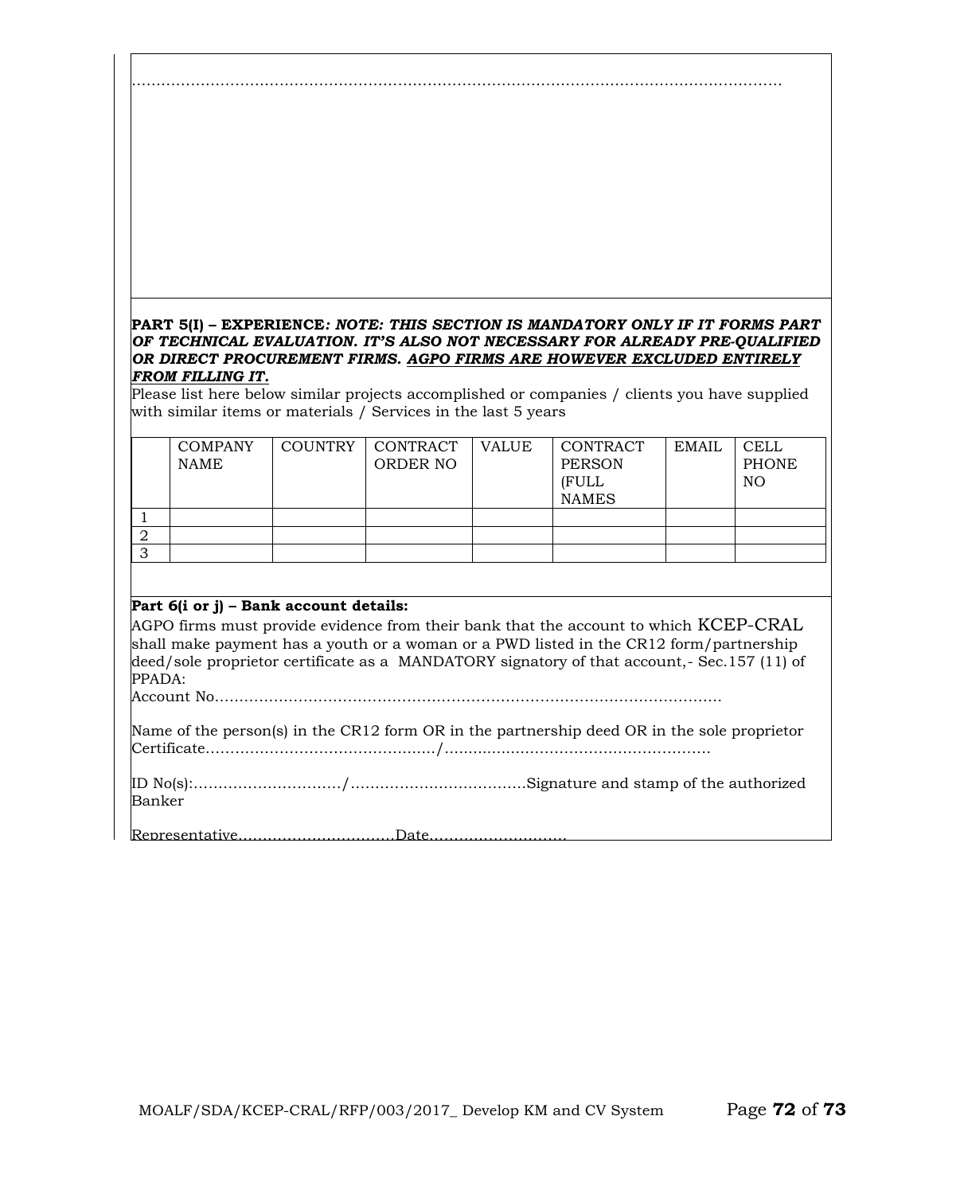……………………………………………………………………………………………………………………

**PART 5(I) – EXPERIENCE*: NOTE: THIS SECTION IS MANDATORY ONLY IF IT FORMS PART OF TECHNICAL EVALUATION. IT'S ALSO NOT NECESSARY FOR ALREADY PRE-QUALIFIED OR DIRECT PROCUREMENT FIRMS. <u>AGPO FIRMS ARE HOWEVER EXCLUDED ENTIRELY FROM FILLING IT</u>.***

Please list here below similar projects accomplished or companies / clients you have supplied with similar items or materials / Services in the last 5 years

| | COMPANY NAME | COUNTRY | CONTRACT ORDER NO | VALUE | CONTRACT PERSON (FULL NAMES | EMAIL | CELL PHONE NO |
|---|---|---|---|---|---|---|---|
| 1 | | | | | | | |
| 2 | | | | | | | |
| 3 | | | | | | | |

**Part 6(i or j) – Bank account details:**

AGPO firms must provide evidence from their bank that the account to which KCEP-CRAL shall make payment has a youth or a woman or a PWD listed in the CR12 form/partnership deed/sole proprietor certificate as a MANDATORY signatory of that account,- Sec.157 (11) of PPADA:

Account No……………………………………………………………………………………………

Name of the person(s) in the CR12 form OR in the partnership deed OR in the sole proprietor Certificate………………………………………/……………………………………………….

ID No(s):…………………………/………………………………Signature and stamp of the authorized Banker

Representative……………………………Date………………………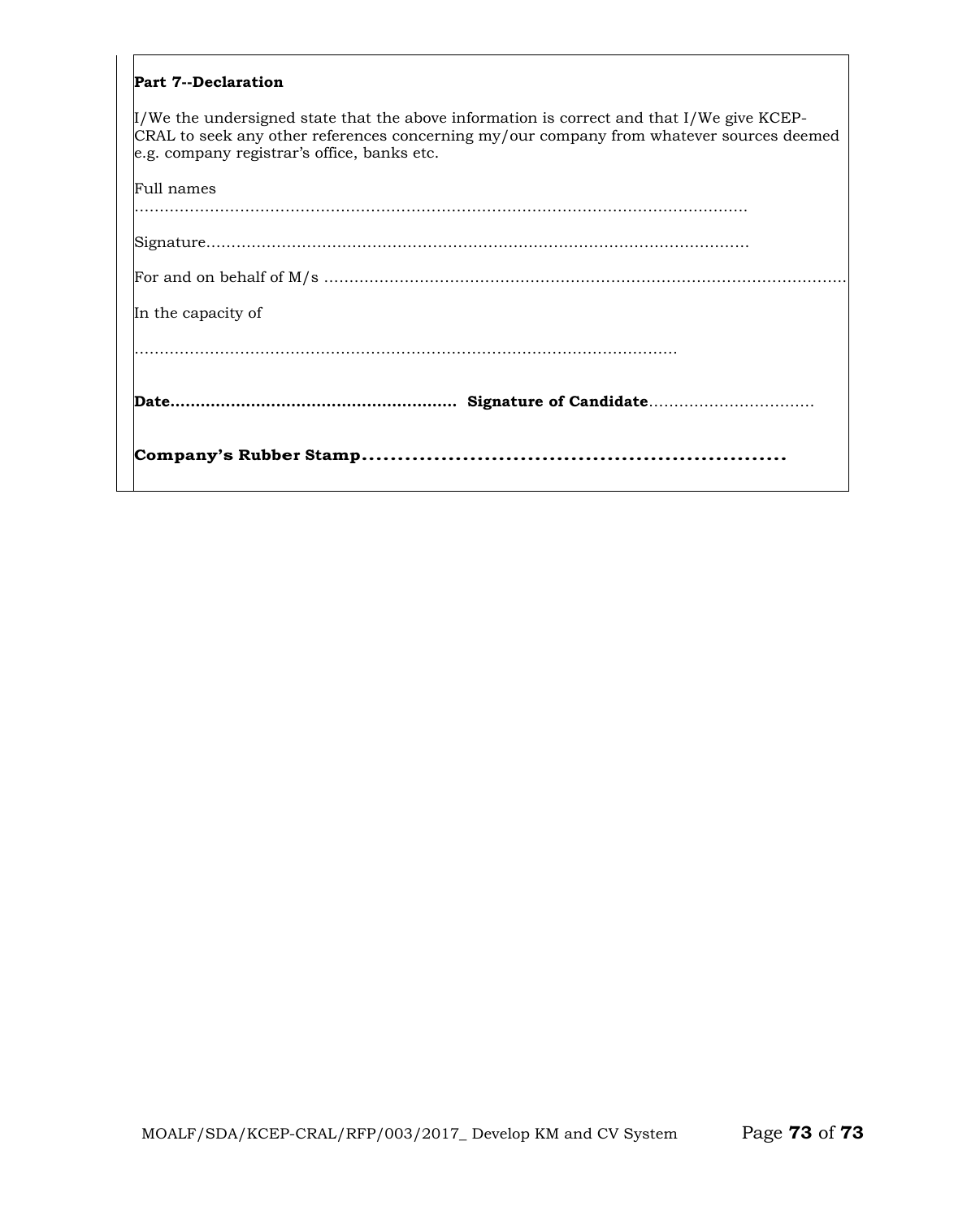**Part 7--Declaration**

I/We the undersigned state that the above information is correct and that I/We give KCEP-CRAL to seek any other references concerning my/our company from whatever sources deemed e.g. company registrar's office, banks etc.

Full names

.............................................................................................................................

Signature.......................................................................................................

For and on behalf of M/s ..........................................................................................................

In the capacity of

..........................................................................................................

**Date........................................................ Signature of Candidate**.................................

**Company's Rubber Stamp..............................................................**